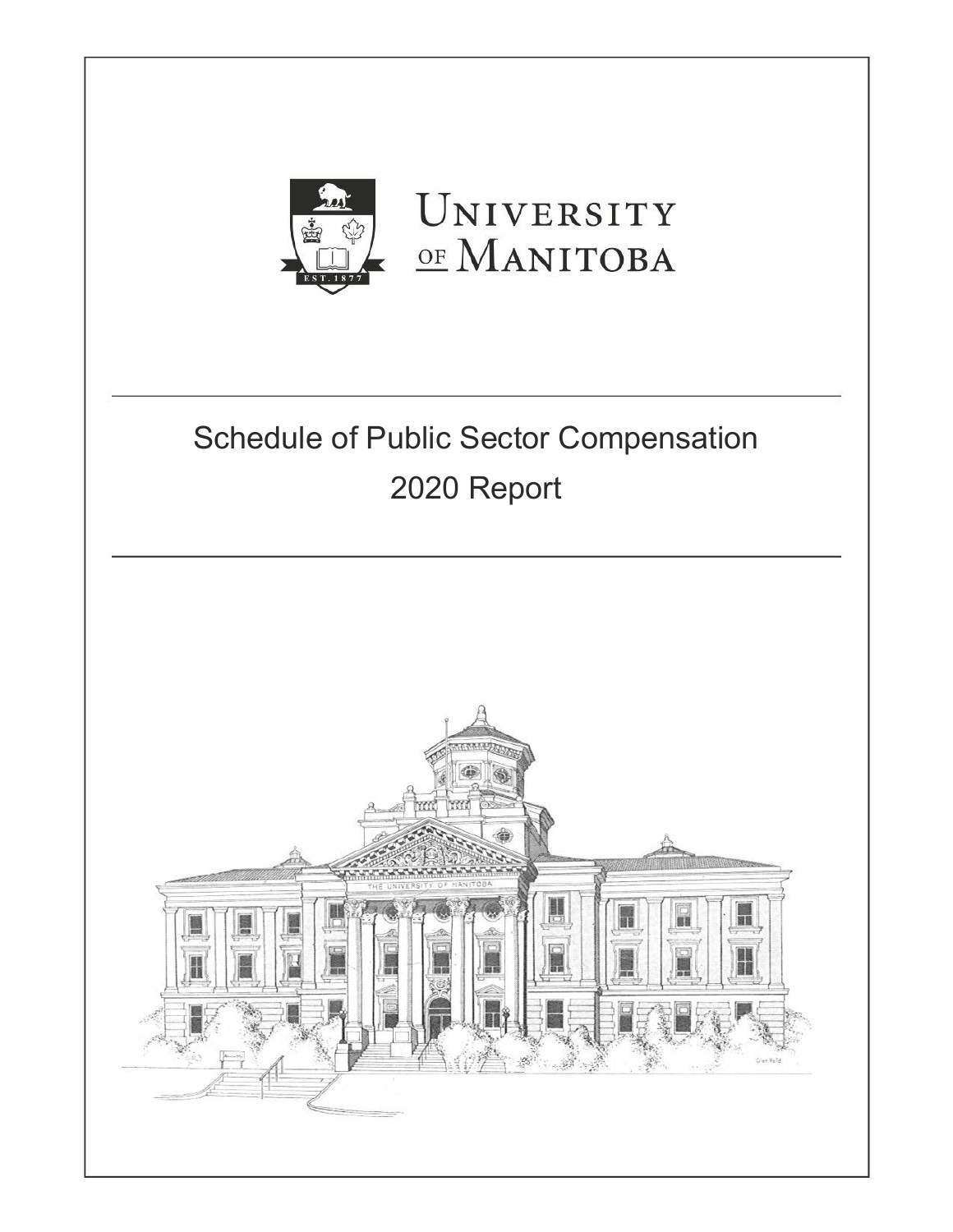UNIVERSITY OF MANITOBA

# Schedule of Public Sector Compensation

## 2020 Report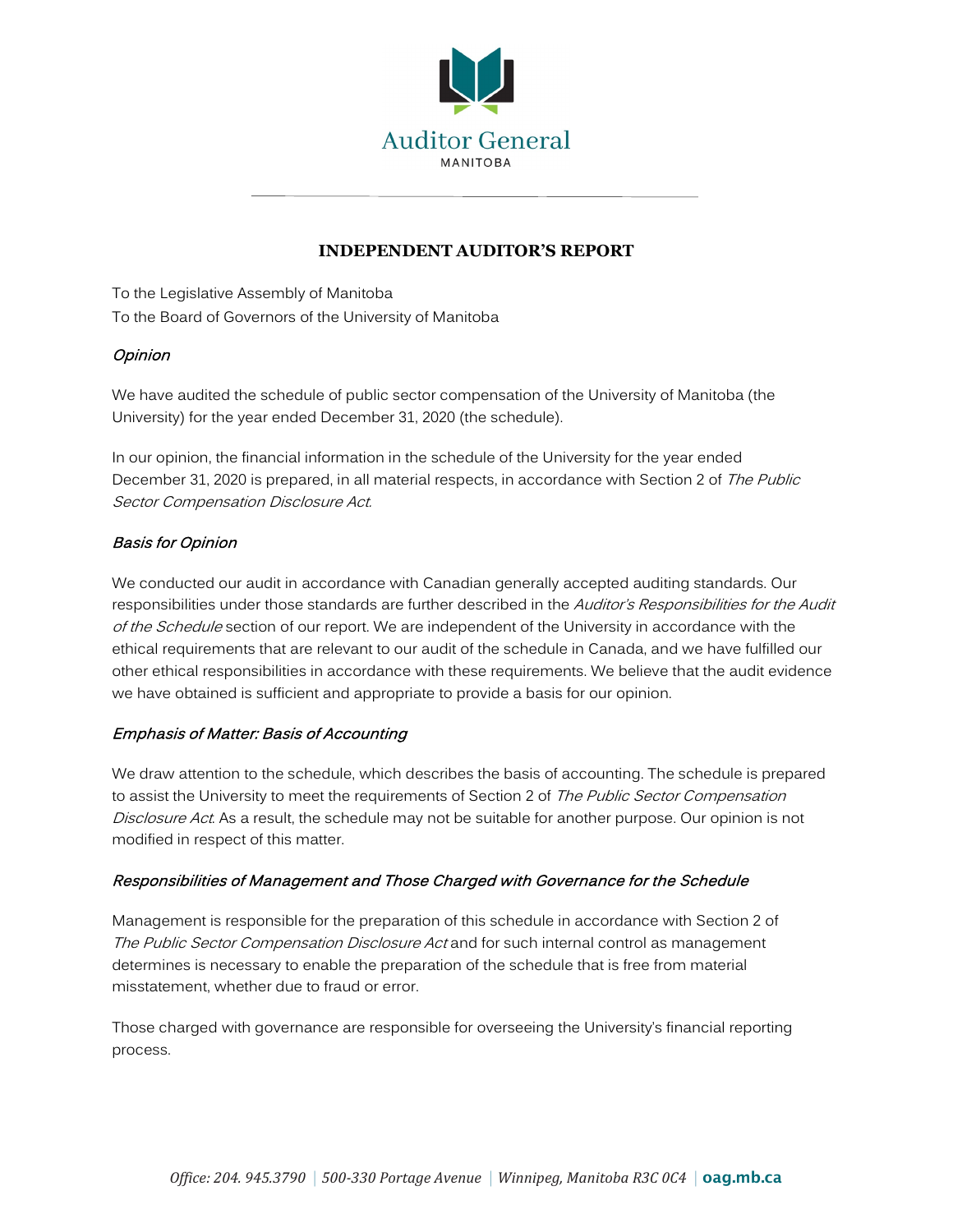Auditor General
MANITOBA

# INDEPENDENT AUDITOR'S REPORT

To the Legislative Assembly of Manitoba
To the Board of Governors of the University of Manitoba

### *Opinion*

We have audited the schedule of public sector compensation of the University of Manitoba (the University) for the year ended December 31, 2020 (the schedule).

In our opinion, the financial information in the schedule of the University for the year ended December 31, 2020 is prepared, in all material respects, in accordance with Section 2 of *The Public Sector Compensation Disclosure Act*.

### *Basis for Opinion*

We conducted our audit in accordance with Canadian generally accepted auditing standards. Our responsibilities under those standards are further described in the *Auditor's Responsibilities for the Audit of the Schedule* section of our report. We are independent of the University in accordance with the ethical requirements that are relevant to our audit of the schedule in Canada, and we have fulfilled our other ethical responsibilities in accordance with these requirements. We believe that the audit evidence we have obtained is sufficient and appropriate to provide a basis for our opinion.

### *Emphasis of Matter: Basis of Accounting*

We draw attention to the schedule, which describes the basis of accounting. The schedule is prepared to assist the University to meet the requirements of Section 2 of *The Public Sector Compensation Disclosure Act*. As a result, the schedule may not be suitable for another purpose. Our opinion is not modified in respect of this matter.

### *Responsibilities of Management and Those Charged with Governance for the Schedule*

Management is responsible for the preparation of this schedule in accordance with Section 2 of *The Public Sector Compensation Disclosure Act* and for such internal control as management determines is necessary to enable the preparation of the schedule that is free from material misstatement, whether due to fraud or error.

Those charged with governance are responsible for overseeing the University's financial reporting process.

*Office: 204. 945.3790 | 500-330 Portage Avenue | Winnipeg, Manitoba R3C 0C4 |* **oag.mb.ca**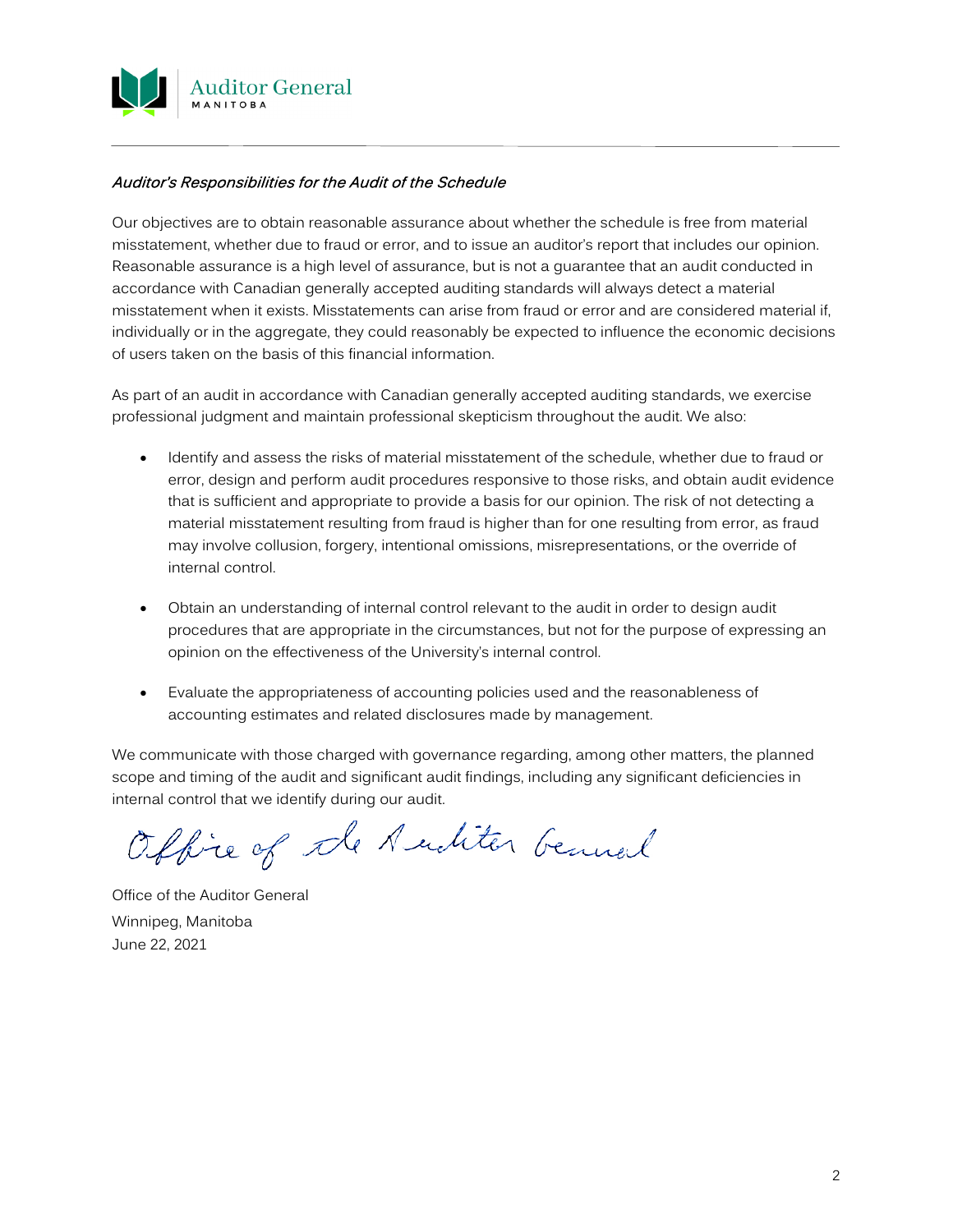*Auditor's Responsibilities for the Audit of the Schedule*

Our objectives are to obtain reasonable assurance about whether the schedule is free from material misstatement, whether due to fraud or error, and to issue an auditor's report that includes our opinion. Reasonable assurance is a high level of assurance, but is not a guarantee that an audit conducted in accordance with Canadian generally accepted auditing standards will always detect a material misstatement when it exists. Misstatements can arise from fraud or error and are considered material if, individually or in the aggregate, they could reasonably be expected to influence the economic decisions of users taken on the basis of this financial information.

As part of an audit in accordance with Canadian generally accepted auditing standards, we exercise professional judgment and maintain professional skepticism throughout the audit. We also:

- Identify and assess the risks of material misstatement of the schedule, whether due to fraud or error, design and perform audit procedures responsive to those risks, and obtain audit evidence that is sufficient and appropriate to provide a basis for our opinion. The risk of not detecting a material misstatement resulting from fraud is higher than for one resulting from error, as fraud may involve collusion, forgery, intentional omissions, misrepresentations, or the override of internal control.

- Obtain an understanding of internal control relevant to the audit in order to design audit procedures that are appropriate in the circumstances, but not for the purpose of expressing an opinion on the effectiveness of the University's internal control.

- Evaluate the appropriateness of accounting policies used and the reasonableness of accounting estimates and related disclosures made by management.

We communicate with those charged with governance regarding, among other matters, the planned scope and timing of the audit and significant audit findings, including any significant deficiencies in internal control that we identify during our audit.

Office of the Auditor General

Office of the Auditor General
Winnipeg, Manitoba
June 22, 2021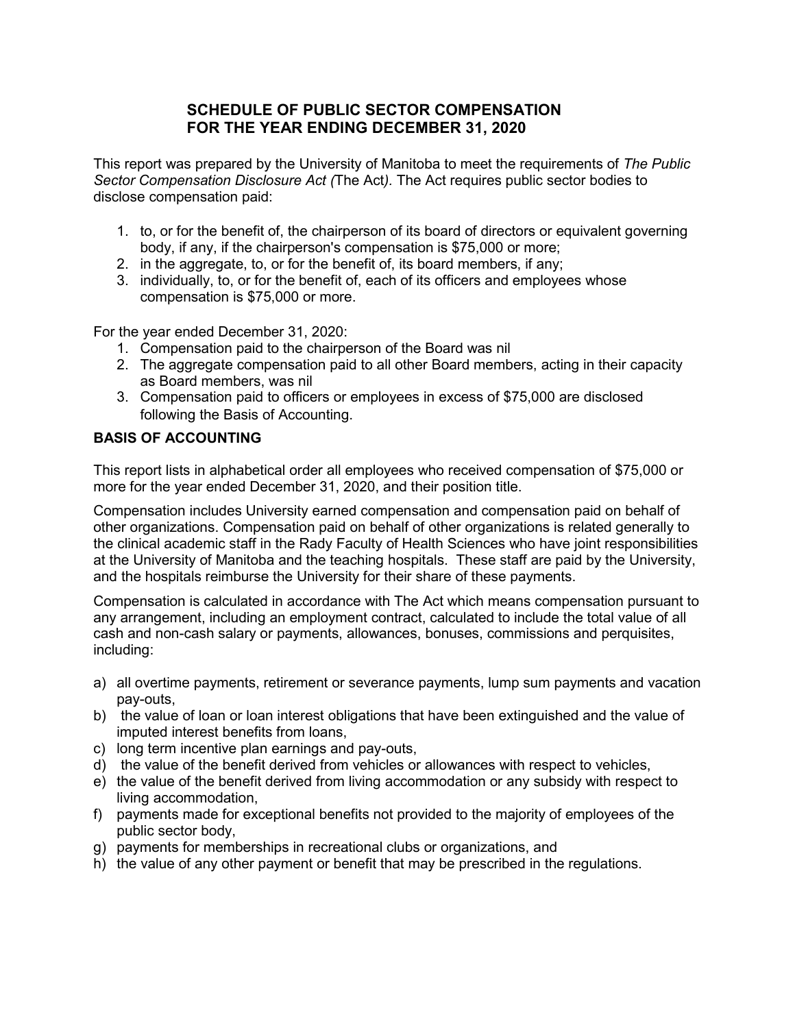## SCHEDULE OF PUBLIC SECTOR COMPENSATION FOR THE YEAR ENDING DECEMBER 31, 2020

This report was prepared by the University of Manitoba to meet the requirements of *The Public Sector Compensation Disclosure Act (*The Act*).* The Act requires public sector bodies to disclose compensation paid:

1. to, or for the benefit of, the chairperson of its board of directors or equivalent governing body, if any, if the chairperson's compensation is $75,000 or more;
2. in the aggregate, to, or for the benefit of, its board members, if any;
3. individually, to, or for the benefit of, each of its officers and employees whose compensation is $75,000 or more.

For the year ended December 31, 2020:

1. Compensation paid to the chairperson of the Board was nil
2. The aggregate compensation paid to all other Board members, acting in their capacity as Board members, was nil
3. Compensation paid to officers or employees in excess of $75,000 are disclosed following the Basis of Accounting.

### BASIS OF ACCOUNTING

This report lists in alphabetical order all employees who received compensation of $75,000 or more for the year ended December 31, 2020, and their position title.

Compensation includes University earned compensation and compensation paid on behalf of other organizations. Compensation paid on behalf of other organizations is related generally to the clinical academic staff in the Rady Faculty of Health Sciences who have joint responsibilities at the University of Manitoba and the teaching hospitals. These staff are paid by the University, and the hospitals reimburse the University for their share of these payments.

Compensation is calculated in accordance with The Act which means compensation pursuant to any arrangement, including an employment contract, calculated to include the total value of all cash and non-cash salary or payments, allowances, bonuses, commissions and perquisites, including:

a) all overtime payments, retirement or severance payments, lump sum payments and vacation pay-outs,
b) the value of loan or loan interest obligations that have been extinguished and the value of imputed interest benefits from loans,
c) long term incentive plan earnings and pay-outs,
d) the value of the benefit derived from vehicles or allowances with respect to vehicles,
e) the value of the benefit derived from living accommodation or any subsidy with respect to living accommodation,
f) payments made for exceptional benefits not provided to the majority of employees of the public sector body,
g) payments for memberships in recreational clubs or organizations, and
h) the value of any other payment or benefit that may be prescribed in the regulations.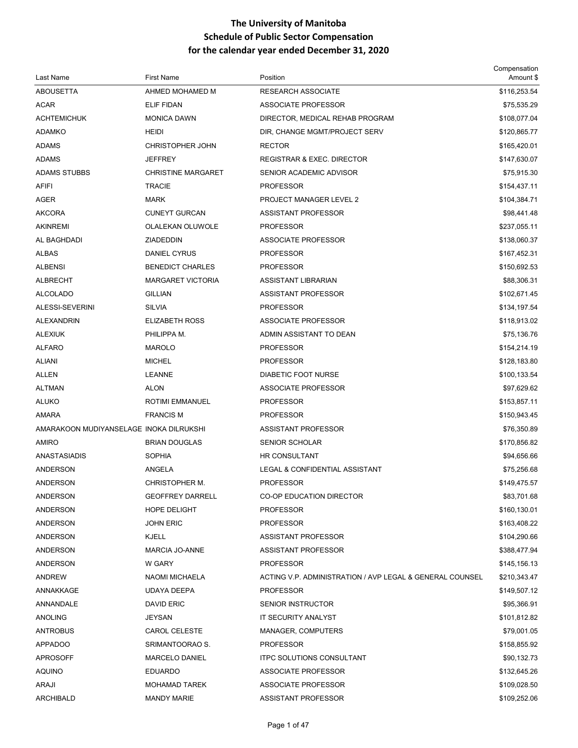# The University of Manitoba
## Schedule of Public Sector Compensation
## for the calendar year ended December 31, 2020

| Last Name | First Name | Position | Compensation Amount $ |
|---|---|---|---|
| ABOUSETTA | AHMED MOHAMED M | RESEARCH ASSOCIATE | $116,253.54 |
| ACAR | ELIF FIDAN | ASSOCIATE PROFESSOR | $75,535.29 |
| ACHTEMICHUK | MONICA DAWN | DIRECTOR, MEDICAL REHAB PROGRAM | $108,077.04 |
| ADAMKO | HEIDI | DIR, CHANGE MGMT/PROJECT SERV | $120,865.77 |
| ADAMS | CHRISTOPHER JOHN | RECTOR | $165,420.01 |
| ADAMS | JEFFREY | REGISTRAR & EXEC. DIRECTOR | $147,630.07 |
| ADAMS STUBBS | CHRISTINE MARGARET | SENIOR ACADEMIC ADVISOR | $75,915.30 |
| AFIFI | TRACIE | PROFESSOR | $154,437.11 |
| AGER | MARK | PROJECT MANAGER LEVEL 2 | $104,384.71 |
| AKCORA | CUNEYT GURCAN | ASSISTANT PROFESSOR | $98,441.48 |
| AKINREMI | OLALEKAN OLUWOLE | PROFESSOR | $237,055.11 |
| AL BAGHDADI | ZIADEDDIN | ASSOCIATE PROFESSOR | $138,060.37 |
| ALBAS | DANIEL CYRUS | PROFESSOR | $167,452.31 |
| ALBENSI | BENEDICT CHARLES | PROFESSOR | $150,692.53 |
| ALBRECHT | MARGARET VICTORIA | ASSISTANT LIBRARIAN | $88,306.31 |
| ALCOLADO | GILLIAN | ASSISTANT PROFESSOR | $102,671.45 |
| ALESSI-SEVERINI | SILVIA | PROFESSOR | $134,197.54 |
| ALEXANDRIN | ELIZABETH ROSS | ASSOCIATE PROFESSOR | $118,913.02 |
| ALEXIUK | PHILIPPA M. | ADMIN ASSISTANT TO DEAN | $75,136.76 |
| ALFARO | MAROLO | PROFESSOR | $154,214.19 |
| ALIANI | MICHEL | PROFESSOR | $128,183.80 |
| ALLEN | LEANNE | DIABETIC FOOT NURSE | $100,133.54 |
| ALTMAN | ALON | ASSOCIATE PROFESSOR | $97,629.62 |
| ALUKO | ROTIMI EMMANUEL | PROFESSOR | $153,857.11 |
| AMARA | FRANCIS M | PROFESSOR | $150,943.45 |
| AMARAKOON MUDIYANSELAGE | INOKA DILRUKSHI | ASSISTANT PROFESSOR | $76,350.89 |
| AMIRO | BRIAN DOUGLAS | SENIOR SCHOLAR | $170,856.82 |
| ANASTASIADIS | SOPHIA | HR CONSULTANT | $94,656.66 |
| ANDERSON | ANGELA | LEGAL & CONFIDENTIAL ASSISTANT | $75,256.68 |
| ANDERSON | CHRISTOPHER M. | PROFESSOR | $149,475.57 |
| ANDERSON | GEOFFREY DARRELL | CO-OP EDUCATION DIRECTOR | $83,701.68 |
| ANDERSON | HOPE DELIGHT | PROFESSOR | $160,130.01 |
| ANDERSON | JOHN ERIC | PROFESSOR | $163,408.22 |
| ANDERSON | KJELL | ASSISTANT PROFESSOR | $104,290.66 |
| ANDERSON | MARCIA JO-ANNE | ASSISTANT PROFESSOR | $388,477.94 |
| ANDERSON | W GARY | PROFESSOR | $145,156.13 |
| ANDREW | NAOMI MICHAELA | ACTING V.P. ADMINISTRATION / AVP LEGAL & GENERAL COUNSEL | $210,343.47 |
| ANNAKKAGE | UDAYA DEEPA | PROFESSOR | $149,507.12 |
| ANNANDALE | DAVID ERIC | SENIOR INSTRUCTOR | $95,366.91 |
| ANOLING | JEYSAN | IT SECURITY ANALYST | $101,812.82 |
| ANTROBUS | CAROL CELESTE | MANAGER, COMPUTERS | $79,001.05 |
| APPADOO | SRIMANTOORAO S. | PROFESSOR | $158,855.92 |
| APROSOFF | MARCELO DANIEL | ITPC SOLUTIONS CONSULTANT | $90,132.73 |
| AQUINO | EDUARDO | ASSOCIATE PROFESSOR | $132,645.26 |
| ARAJI | MOHAMAD TAREK | ASSOCIATE PROFESSOR | $109,028.50 |
| ARCHIBALD | MANDY MARIE | ASSISTANT PROFESSOR | $109,252.06 |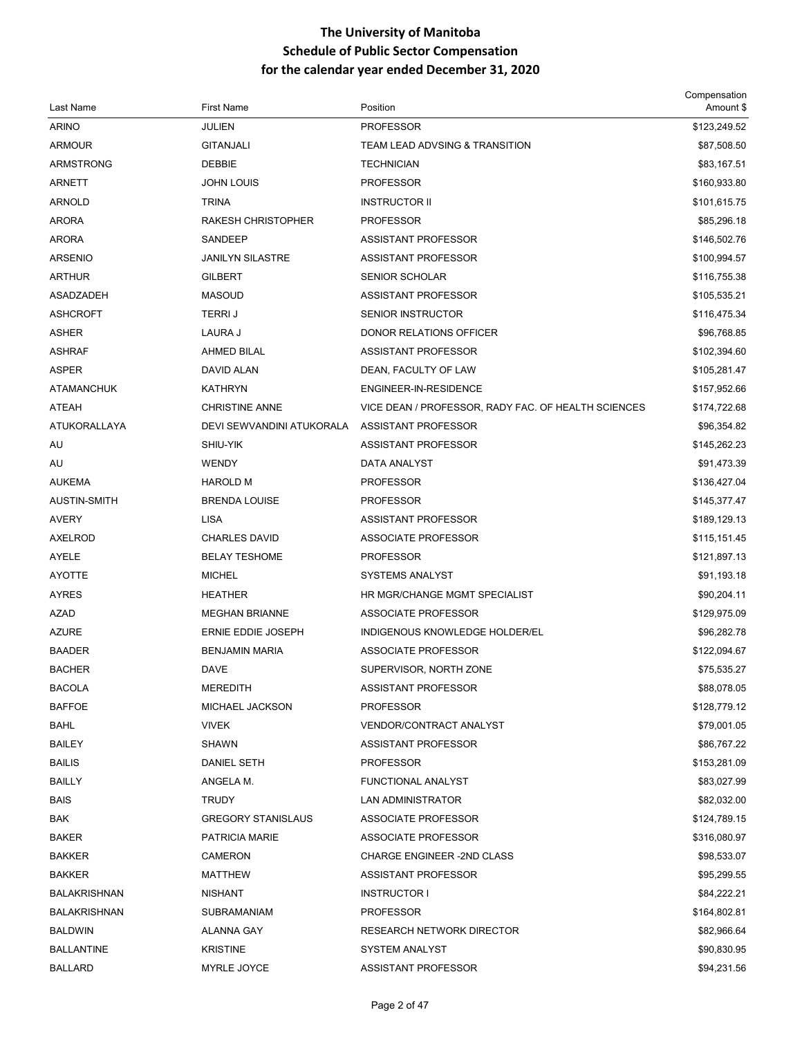# The University of Manitoba
## Schedule of Public Sector Compensation
## for the calendar year ended December 31, 2020

| Last Name | First Name | Position | Compensation Amount $ |
|---|---|---|---|
| ARINO | JULIEN | PROFESSOR | $123,249.52 |
| ARMOUR | GITANJALI | TEAM LEAD ADVSING & TRANSITION | $87,508.50 |
| ARMSTRONG | DEBBIE | TECHNICIAN | $83,167.51 |
| ARNETT | JOHN LOUIS | PROFESSOR | $160,933.80 |
| ARNOLD | TRINA | INSTRUCTOR II | $101,615.75 |
| ARORA | RAKESH CHRISTOPHER | PROFESSOR | $85,296.18 |
| ARORA | SANDEEP | ASSISTANT PROFESSOR | $146,502.76 |
| ARSENIO | JANILYN SILASTRE | ASSISTANT PROFESSOR | $100,994.57 |
| ARTHUR | GILBERT | SENIOR SCHOLAR | $116,755.38 |
| ASADZADEH | MASOUD | ASSISTANT PROFESSOR | $105,535.21 |
| ASHCROFT | TERRI J | SENIOR INSTRUCTOR | $116,475.34 |
| ASHER | LAURA J | DONOR RELATIONS OFFICER | $96,768.85 |
| ASHRAF | AHMED BILAL | ASSISTANT PROFESSOR | $102,394.60 |
| ASPER | DAVID ALAN | DEAN, FACULTY OF LAW | $105,281.47 |
| ATAMANCHUK | KATHRYN | ENGINEER-IN-RESIDENCE | $157,952.66 |
| ATEAH | CHRISTINE ANNE | VICE DEAN / PROFESSOR, RADY FAC. OF HEALTH SCIENCES | $174,722.68 |
| ATUKORALLAYA | DEVI SEWVANDINI ATUKORALA | ASSISTANT PROFESSOR | $96,354.82 |
| AU | SHIU-YIK | ASSISTANT PROFESSOR | $145,262.23 |
| AU | WENDY | DATA ANALYST | $91,473.39 |
| AUKEMA | HAROLD M | PROFESSOR | $136,427.04 |
| AUSTIN-SMITH | BRENDA LOUISE | PROFESSOR | $145,377.47 |
| AVERY | LISA | ASSISTANT PROFESSOR | $189,129.13 |
| AXELROD | CHARLES DAVID | ASSOCIATE PROFESSOR | $115,151.45 |
| AYELE | BELAY TESHOME | PROFESSOR | $121,897.13 |
| AYOTTE | MICHEL | SYSTEMS ANALYST | $91,193.18 |
| AYRES | HEATHER | HR MGR/CHANGE MGMT SPECIALIST | $90,204.11 |
| AZAD | MEGHAN BRIANNE | ASSOCIATE PROFESSOR | $129,975.09 |
| AZURE | ERNIE EDDIE JOSEPH | INDIGENOUS KNOWLEDGE HOLDER/EL | $96,282.78 |
| BAADER | BENJAMIN MARIA | ASSOCIATE PROFESSOR | $122,094.67 |
| BACHER | DAVE | SUPERVISOR, NORTH ZONE | $75,535.27 |
| BACOLA | MEREDITH | ASSISTANT PROFESSOR | $88,078.05 |
| BAFFOE | MICHAEL JACKSON | PROFESSOR | $128,779.12 |
| BAHL | VIVEK | VENDOR/CONTRACT ANALYST | $79,001.05 |
| BAILEY | SHAWN | ASSISTANT PROFESSOR | $86,767.22 |
| BAILIS | DANIEL SETH | PROFESSOR | $153,281.09 |
| BAILLY | ANGELA M. | FUNCTIONAL ANALYST | $83,027.99 |
| BAIS | TRUDY | LAN ADMINISTRATOR | $82,032.00 |
| BAK | GREGORY STANISLAUS | ASSOCIATE PROFESSOR | $124,789.15 |
| BAKER | PATRICIA MARIE | ASSOCIATE PROFESSOR | $316,080.97 |
| BAKKER | CAMERON | CHARGE ENGINEER -2ND CLASS | $98,533.07 |
| BAKKER | MATTHEW | ASSISTANT PROFESSOR | $95,299.55 |
| BALAKRISHNAN | NISHANT | INSTRUCTOR I | $84,222.21 |
| BALAKRISHNAN | SUBRAMANIAM | PROFESSOR | $164,802.81 |
| BALDWIN | ALANNA GAY | RESEARCH NETWORK DIRECTOR | $82,966.64 |
| BALLANTINE | KRISTINE | SYSTEM ANALYST | $90,830.95 |
| BALLARD | MYRLE JOYCE | ASSISTANT PROFESSOR | $94,231.56 |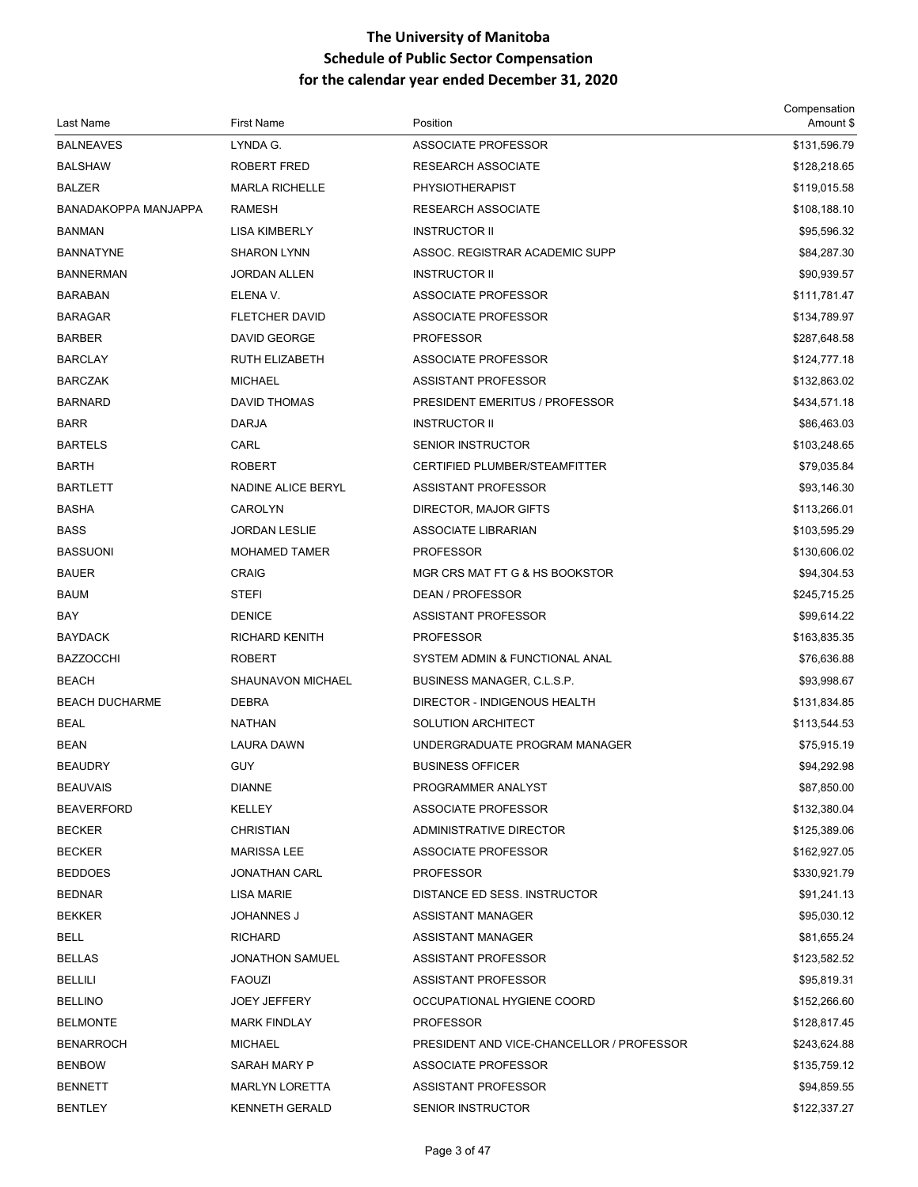# The University of Manitoba
## Schedule of Public Sector Compensation
## for the calendar year ended December 31, 2020

| Last Name | First Name | Position | Compensation Amount $ |
|---|---|---|---|
| BALNEAVES | LYNDA G. | ASSOCIATE PROFESSOR | $131,596.79 |
| BALSHAW | ROBERT FRED | RESEARCH ASSOCIATE | $128,218.65 |
| BALZER | MARLA RICHELLE | PHYSIOTHERAPIST | $119,015.58 |
| BANADAKOPPA MANJAPPA | RAMESH | RESEARCH ASSOCIATE | $108,188.10 |
| BANMAN | LISA KIMBERLY | INSTRUCTOR II | $95,596.32 |
| BANNATYNE | SHARON LYNN | ASSOC. REGISTRAR ACADEMIC SUPP | $84,287.30 |
| BANNERMAN | JORDAN ALLEN | INSTRUCTOR II | $90,939.57 |
| BARABAN | ELENA V. | ASSOCIATE PROFESSOR | $111,781.47 |
| BARAGAR | FLETCHER DAVID | ASSOCIATE PROFESSOR | $134,789.97 |
| BARBER | DAVID GEORGE | PROFESSOR | $287,648.58 |
| BARCLAY | RUTH ELIZABETH | ASSOCIATE PROFESSOR | $124,777.18 |
| BARCZAK | MICHAEL | ASSISTANT PROFESSOR | $132,863.02 |
| BARNARD | DAVID THOMAS | PRESIDENT EMERITUS / PROFESSOR | $434,571.18 |
| BARR | DARJA | INSTRUCTOR II | $86,463.03 |
| BARTELS | CARL | SENIOR INSTRUCTOR | $103,248.65 |
| BARTH | ROBERT | CERTIFIED PLUMBER/STEAMFITTER | $79,035.84 |
| BARTLETT | NADINE ALICE BERYL | ASSISTANT PROFESSOR | $93,146.30 |
| BASHA | CAROLYN | DIRECTOR, MAJOR GIFTS | $113,266.01 |
| BASS | JORDAN LESLIE | ASSOCIATE LIBRARIAN | $103,595.29 |
| BASSUONI | MOHAMED TAMER | PROFESSOR | $130,606.02 |
| BAUER | CRAIG | MGR CRS MAT FT G & HS BOOKSTOR | $94,304.53 |
| BAUM | STEFI | DEAN / PROFESSOR | $245,715.25 |
| BAY | DENICE | ASSISTANT PROFESSOR | $99,614.22 |
| BAYDACK | RICHARD KENITH | PROFESSOR | $163,835.35 |
| BAZZOCCHI | ROBERT | SYSTEM ADMIN & FUNCTIONAL ANAL | $76,636.88 |
| BEACH | SHAUNAVON MICHAEL | BUSINESS MANAGER, C.L.S.P. | $93,998.67 |
| BEACH DUCHARME | DEBRA | DIRECTOR - INDIGENOUS HEALTH | $131,834.85 |
| BEAL | NATHAN | SOLUTION ARCHITECT | $113,544.53 |
| BEAN | LAURA DAWN | UNDERGRADUATE PROGRAM MANAGER | $75,915.19 |
| BEAUDRY | GUY | BUSINESS OFFICER | $94,292.98 |
| BEAUVAIS | DIANNE | PROGRAMMER ANALYST | $87,850.00 |
| BEAVERFORD | KELLEY | ASSOCIATE PROFESSOR | $132,380.04 |
| BECKER | CHRISTIAN | ADMINISTRATIVE DIRECTOR | $125,389.06 |
| BECKER | MARISSA LEE | ASSOCIATE PROFESSOR | $162,927.05 |
| BEDDOES | JONATHAN CARL | PROFESSOR | $330,921.79 |
| BEDNAR | LISA MARIE | DISTANCE ED SESS. INSTRUCTOR | $91,241.13 |
| BEKKER | JOHANNES J | ASSISTANT MANAGER | $95,030.12 |
| BELL | RICHARD | ASSISTANT MANAGER | $81,655.24 |
| BELLAS | JONATHON SAMUEL | ASSISTANT PROFESSOR | $123,582.52 |
| BELLILI | FAOUZI | ASSISTANT PROFESSOR | $95,819.31 |
| BELLINO | JOEY JEFFERY | OCCUPATIONAL HYGIENE COORD | $152,266.60 |
| BELMONTE | MARK FINDLAY | PROFESSOR | $128,817.45 |
| BENARROCH | MICHAEL | PRESIDENT AND VICE-CHANCELLOR / PROFESSOR | $243,624.88 |
| BENBOW | SARAH MARY P | ASSOCIATE PROFESSOR | $135,759.12 |
| BENNETT | MARLYN LORETTA | ASSISTANT PROFESSOR | $94,859.55 |
| BENTLEY | KENNETH GERALD | SENIOR INSTRUCTOR | $122,337.27 |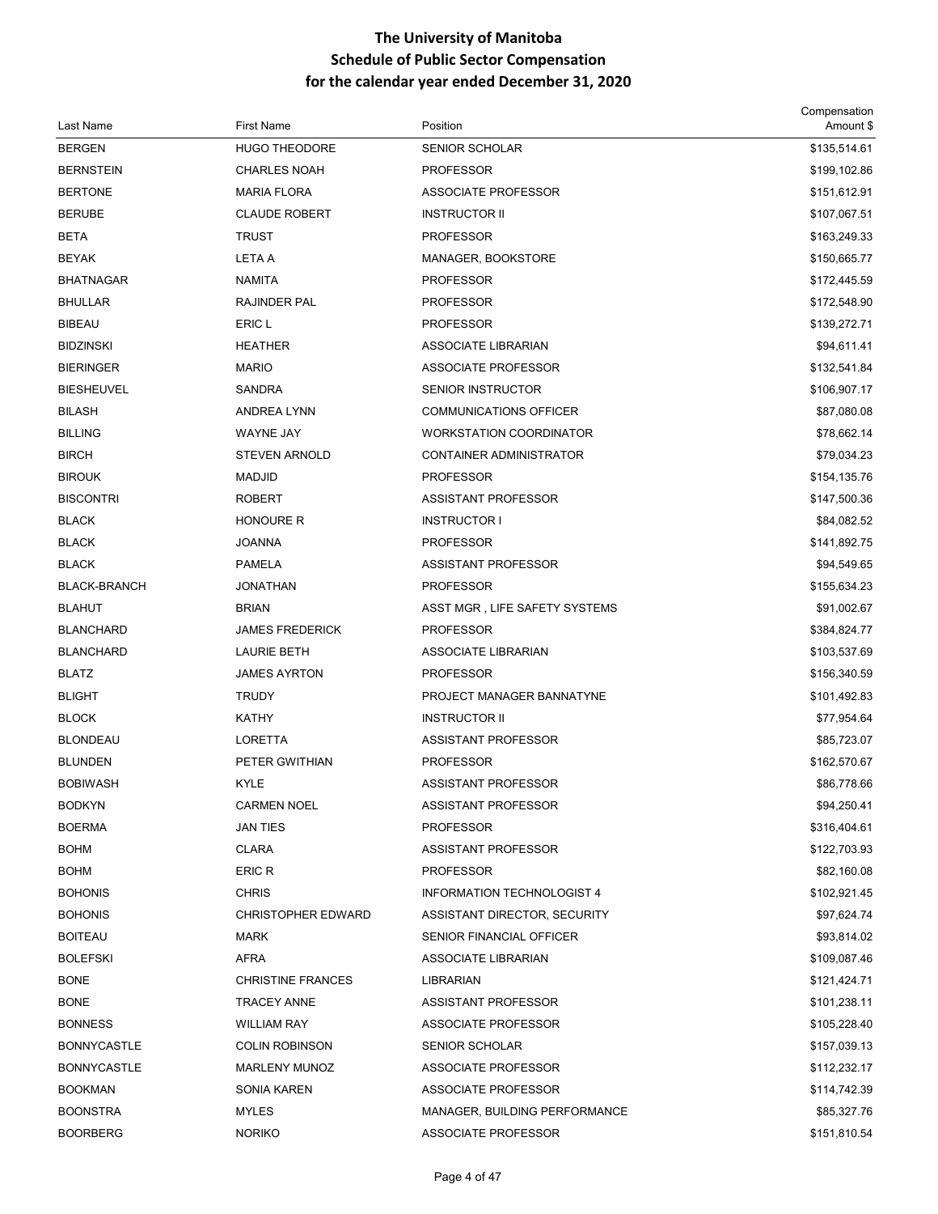# The University of Manitoba
## Schedule of Public Sector Compensation
## for the calendar year ended December 31, 2020

| Last Name | First Name | Position | Compensation Amount $ |
|---|---|---|---|
| BERGEN | HUGO THEODORE | SENIOR SCHOLAR | $135,514.61 |
| BERNSTEIN | CHARLES NOAH | PROFESSOR | $199,102.86 |
| BERTONE | MARIA FLORA | ASSOCIATE PROFESSOR | $151,612.91 |
| BERUBE | CLAUDE ROBERT | INSTRUCTOR II | $107,067.51 |
| BETA | TRUST | PROFESSOR | $163,249.33 |
| BEYAK | LETA A | MANAGER, BOOKSTORE | $150,665.77 |
| BHATNAGAR | NAMITA | PROFESSOR | $172,445.59 |
| BHULLAR | RAJINDER PAL | PROFESSOR | $172,548.90 |
| BIBEAU | ERIC L | PROFESSOR | $139,272.71 |
| BIDZINSKI | HEATHER | ASSOCIATE LIBRARIAN | $94,611.41 |
| BIERINGER | MARIO | ASSOCIATE PROFESSOR | $132,541.84 |
| BIESHEUVEL | SANDRA | SENIOR INSTRUCTOR | $106,907.17 |
| BILASH | ANDREA LYNN | COMMUNICATIONS OFFICER | $87,080.08 |
| BILLING | WAYNE JAY | WORKSTATION COORDINATOR | $78,662.14 |
| BIRCH | STEVEN ARNOLD | CONTAINER ADMINISTRATOR | $79,034.23 |
| BIROUK | MADJID | PROFESSOR | $154,135.76 |
| BISCONTRI | ROBERT | ASSISTANT PROFESSOR | $147,500.36 |
| BLACK | HONOURE R | INSTRUCTOR I | $84,082.52 |
| BLACK | JOANNA | PROFESSOR | $141,892.75 |
| BLACK | PAMELA | ASSISTANT PROFESSOR | $94,549.65 |
| BLACK-BRANCH | JONATHAN | PROFESSOR | $155,634.23 |
| BLAHUT | BRIAN | ASST MGR , LIFE SAFETY SYSTEMS | $91,002.67 |
| BLANCHARD | JAMES FREDERICK | PROFESSOR | $384,824.77 |
| BLANCHARD | LAURIE BETH | ASSOCIATE LIBRARIAN | $103,537.69 |
| BLATZ | JAMES AYRTON | PROFESSOR | $156,340.59 |
| BLIGHT | TRUDY | PROJECT MANAGER BANNATYNE | $101,492.83 |
| BLOCK | KATHY | INSTRUCTOR II | $77,954.64 |
| BLONDEAU | LORETTA | ASSISTANT PROFESSOR | $85,723.07 |
| BLUNDEN | PETER GWITHIAN | PROFESSOR | $162,570.67 |
| BOBIWASH | KYLE | ASSISTANT PROFESSOR | $86,778.66 |
| BODKYN | CARMEN NOEL | ASSISTANT PROFESSOR | $94,250.41 |
| BOERMA | JAN TIES | PROFESSOR | $316,404.61 |
| BOHM | CLARA | ASSISTANT PROFESSOR | $122,703.93 |
| BOHM | ERIC R | PROFESSOR | $82,160.08 |
| BOHONIS | CHRIS | INFORMATION TECHNOLOGIST 4 | $102,921.45 |
| BOHONIS | CHRISTOPHER EDWARD | ASSISTANT DIRECTOR, SECURITY | $97,624.74 |
| BOITEAU | MARK | SENIOR FINANCIAL OFFICER | $93,814.02 |
| BOLEFSKI | AFRA | ASSOCIATE LIBRARIAN | $109,087.46 |
| BONE | CHRISTINE FRANCES | LIBRARIAN | $121,424.71 |
| BONE | TRACEY ANNE | ASSISTANT PROFESSOR | $101,238.11 |
| BONNESS | WILLIAM RAY | ASSOCIATE PROFESSOR | $105,228.40 |
| BONNYCASTLE | COLIN ROBINSON | SENIOR SCHOLAR | $157,039.13 |
| BONNYCASTLE | MARLENY MUNOZ | ASSOCIATE PROFESSOR | $112,232.17 |
| BOOKMAN | SONIA KAREN | ASSOCIATE PROFESSOR | $114,742.39 |
| BOONSTRA | MYLES | MANAGER, BUILDING PERFORMANCE | $85,327.76 |
| BOORBERG | NORIKO | ASSOCIATE PROFESSOR | $151,810.54 |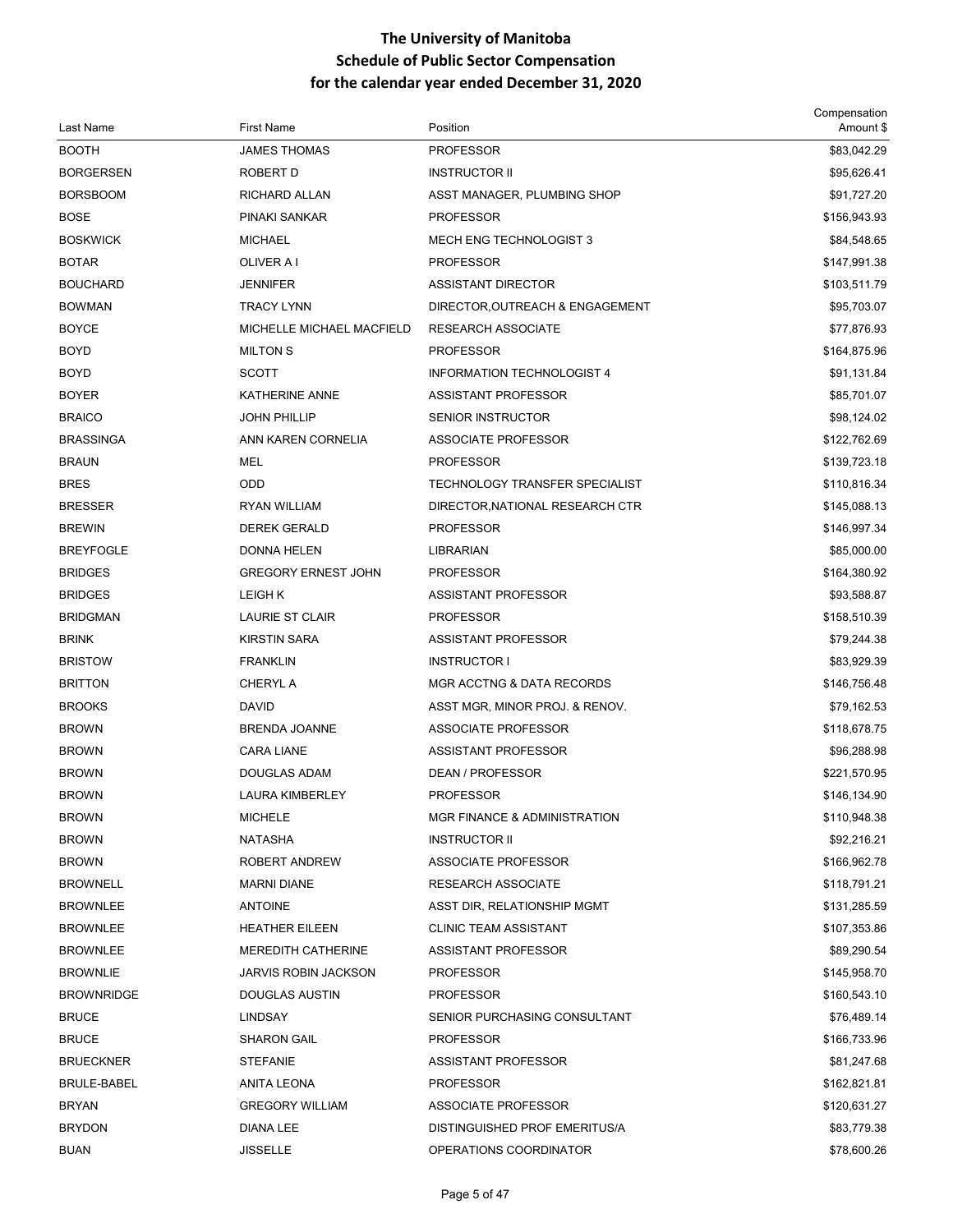# The University of Manitoba
## Schedule of Public Sector Compensation
## for the calendar year ended December 31, 2020

| Last Name | First Name | Position | Compensation Amount $ |
|---|---|---|---|
| BOOTH | JAMES THOMAS | PROFESSOR | $83,042.29 |
| BORGERSEN | ROBERT D | INSTRUCTOR II | $95,626.41 |
| BORSBOOM | RICHARD ALLAN | ASST MANAGER, PLUMBING SHOP | $91,727.20 |
| BOSE | PINAKI SANKAR | PROFESSOR | $156,943.93 |
| BOSKWICK | MICHAEL | MECH ENG TECHNOLOGIST 3 | $84,548.65 |
| BOTAR | OLIVER A I | PROFESSOR | $147,991.38 |
| BOUCHARD | JENNIFER | ASSISTANT DIRECTOR | $103,511.79 |
| BOWMAN | TRACY LYNN | DIRECTOR,OUTREACH & ENGAGEMENT | $95,703.07 |
| BOYCE | MICHELLE MICHAEL MACFIELD | RESEARCH ASSOCIATE | $77,876.93 |
| BOYD | MILTON S | PROFESSOR | $164,875.96 |
| BOYD | SCOTT | INFORMATION TECHNOLOGIST 4 | $91,131.84 |
| BOYER | KATHERINE ANNE | ASSISTANT PROFESSOR | $85,701.07 |
| BRAICO | JOHN PHILLIP | SENIOR INSTRUCTOR | $98,124.02 |
| BRASSINGA | ANN KAREN CORNELIA | ASSOCIATE PROFESSOR | $122,762.69 |
| BRAUN | MEL | PROFESSOR | $139,723.18 |
| BRES | ODD | TECHNOLOGY TRANSFER SPECIALIST | $110,816.34 |
| BRESSER | RYAN WILLIAM | DIRECTOR,NATIONAL RESEARCH CTR | $145,088.13 |
| BREWIN | DEREK GERALD | PROFESSOR | $146,997.34 |
| BREYFOGLE | DONNA HELEN | LIBRARIAN | $85,000.00 |
| BRIDGES | GREGORY ERNEST JOHN | PROFESSOR | $164,380.92 |
| BRIDGES | LEIGH K | ASSISTANT PROFESSOR | $93,588.87 |
| BRIDGMAN | LAURIE ST CLAIR | PROFESSOR | $158,510.39 |
| BRINK | KIRSTIN SARA | ASSISTANT PROFESSOR | $79,244.38 |
| BRISTOW | FRANKLIN | INSTRUCTOR I | $83,929.39 |
| BRITTON | CHERYL A | MGR ACCTNG & DATA RECORDS | $146,756.48 |
| BROOKS | DAVID | ASST MGR, MINOR PROJ. & RENOV. | $79,162.53 |
| BROWN | BRENDA JOANNE | ASSOCIATE PROFESSOR | $118,678.75 |
| BROWN | CARA LIANE | ASSISTANT PROFESSOR | $96,288.98 |
| BROWN | DOUGLAS ADAM | DEAN / PROFESSOR | $221,570.95 |
| BROWN | LAURA KIMBERLEY | PROFESSOR | $146,134.90 |
| BROWN | MICHELE | MGR FINANCE & ADMINISTRATION | $110,948.38 |
| BROWN | NATASHA | INSTRUCTOR II | $92,216.21 |
| BROWN | ROBERT ANDREW | ASSOCIATE PROFESSOR | $166,962.78 |
| BROWNELL | MARNI DIANE | RESEARCH ASSOCIATE | $118,791.21 |
| BROWNLEE | ANTOINE | ASST DIR, RELATIONSHIP MGMT | $131,285.59 |
| BROWNLEE | HEATHER EILEEN | CLINIC TEAM ASSISTANT | $107,353.86 |
| BROWNLEE | MEREDITH CATHERINE | ASSISTANT PROFESSOR | $89,290.54 |
| BROWNLIE | JARVIS ROBIN JACKSON | PROFESSOR | $145,958.70 |
| BROWNRIDGE | DOUGLAS AUSTIN | PROFESSOR | $160,543.10 |
| BRUCE | LINDSAY | SENIOR PURCHASING CONSULTANT | $76,489.14 |
| BRUCE | SHARON GAIL | PROFESSOR | $166,733.96 |
| BRUECKNER | STEFANIE | ASSISTANT PROFESSOR | $81,247.68 |
| BRULE-BABEL | ANITA LEONA | PROFESSOR | $162,821.81 |
| BRYAN | GREGORY WILLIAM | ASSOCIATE PROFESSOR | $120,631.27 |
| BRYDON | DIANA LEE | DISTINGUISHED PROF EMERITUS/A | $83,779.38 |
| BUAN | JISSELLE | OPERATIONS COORDINATOR | $78,600.26 |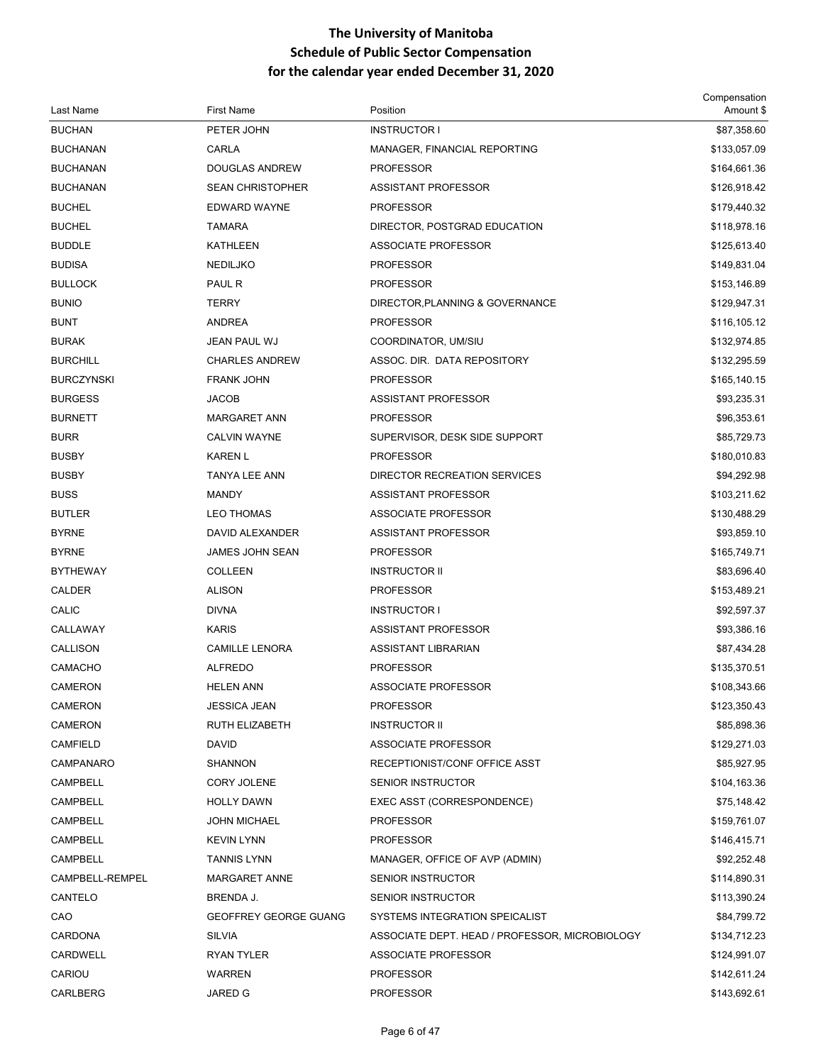# The University of Manitoba
## Schedule of Public Sector Compensation
## for the calendar year ended December 31, 2020

| Last Name | First Name | Position | Compensation Amount $ |
|---|---|---|---|
| BUCHAN | PETER JOHN | INSTRUCTOR I | $87,358.60 |
| BUCHANAN | CARLA | MANAGER, FINANCIAL REPORTING | $133,057.09 |
| BUCHANAN | DOUGLAS ANDREW | PROFESSOR | $164,661.36 |
| BUCHANAN | SEAN CHRISTOPHER | ASSISTANT PROFESSOR | $126,918.42 |
| BUCHEL | EDWARD WAYNE | PROFESSOR | $179,440.32 |
| BUCHEL | TAMARA | DIRECTOR, POSTGRAD EDUCATION | $118,978.16 |
| BUDDLE | KATHLEEN | ASSOCIATE PROFESSOR | $125,613.40 |
| BUDISA | NEDILJKO | PROFESSOR | $149,831.04 |
| BULLOCK | PAUL R | PROFESSOR | $153,146.89 |
| BUNIO | TERRY | DIRECTOR,PLANNING & GOVERNANCE | $129,947.31 |
| BUNT | ANDREA | PROFESSOR | $116,105.12 |
| BURAK | JEAN PAUL WJ | COORDINATOR, UM/SIU | $132,974.85 |
| BURCHILL | CHARLES ANDREW | ASSOC. DIR. DATA REPOSITORY | $132,295.59 |
| BURCZYNSKI | FRANK JOHN | PROFESSOR | $165,140.15 |
| BURGESS | JACOB | ASSISTANT PROFESSOR | $93,235.31 |
| BURNETT | MARGARET ANN | PROFESSOR | $96,353.61 |
| BURR | CALVIN WAYNE | SUPERVISOR, DESK SIDE SUPPORT | $85,729.73 |
| BUSBY | KAREN L | PROFESSOR | $180,010.83 |
| BUSBY | TANYA LEE ANN | DIRECTOR RECREATION SERVICES | $94,292.98 |
| BUSS | MANDY | ASSISTANT PROFESSOR | $103,211.62 |
| BUTLER | LEO THOMAS | ASSOCIATE PROFESSOR | $130,488.29 |
| BYRNE | DAVID ALEXANDER | ASSISTANT PROFESSOR | $93,859.10 |
| BYRNE | JAMES JOHN SEAN | PROFESSOR | $165,749.71 |
| BYTHEWAY | COLLEEN | INSTRUCTOR II | $83,696.40 |
| CALDER | ALISON | PROFESSOR | $153,489.21 |
| CALIC | DIVNA | INSTRUCTOR I | $92,597.37 |
| CALLAWAY | KARIS | ASSISTANT PROFESSOR | $93,386.16 |
| CALLISON | CAMILLE LENORA | ASSISTANT LIBRARIAN | $87,434.28 |
| CAMACHO | ALFREDO | PROFESSOR | $135,370.51 |
| CAMERON | HELEN ANN | ASSOCIATE PROFESSOR | $108,343.66 |
| CAMERON | JESSICA JEAN | PROFESSOR | $123,350.43 |
| CAMERON | RUTH ELIZABETH | INSTRUCTOR II | $85,898.36 |
| CAMFIELD | DAVID | ASSOCIATE PROFESSOR | $129,271.03 |
| CAMPANARO | SHANNON | RECEPTIONIST/CONF OFFICE ASST | $85,927.95 |
| CAMPBELL | CORY JOLENE | SENIOR INSTRUCTOR | $104,163.36 |
| CAMPBELL | HOLLY DAWN | EXEC ASST (CORRESPONDENCE) | $75,148.42 |
| CAMPBELL | JOHN MICHAEL | PROFESSOR | $159,761.07 |
| CAMPBELL | KEVIN LYNN | PROFESSOR | $146,415.71 |
| CAMPBELL | TANNIS LYNN | MANAGER, OFFICE OF AVP (ADMIN) | $92,252.48 |
| CAMPBELL-REMPEL | MARGARET ANNE | SENIOR INSTRUCTOR | $114,890.31 |
| CANTELO | BRENDA J. | SENIOR INSTRUCTOR | $113,390.24 |
| CAO | GEOFFREY GEORGE GUANG | SYSTEMS INTEGRATION SPEICALIST | $84,799.72 |
| CARDONA | SILVIA | ASSOCIATE DEPT. HEAD / PROFESSOR, MICROBIOLOGY | $134,712.23 |
| CARDWELL | RYAN TYLER | ASSOCIATE PROFESSOR | $124,991.07 |
| CARIOU | WARREN | PROFESSOR | $142,611.24 |
| CARLBERG | JARED G | PROFESSOR | $143,692.61 |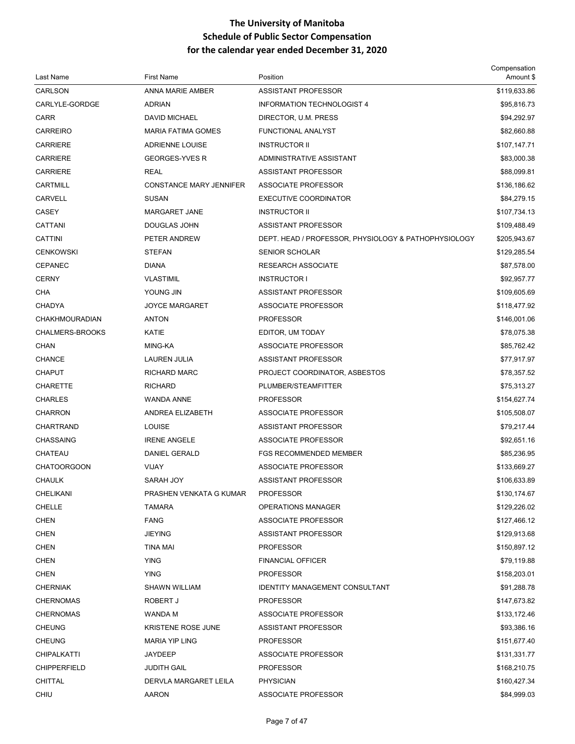# The University of Manitoba
## Schedule of Public Sector Compensation
## for the calendar year ended December 31, 2020

| Last Name | First Name | Position | Compensation Amount $ |
|---|---|---|---|
| CARLSON | ANNA MARIE AMBER | ASSISTANT PROFESSOR | $119,633.86 |
| CARLYLE-GORDGE | ADRIAN | INFORMATION TECHNOLOGIST 4 | $95,816.73 |
| CARR | DAVID MICHAEL | DIRECTOR, U.M. PRESS | $94,292.97 |
| CARREIRO | MARIA FATIMA GOMES | FUNCTIONAL ANALYST | $82,660.88 |
| CARRIERE | ADRIENNE LOUISE | INSTRUCTOR II | $107,147.71 |
| CARRIERE | GEORGES-YVES R | ADMINISTRATIVE ASSISTANT | $83,000.38 |
| CARRIERE | REAL | ASSISTANT PROFESSOR | $88,099.81 |
| CARTMILL | CONSTANCE MARY JENNIFER | ASSOCIATE PROFESSOR | $136,186.62 |
| CARVELL | SUSAN | EXECUTIVE COORDINATOR | $84,279.15 |
| CASEY | MARGARET JANE | INSTRUCTOR II | $107,734.13 |
| CATTANI | DOUGLAS JOHN | ASSISTANT PROFESSOR | $109,488.49 |
| CATTINI | PETER ANDREW | DEPT. HEAD / PROFESSOR, PHYSIOLOGY & PATHOPHYSIOLOGY | $205,943.67 |
| CENKOWSKI | STEFAN | SENIOR SCHOLAR | $129,285.54 |
| CEPANEC | DIANA | RESEARCH ASSOCIATE | $87,578.00 |
| CERNY | VLASTIMIL | INSTRUCTOR I | $92,957.77 |
| CHA | YOUNG JIN | ASSISTANT PROFESSOR | $109,605.69 |
| CHADYA | JOYCE MARGARET | ASSOCIATE PROFESSOR | $118,477.92 |
| CHAKHMOURADIAN | ANTON | PROFESSOR | $146,001.06 |
| CHALMERS-BROOKS | KATIE | EDITOR, UM TODAY | $78,075.38 |
| CHAN | MING-KA | ASSOCIATE PROFESSOR | $85,762.42 |
| CHANCE | LAUREN JULIA | ASSISTANT PROFESSOR | $77,917.97 |
| CHAPUT | RICHARD MARC | PROJECT COORDINATOR, ASBESTOS | $78,357.52 |
| CHARETTE | RICHARD | PLUMBER/STEAMFITTER | $75,313.27 |
| CHARLES | WANDA ANNE | PROFESSOR | $154,627.74 |
| CHARRON | ANDREA ELIZABETH | ASSOCIATE PROFESSOR | $105,508.07 |
| CHARTRAND | LOUISE | ASSISTANT PROFESSOR | $79,217.44 |
| CHASSAING | IRENE ANGELE | ASSOCIATE PROFESSOR | $92,651.16 |
| CHATEAU | DANIEL GERALD | FGS RECOMMENDED MEMBER | $85,236.95 |
| CHATOORGOON | VIJAY | ASSOCIATE PROFESSOR | $133,669.27 |
| CHAULK | SARAH JOY | ASSISTANT PROFESSOR | $106,633.89 |
| CHELIKANI | PRASHEN VENKATA G KUMAR | PROFESSOR | $130,174.67 |
| CHELLE | TAMARA | OPERATIONS MANAGER | $129,226.02 |
| CHEN | FANG | ASSOCIATE PROFESSOR | $127,466.12 |
| CHEN | JIEYING | ASSISTANT PROFESSOR | $129,913.68 |
| CHEN | TINA MAI | PROFESSOR | $150,897.12 |
| CHEN | YING | FINANCIAL OFFICER | $79,119.88 |
| CHEN | YING | PROFESSOR | $158,203.01 |
| CHERNIAK | SHAWN WILLIAM | IDENTITY MANAGEMENT CONSULTANT | $91,288.78 |
| CHERNOMAS | ROBERT J | PROFESSOR | $147,673.82 |
| CHERNOMAS | WANDA M | ASSOCIATE PROFESSOR | $133,172.46 |
| CHEUNG | KRISTENE ROSE JUNE | ASSISTANT PROFESSOR | $93,386.16 |
| CHEUNG | MARIA YIP LING | PROFESSOR | $151,677.40 |
| CHIPALKATTI | JAYDEEP | ASSOCIATE PROFESSOR | $131,331.77 |
| CHIPPERFIELD | JUDITH GAIL | PROFESSOR | $168,210.75 |
| CHITTAL | DERVLA MARGARET LEILA | PHYSICIAN | $160,427.34 |
| CHIU | AARON | ASSOCIATE PROFESSOR | $84,999.03 |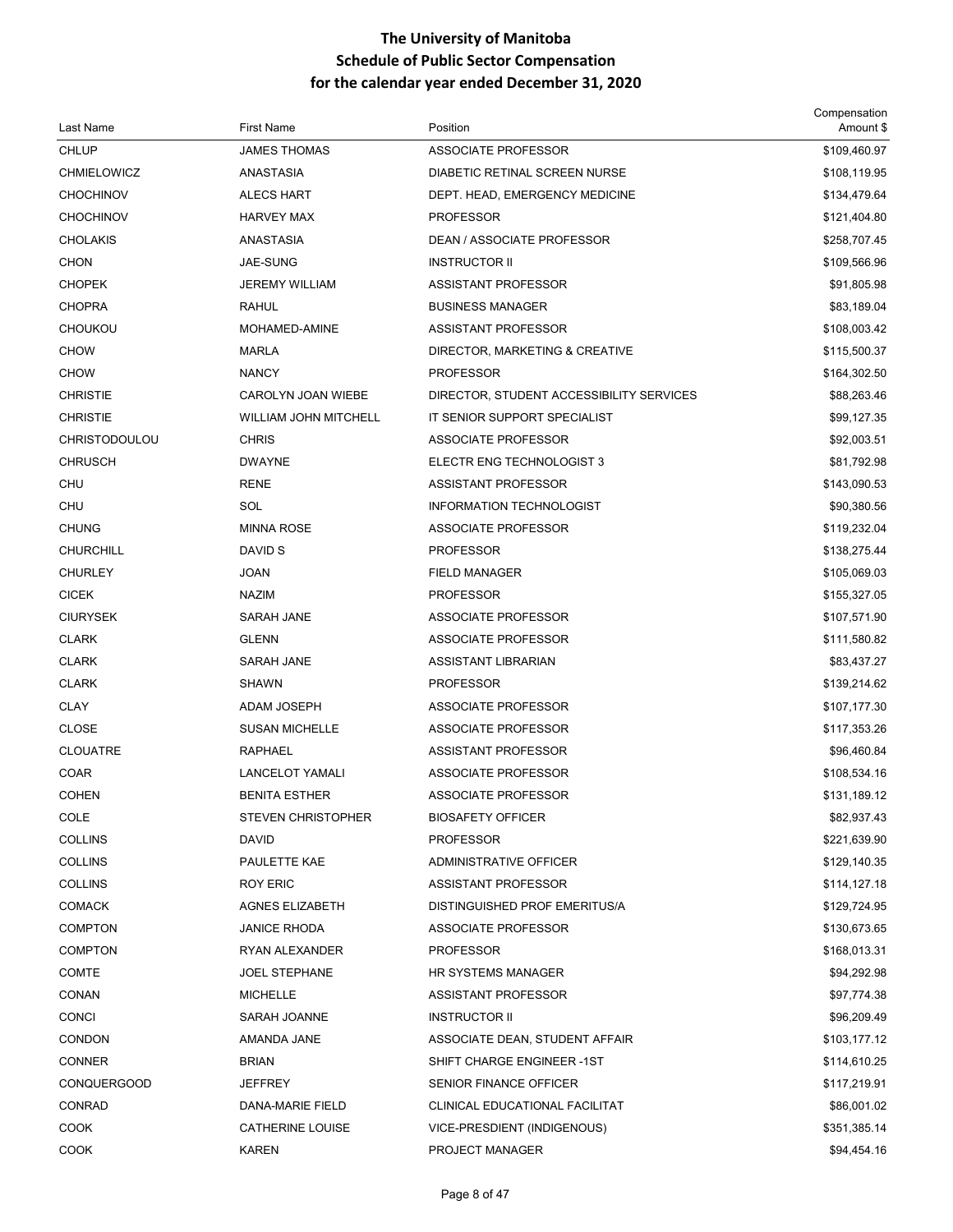# The University of Manitoba
## Schedule of Public Sector Compensation
## for the calendar year ended December 31, 2020

| Last Name | First Name | Position | Compensation Amount $ |
|---|---|---|---|
| CHLUP | JAMES THOMAS | ASSOCIATE PROFESSOR | $109,460.97 |
| CHMIELOWICZ | ANASTASIA | DIABETIC RETINAL SCREEN NURSE | $108,119.95 |
| CHOCHINOV | ALECS HART | DEPT. HEAD, EMERGENCY MEDICINE | $134,479.64 |
| CHOCHINOV | HARVEY MAX | PROFESSOR | $121,404.80 |
| CHOLAKIS | ANASTASIA | DEAN / ASSOCIATE PROFESSOR | $258,707.45 |
| CHON | JAE-SUNG | INSTRUCTOR II | $109,566.96 |
| CHOPEK | JEREMY WILLIAM | ASSISTANT PROFESSOR | $91,805.98 |
| CHOPRA | RAHUL | BUSINESS MANAGER | $83,189.04 |
| CHOUKOU | MOHAMED-AMINE | ASSISTANT PROFESSOR | $108,003.42 |
| CHOW | MARLA | DIRECTOR, MARKETING & CREATIVE | $115,500.37 |
| CHOW | NANCY | PROFESSOR | $164,302.50 |
| CHRISTIE | CAROLYN JOAN WIEBE | DIRECTOR, STUDENT ACCESSIBILITY SERVICES | $88,263.46 |
| CHRISTIE | WILLIAM JOHN MITCHELL | IT SENIOR SUPPORT SPECIALIST | $99,127.35 |
| CHRISTODOULOU | CHRIS | ASSOCIATE PROFESSOR | $92,003.51 |
| CHRUSCH | DWAYNE | ELECTR ENG TECHNOLOGIST 3 | $81,792.98 |
| CHU | RENE | ASSISTANT PROFESSOR | $143,090.53 |
| CHU | SOL | INFORMATION TECHNOLOGIST | $90,380.56 |
| CHUNG | MINNA ROSE | ASSOCIATE PROFESSOR | $119,232.04 |
| CHURCHILL | DAVID S | PROFESSOR | $138,275.44 |
| CHURLEY | JOAN | FIELD MANAGER | $105,069.03 |
| CICEK | NAZIM | PROFESSOR | $155,327.05 |
| CIURYSEK | SARAH JANE | ASSOCIATE PROFESSOR | $107,571.90 |
| CLARK | GLENN | ASSOCIATE PROFESSOR | $111,580.82 |
| CLARK | SARAH JANE | ASSISTANT LIBRARIAN | $83,437.27 |
| CLARK | SHAWN | PROFESSOR | $139,214.62 |
| CLAY | ADAM JOSEPH | ASSOCIATE PROFESSOR | $107,177.30 |
| CLOSE | SUSAN MICHELLE | ASSOCIATE PROFESSOR | $117,353.26 |
| CLOUATRE | RAPHAEL | ASSISTANT PROFESSOR | $96,460.84 |
| COAR | LANCELOT YAMALI | ASSOCIATE PROFESSOR | $108,534.16 |
| COHEN | BENITA ESTHER | ASSOCIATE PROFESSOR | $131,189.12 |
| COLE | STEVEN CHRISTOPHER | BIOSAFETY OFFICER | $82,937.43 |
| COLLINS | DAVID | PROFESSOR | $221,639.90 |
| COLLINS | PAULETTE KAE | ADMINISTRATIVE OFFICER | $129,140.35 |
| COLLINS | ROY ERIC | ASSISTANT PROFESSOR | $114,127.18 |
| COMACK | AGNES ELIZABETH | DISTINGUISHED PROF EMERITUS/A | $129,724.95 |
| COMPTON | JANICE RHODA | ASSOCIATE PROFESSOR | $130,673.65 |
| COMPTON | RYAN ALEXANDER | PROFESSOR | $168,013.31 |
| COMTE | JOEL STEPHANE | HR SYSTEMS MANAGER | $94,292.98 |
| CONAN | MICHELLE | ASSISTANT PROFESSOR | $97,774.38 |
| CONCI | SARAH JOANNE | INSTRUCTOR II | $96,209.49 |
| CONDON | AMANDA JANE | ASSOCIATE DEAN, STUDENT AFFAIR | $103,177.12 |
| CONNER | BRIAN | SHIFT CHARGE ENGINEER -1ST | $114,610.25 |
| CONQUERGOOD | JEFFREY | SENIOR FINANCE OFFICER | $117,219.91 |
| CONRAD | DANA-MARIE FIELD | CLINICAL EDUCATIONAL FACILITAT | $86,001.02 |
| COOK | CATHERINE LOUISE | VICE-PRESDIENT (INDIGENOUS) | $351,385.14 |
| COOK | KAREN | PROJECT MANAGER | $94,454.16 |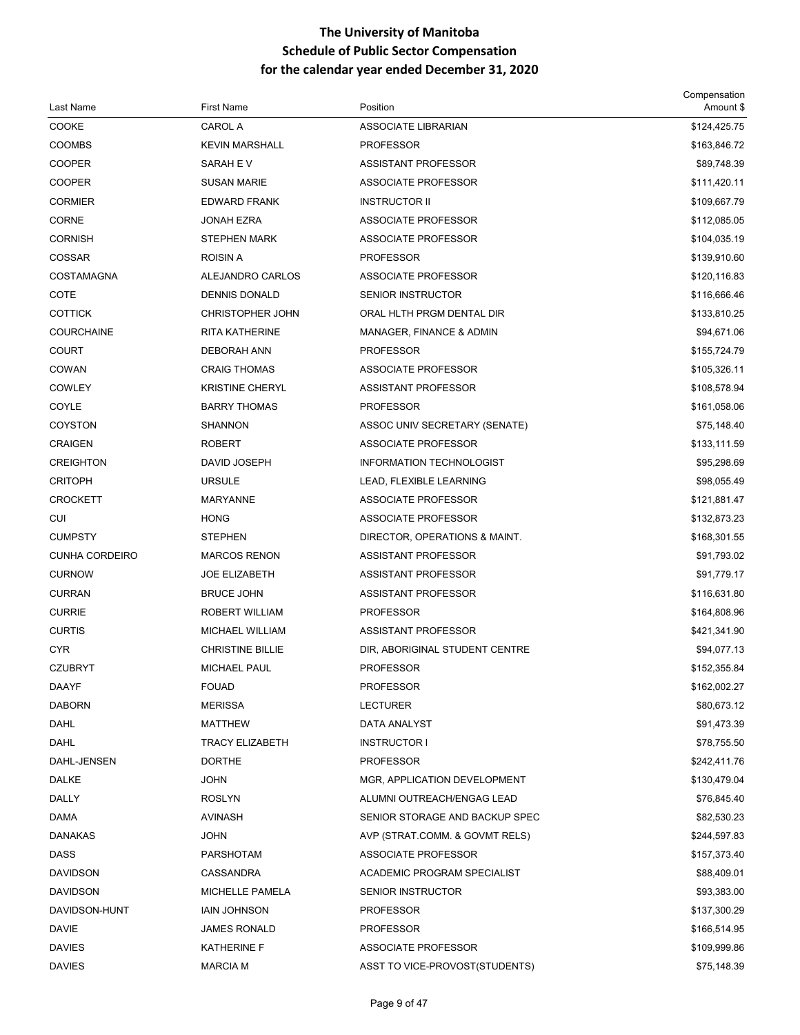# The University of Manitoba
## Schedule of Public Sector Compensation
## for the calendar year ended December 31, 2020

| Last Name | First Name | Position | Compensation Amount $ |
|---|---|---|---|
| COOKE | CAROL A | ASSOCIATE LIBRARIAN | $124,425.75 |
| COOMBS | KEVIN MARSHALL | PROFESSOR | $163,846.72 |
| COOPER | SARAH E V | ASSISTANT PROFESSOR | $89,748.39 |
| COOPER | SUSAN MARIE | ASSOCIATE PROFESSOR | $111,420.11 |
| CORMIER | EDWARD FRANK | INSTRUCTOR II | $109,667.79 |
| CORNE | JONAH EZRA | ASSOCIATE PROFESSOR | $112,085.05 |
| CORNISH | STEPHEN MARK | ASSOCIATE PROFESSOR | $104,035.19 |
| COSSAR | ROISIN A | PROFESSOR | $139,910.60 |
| COSTAMAGNA | ALEJANDRO CARLOS | ASSOCIATE PROFESSOR | $120,116.83 |
| COTE | DENNIS DONALD | SENIOR INSTRUCTOR | $116,666.46 |
| COTTICK | CHRISTOPHER JOHN | ORAL HLTH PRGM DENTAL DIR | $133,810.25 |
| COURCHAINE | RITA KATHERINE | MANAGER, FINANCE & ADMIN | $94,671.06 |
| COURT | DEBORAH ANN | PROFESSOR | $155,724.79 |
| COWAN | CRAIG THOMAS | ASSOCIATE PROFESSOR | $105,326.11 |
| COWLEY | KRISTINE CHERYL | ASSISTANT PROFESSOR | $108,578.94 |
| COYLE | BARRY THOMAS | PROFESSOR | $161,058.06 |
| COYSTON | SHANNON | ASSOC UNIV SECRETARY (SENATE) | $75,148.40 |
| CRAIGEN | ROBERT | ASSOCIATE PROFESSOR | $133,111.59 |
| CREIGHTON | DAVID JOSEPH | INFORMATION TECHNOLOGIST | $95,298.69 |
| CRITOPH | URSULE | LEAD, FLEXIBLE LEARNING | $98,055.49 |
| CROCKETT | MARYANNE | ASSOCIATE PROFESSOR | $121,881.47 |
| CUI | HONG | ASSOCIATE PROFESSOR | $132,873.23 |
| CUMPSTY | STEPHEN | DIRECTOR, OPERATIONS & MAINT. | $168,301.55 |
| CUNHA CORDEIRO | MARCOS RENON | ASSISTANT PROFESSOR | $91,793.02 |
| CURNOW | JOE ELIZABETH | ASSISTANT PROFESSOR | $91,779.17 |
| CURRAN | BRUCE JOHN | ASSISTANT PROFESSOR | $116,631.80 |
| CURRIE | ROBERT WILLIAM | PROFESSOR | $164,808.96 |
| CURTIS | MICHAEL WILLIAM | ASSISTANT PROFESSOR | $421,341.90 |
| CYR | CHRISTINE BILLIE | DIR, ABORIGINAL STUDENT CENTRE | $94,077.13 |
| CZUBRYT | MICHAEL PAUL | PROFESSOR | $152,355.84 |
| DAAYF | FOUAD | PROFESSOR | $162,002.27 |
| DABORN | MERISSA | LECTURER | $80,673.12 |
| DAHL | MATTHEW | DATA ANALYST | $91,473.39 |
| DAHL | TRACY ELIZABETH | INSTRUCTOR I | $78,755.50 |
| DAHL-JENSEN | DORTHE | PROFESSOR | $242,411.76 |
| DALKE | JOHN | MGR, APPLICATION DEVELOPMENT | $130,479.04 |
| DALLY | ROSLYN | ALUMNI OUTREACH/ENGAG LEAD | $76,845.40 |
| DAMA | AVINASH | SENIOR STORAGE AND BACKUP SPEC | $82,530.23 |
| DANAKAS | JOHN | AVP (STRAT.COMM. & GOVMT RELS) | $244,597.83 |
| DASS | PARSHOTAM | ASSOCIATE PROFESSOR | $157,373.40 |
| DAVIDSON | CASSANDRA | ACADEMIC PROGRAM SPECIALIST | $88,409.01 |
| DAVIDSON | MICHELLE PAMELA | SENIOR INSTRUCTOR | $93,383.00 |
| DAVIDSON-HUNT | IAIN JOHNSON | PROFESSOR | $137,300.29 |
| DAVIE | JAMES RONALD | PROFESSOR | $166,514.95 |
| DAVIES | KATHERINE F | ASSOCIATE PROFESSOR | $109,999.86 |
| DAVIES | MARCIA M | ASST TO VICE-PROVOST(STUDENTS) | $75,148.39 |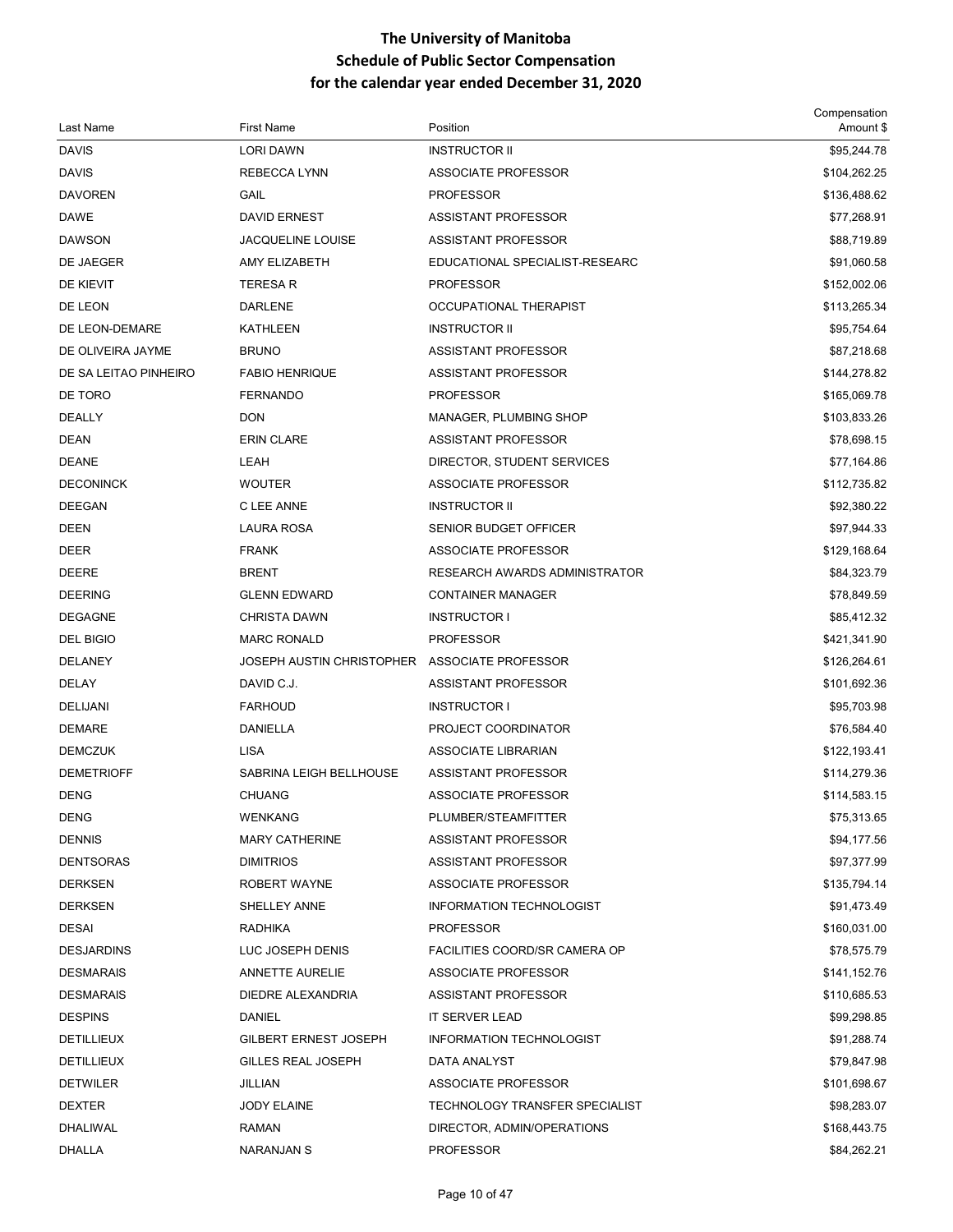# The University of Manitoba
## Schedule of Public Sector Compensation
## for the calendar year ended December 31, 2020

| Last Name | First Name | Position | Compensation Amount $ |
|---|---|---|---|
| DAVIS | LORI DAWN | INSTRUCTOR II | $95,244.78 |
| DAVIS | REBECCA LYNN | ASSOCIATE PROFESSOR | $104,262.25 |
| DAVOREN | GAIL | PROFESSOR | $136,488.62 |
| DAWE | DAVID ERNEST | ASSISTANT PROFESSOR | $77,268.91 |
| DAWSON | JACQUELINE LOUISE | ASSISTANT PROFESSOR | $88,719.89 |
| DE JAEGER | AMY ELIZABETH | EDUCATIONAL SPECIALIST-RESEARC | $91,060.58 |
| DE KIEVIT | TERESA R | PROFESSOR | $152,002.06 |
| DE LEON | DARLENE | OCCUPATIONAL THERAPIST | $113,265.34 |
| DE LEON-DEMARE | KATHLEEN | INSTRUCTOR II | $95,754.64 |
| DE OLIVEIRA JAYME | BRUNO | ASSISTANT PROFESSOR | $87,218.68 |
| DE SA LEITAO PINHEIRO | FABIO HENRIQUE | ASSISTANT PROFESSOR | $144,278.82 |
| DE TORO | FERNANDO | PROFESSOR | $165,069.78 |
| DEALLY | DON | MANAGER, PLUMBING SHOP | $103,833.26 |
| DEAN | ERIN CLARE | ASSISTANT PROFESSOR | $78,698.15 |
| DEANE | LEAH | DIRECTOR, STUDENT SERVICES | $77,164.86 |
| DECONINCK | WOUTER | ASSOCIATE PROFESSOR | $112,735.82 |
| DEEGAN | C LEE ANNE | INSTRUCTOR II | $92,380.22 |
| DEEN | LAURA ROSA | SENIOR BUDGET OFFICER | $97,944.33 |
| DEER | FRANK | ASSOCIATE PROFESSOR | $129,168.64 |
| DEERE | BRENT | RESEARCH AWARDS ADMINISTRATOR | $84,323.79 |
| DEERING | GLENN EDWARD | CONTAINER MANAGER | $78,849.59 |
| DEGAGNE | CHRISTA DAWN | INSTRUCTOR I | $85,412.32 |
| DEL BIGIO | MARC RONALD | PROFESSOR | $421,341.90 |
| DELANEY | JOSEPH AUSTIN CHRISTOPHER | ASSOCIATE PROFESSOR | $126,264.61 |
| DELAY | DAVID C.J. | ASSISTANT PROFESSOR | $101,692.36 |
| DELIJANI | FARHOUD | INSTRUCTOR I | $95,703.98 |
| DEMARE | DANIELLA | PROJECT COORDINATOR | $76,584.40 |
| DEMCZUK | LISA | ASSOCIATE LIBRARIAN | $122,193.41 |
| DEMETRIOFF | SABRINA LEIGH BELLHOUSE | ASSISTANT PROFESSOR | $114,279.36 |
| DENG | CHUANG | ASSOCIATE PROFESSOR | $114,583.15 |
| DENG | WENKANG | PLUMBER/STEAMFITTER | $75,313.65 |
| DENNIS | MARY CATHERINE | ASSISTANT PROFESSOR | $94,177.56 |
| DENTSORAS | DIMITRIOS | ASSISTANT PROFESSOR | $97,377.99 |
| DERKSEN | ROBERT WAYNE | ASSOCIATE PROFESSOR | $135,794.14 |
| DERKSEN | SHELLEY ANNE | INFORMATION TECHNOLOGIST | $91,473.49 |
| DESAI | RADHIKA | PROFESSOR | $160,031.00 |
| DESJARDINS | LUC JOSEPH DENIS | FACILITIES COORD/SR CAMERA OP | $78,575.79 |
| DESMARAIS | ANNETTE AURELIE | ASSOCIATE PROFESSOR | $141,152.76 |
| DESMARAIS | DIEDRE ALEXANDRIA | ASSISTANT PROFESSOR | $110,685.53 |
| DESPINS | DANIEL | IT SERVER LEAD | $99,298.85 |
| DETILLIEUX | GILBERT ERNEST JOSEPH | INFORMATION TECHNOLOGIST | $91,288.74 |
| DETILLIEUX | GILLES REAL JOSEPH | DATA ANALYST | $79,847.98 |
| DETWILER | JILLIAN | ASSOCIATE PROFESSOR | $101,698.67 |
| DEXTER | JODY ELAINE | TECHNOLOGY TRANSFER SPECIALIST | $98,283.07 |
| DHALIWAL | RAMAN | DIRECTOR, ADMIN/OPERATIONS | $168,443.75 |
| DHALLA | NARANJAN S | PROFESSOR | $84,262.21 |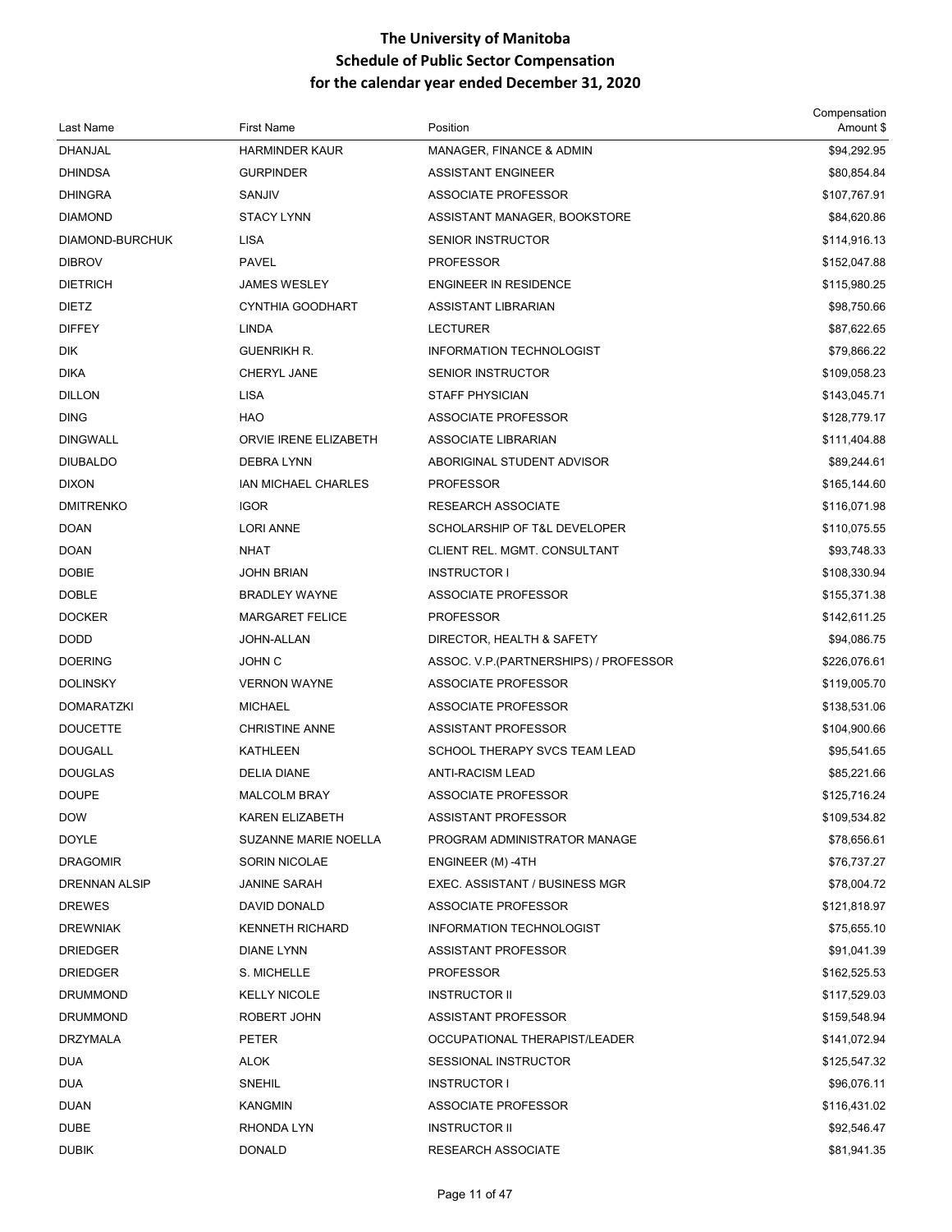# The University of Manitoba
## Schedule of Public Sector Compensation
## for the calendar year ended December 31, 2020

| Last Name | First Name | Position | Compensation Amount $ |
|---|---|---|---|
| DHANJAL | HARMINDER KAUR | MANAGER, FINANCE & ADMIN | $94,292.95 |
| DHINDSA | GURPINDER | ASSISTANT ENGINEER | $80,854.84 |
| DHINGRA | SANJIV | ASSOCIATE PROFESSOR | $107,767.91 |
| DIAMOND | STACY LYNN | ASSISTANT MANAGER, BOOKSTORE | $84,620.86 |
| DIAMOND-BURCHUK | LISA | SENIOR INSTRUCTOR | $114,916.13 |
| DIBROV | PAVEL | PROFESSOR | $152,047.88 |
| DIETRICH | JAMES WESLEY | ENGINEER IN RESIDENCE | $115,980.25 |
| DIETZ | CYNTHIA GOODHART | ASSISTANT LIBRARIAN | $98,750.66 |
| DIFFEY | LINDA | LECTURER | $87,622.65 |
| DIK | GUENRIKH R. | INFORMATION TECHNOLOGIST | $79,866.22 |
| DIKA | CHERYL JANE | SENIOR INSTRUCTOR | $109,058.23 |
| DILLON | LISA | STAFF PHYSICIAN | $143,045.71 |
| DING | HAO | ASSOCIATE PROFESSOR | $128,779.17 |
| DINGWALL | ORVIE IRENE ELIZABETH | ASSOCIATE LIBRARIAN | $111,404.88 |
| DIUBALDO | DEBRA LYNN | ABORIGINAL STUDENT ADVISOR | $89,244.61 |
| DIXON | IAN MICHAEL CHARLES | PROFESSOR | $165,144.60 |
| DMITRENKO | IGOR | RESEARCH ASSOCIATE | $116,071.98 |
| DOAN | LORI ANNE | SCHOLARSHIP OF T&L DEVELOPER | $110,075.55 |
| DOAN | NHAT | CLIENT REL. MGMT. CONSULTANT | $93,748.33 |
| DOBIE | JOHN BRIAN | INSTRUCTOR I | $108,330.94 |
| DOBLE | BRADLEY WAYNE | ASSOCIATE PROFESSOR | $155,371.38 |
| DOCKER | MARGARET FELICE | PROFESSOR | $142,611.25 |
| DODD | JOHN-ALLAN | DIRECTOR, HEALTH & SAFETY | $94,086.75 |
| DOERING | JOHN C | ASSOC. V.P.(PARTNERSHIPS) / PROFESSOR | $226,076.61 |
| DOLINSKY | VERNON WAYNE | ASSOCIATE PROFESSOR | $119,005.70 |
| DOMARATZKI | MICHAEL | ASSOCIATE PROFESSOR | $138,531.06 |
| DOUCETTE | CHRISTINE ANNE | ASSISTANT PROFESSOR | $104,900.66 |
| DOUGALL | KATHLEEN | SCHOOL THERAPY SVCS TEAM LEAD | $95,541.65 |
| DOUGLAS | DELIA DIANE | ANTI-RACISM LEAD | $85,221.66 |
| DOUPE | MALCOLM BRAY | ASSOCIATE PROFESSOR | $125,716.24 |
| DOW | KAREN ELIZABETH | ASSISTANT PROFESSOR | $109,534.82 |
| DOYLE | SUZANNE MARIE NOELLA | PROGRAM ADMINISTRATOR MANAGE | $78,656.61 |
| DRAGOMIR | SORIN NICOLAE | ENGINEER (M) -4TH | $76,737.27 |
| DRENNAN ALSIP | JANINE SARAH | EXEC. ASSISTANT / BUSINESS MGR | $78,004.72 |
| DREWES | DAVID DONALD | ASSOCIATE PROFESSOR | $121,818.97 |
| DREWNIAK | KENNETH RICHARD | INFORMATION TECHNOLOGIST | $75,655.10 |
| DRIEDGER | DIANE LYNN | ASSISTANT PROFESSOR | $91,041.39 |
| DRIEDGER | S. MICHELLE | PROFESSOR | $162,525.53 |
| DRUMMOND | KELLY NICOLE | INSTRUCTOR II | $117,529.03 |
| DRUMMOND | ROBERT JOHN | ASSISTANT PROFESSOR | $159,548.94 |
| DRZYMALA | PETER | OCCUPATIONAL THERAPIST/LEADER | $141,072.94 |
| DUA | ALOK | SESSIONAL INSTRUCTOR | $125,547.32 |
| DUA | SNEHIL | INSTRUCTOR I | $96,076.11 |
| DUAN | KANGMIN | ASSOCIATE PROFESSOR | $116,431.02 |
| DUBE | RHONDA LYN | INSTRUCTOR II | $92,546.47 |
| DUBIK | DONALD | RESEARCH ASSOCIATE | $81,941.35 |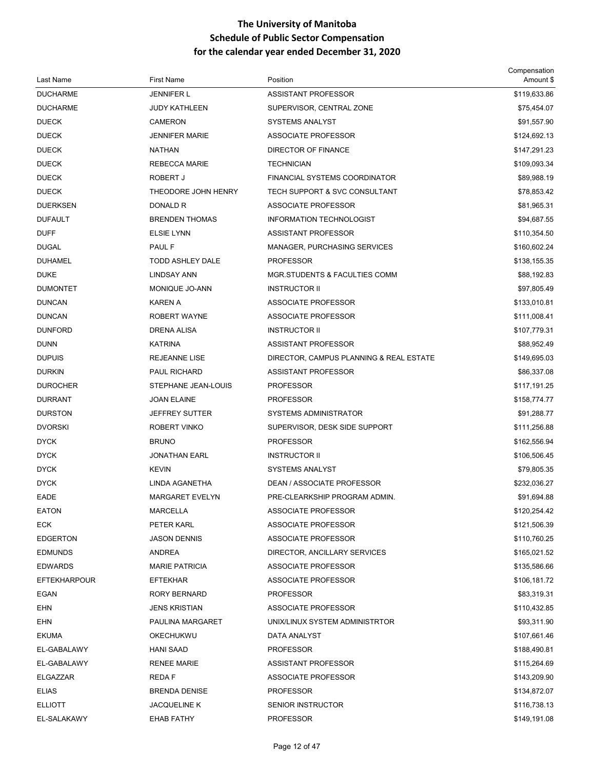# The University of Manitoba
## Schedule of Public Sector Compensation
## for the calendar year ended December 31, 2020

| Last Name | First Name | Position | Compensation Amount $ |
|---|---|---|---|
| DUCHARME | JENNIFER L | ASSISTANT PROFESSOR | $119,633.86 |
| DUCHARME | JUDY KATHLEEN | SUPERVISOR, CENTRAL ZONE | $75,454.07 |
| DUECK | CAMERON | SYSTEMS ANALYST | $91,557.90 |
| DUECK | JENNIFER MARIE | ASSOCIATE PROFESSOR | $124,692.13 |
| DUECK | NATHAN | DIRECTOR OF FINANCE | $147,291.23 |
| DUECK | REBECCA MARIE | TECHNICIAN | $109,093.34 |
| DUECK | ROBERT J | FINANCIAL SYSTEMS COORDINATOR | $89,988.19 |
| DUECK | THEODORE JOHN HENRY | TECH SUPPORT & SVC CONSULTANT | $78,853.42 |
| DUERKSEN | DONALD R | ASSOCIATE PROFESSOR | $81,965.31 |
| DUFAULT | BRENDEN THOMAS | INFORMATION TECHNOLOGIST | $94,687.55 |
| DUFF | ELSIE LYNN | ASSISTANT PROFESSOR | $110,354.50 |
| DUGAL | PAUL F | MANAGER, PURCHASING SERVICES | $160,602.24 |
| DUHAMEL | TODD ASHLEY DALE | PROFESSOR | $138,155.35 |
| DUKE | LINDSAY ANN | MGR.STUDENTS & FACULTIES COMM | $88,192.83 |
| DUMONTET | MONIQUE JO-ANN | INSTRUCTOR II | $97,805.49 |
| DUNCAN | KAREN A | ASSOCIATE PROFESSOR | $133,010.81 |
| DUNCAN | ROBERT WAYNE | ASSOCIATE PROFESSOR | $111,008.41 |
| DUNFORD | DRENA ALISA | INSTRUCTOR II | $107,779.31 |
| DUNN | KATRINA | ASSISTANT PROFESSOR | $88,952.49 |
| DUPUIS | REJEANNE LISE | DIRECTOR, CAMPUS PLANNING & REAL ESTATE | $149,695.03 |
| DURKIN | PAUL RICHARD | ASSISTANT PROFESSOR | $86,337.08 |
| DUROCHER | STEPHANE JEAN-LOUIS | PROFESSOR | $117,191.25 |
| DURRANT | JOAN ELAINE | PROFESSOR | $158,774.77 |
| DURSTON | JEFFREY SUTTER | SYSTEMS ADMINISTRATOR | $91,288.77 |
| DVORSKI | ROBERT VINKO | SUPERVISOR, DESK SIDE SUPPORT | $111,256.88 |
| DYCK | BRUNO | PROFESSOR | $162,556.94 |
| DYCK | JONATHAN EARL | INSTRUCTOR II | $106,506.45 |
| DYCK | KEVIN | SYSTEMS ANALYST | $79,805.35 |
| DYCK | LINDA AGANETHA | DEAN / ASSOCIATE PROFESSOR | $232,036.27 |
| EADE | MARGARET EVELYN | PRE-CLEARKSHIP PROGRAM ADMIN. | $91,694.88 |
| EATON | MARCELLA | ASSOCIATE PROFESSOR | $120,254.42 |
| ECK | PETER KARL | ASSOCIATE PROFESSOR | $121,506.39 |
| EDGERTON | JASON DENNIS | ASSOCIATE PROFESSOR | $110,760.25 |
| EDMUNDS | ANDREA | DIRECTOR, ANCILLARY SERVICES | $165,021.52 |
| EDWARDS | MARIE PATRICIA | ASSOCIATE PROFESSOR | $135,586.66 |
| EFTEKHARPOUR | EFTEKHAR | ASSOCIATE PROFESSOR | $106,181.72 |
| EGAN | RORY BERNARD | PROFESSOR | $83,319.31 |
| EHN | JENS KRISTIAN | ASSOCIATE PROFESSOR | $110,432.85 |
| EHN | PAULINA MARGARET | UNIX/LINUX SYSTEM ADMINISTRTOR | $93,311.90 |
| EKUMA | OKECHUKWU | DATA ANALYST | $107,661.46 |
| EL-GABALAWY | HANI SAAD | PROFESSOR | $188,490.81 |
| EL-GABALAWY | RENEE MARIE | ASSISTANT PROFESSOR | $115,264.69 |
| ELGAZZAR | REDA F | ASSOCIATE PROFESSOR | $143,209.90 |
| ELIAS | BRENDA DENISE | PROFESSOR | $134,872.07 |
| ELLIOTT | JACQUELINE K | SENIOR INSTRUCTOR | $116,738.13 |
| EL-SALAKAWY | EHAB FATHY | PROFESSOR | $149,191.08 |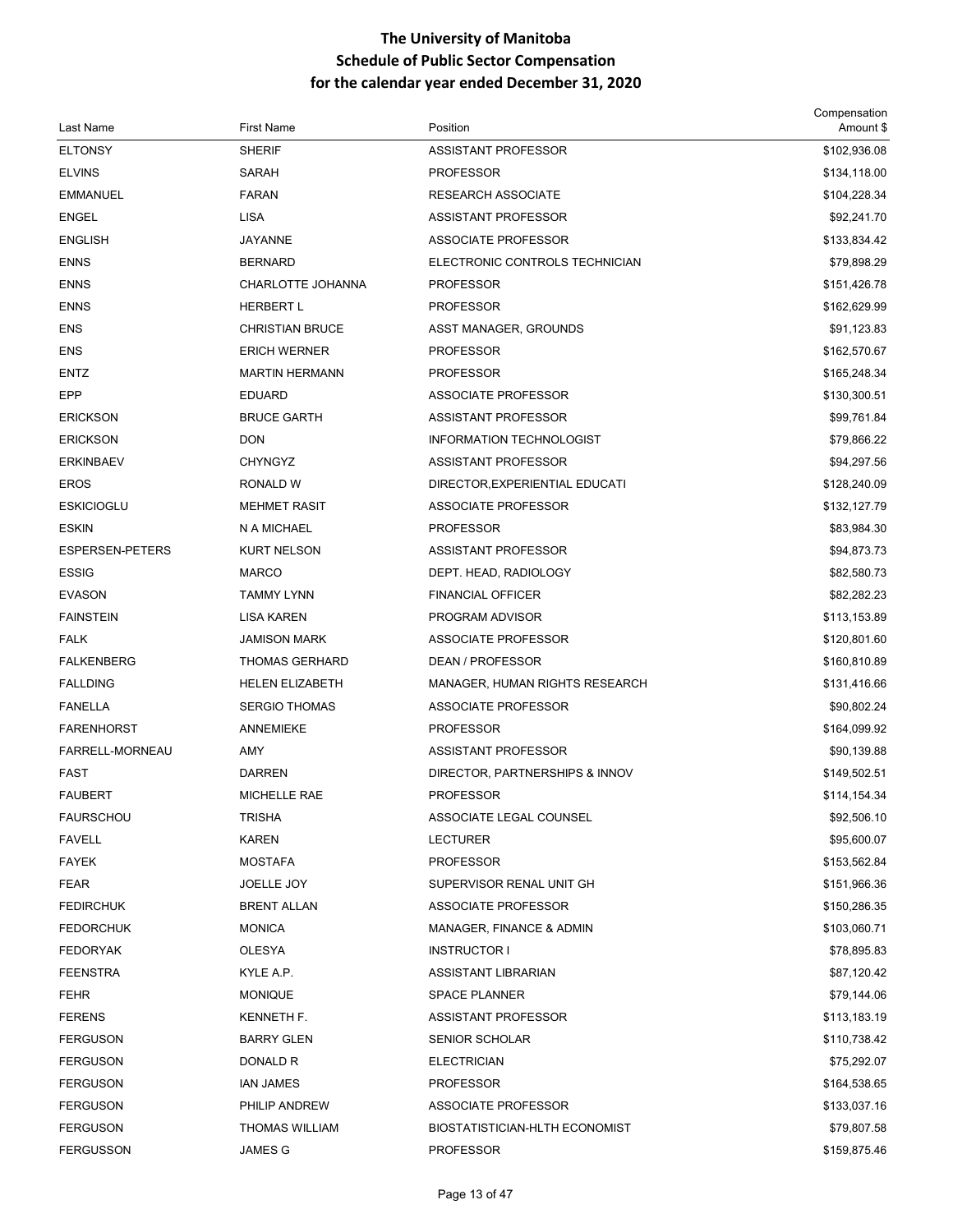# The University of Manitoba
## Schedule of Public Sector Compensation
## for the calendar year ended December 31, 2020

| Last Name | First Name | Position | Compensation Amount $ |
|---|---|---|---|
| ELTONSY | SHERIF | ASSISTANT PROFESSOR | $102,936.08 |
| ELVINS | SARAH | PROFESSOR | $134,118.00 |
| EMMANUEL | FARAN | RESEARCH ASSOCIATE | $104,228.34 |
| ENGEL | LISA | ASSISTANT PROFESSOR | $92,241.70 |
| ENGLISH | JAYANNE | ASSOCIATE PROFESSOR | $133,834.42 |
| ENNS | BERNARD | ELECTRONIC CONTROLS TECHNICIAN | $79,898.29 |
| ENNS | CHARLOTTE JOHANNA | PROFESSOR | $151,426.78 |
| ENNS | HERBERT L | PROFESSOR | $162,629.99 |
| ENS | CHRISTIAN BRUCE | ASST MANAGER, GROUNDS | $91,123.83 |
| ENS | ERICH WERNER | PROFESSOR | $162,570.67 |
| ENTZ | MARTIN HERMANN | PROFESSOR | $165,248.34 |
| EPP | EDUARD | ASSOCIATE PROFESSOR | $130,300.51 |
| ERICKSON | BRUCE GARTH | ASSISTANT PROFESSOR | $99,761.84 |
| ERICKSON | DON | INFORMATION TECHNOLOGIST | $79,866.22 |
| ERKINBAEV | CHYNGYZ | ASSISTANT PROFESSOR | $94,297.56 |
| EROS | RONALD W | DIRECTOR,EXPERIENTIAL EDUCATI | $128,240.09 |
| ESKICIOGLU | MEHMET RASIT | ASSOCIATE PROFESSOR | $132,127.79 |
| ESKIN | N A MICHAEL | PROFESSOR | $83,984.30 |
| ESPERSEN-PETERS | KURT NELSON | ASSISTANT PROFESSOR | $94,873.73 |
| ESSIG | MARCO | DEPT. HEAD, RADIOLOGY | $82,580.73 |
| EVASON | TAMMY LYNN | FINANCIAL OFFICER | $82,282.23 |
| FAINSTEIN | LISA KAREN | PROGRAM ADVISOR | $113,153.89 |
| FALK | JAMISON MARK | ASSOCIATE PROFESSOR | $120,801.60 |
| FALKENBERG | THOMAS GERHARD | DEAN / PROFESSOR | $160,810.89 |
| FALLDING | HELEN ELIZABETH | MANAGER, HUMAN RIGHTS RESEARCH | $131,416.66 |
| FANELLA | SERGIO THOMAS | ASSOCIATE PROFESSOR | $90,802.24 |
| FARENHORST | ANNEMIEKE | PROFESSOR | $164,099.92 |
| FARRELL-MORNEAU | AMY | ASSISTANT PROFESSOR | $90,139.88 |
| FAST | DARREN | DIRECTOR, PARTNERSHIPS & INNOV | $149,502.51 |
| FAUBERT | MICHELLE RAE | PROFESSOR | $114,154.34 |
| FAURSCHOU | TRISHA | ASSOCIATE LEGAL COUNSEL | $92,506.10 |
| FAVELL | KAREN | LECTURER | $95,600.07 |
| FAYEK | MOSTAFA | PROFESSOR | $153,562.84 |
| FEAR | JOELLE JOY | SUPERVISOR RENAL UNIT GH | $151,966.36 |
| FEDIRCHUK | BRENT ALLAN | ASSOCIATE PROFESSOR | $150,286.35 |
| FEDORCHUK | MONICA | MANAGER, FINANCE & ADMIN | $103,060.71 |
| FEDORYAK | OLESYA | INSTRUCTOR I | $78,895.83 |
| FEENSTRA | KYLE A.P. | ASSISTANT LIBRARIAN | $87,120.42 |
| FEHR | MONIQUE | SPACE PLANNER | $79,144.06 |
| FERENS | KENNETH F. | ASSISTANT PROFESSOR | $113,183.19 |
| FERGUSON | BARRY GLEN | SENIOR SCHOLAR | $110,738.42 |
| FERGUSON | DONALD R | ELECTRICIAN | $75,292.07 |
| FERGUSON | IAN JAMES | PROFESSOR | $164,538.65 |
| FERGUSON | PHILIP ANDREW | ASSOCIATE PROFESSOR | $133,037.16 |
| FERGUSON | THOMAS WILLIAM | BIOSTATISTICIAN-HLTH ECONOMIST | $79,807.58 |
| FERGUSSON | JAMES G | PROFESSOR | $159,875.46 |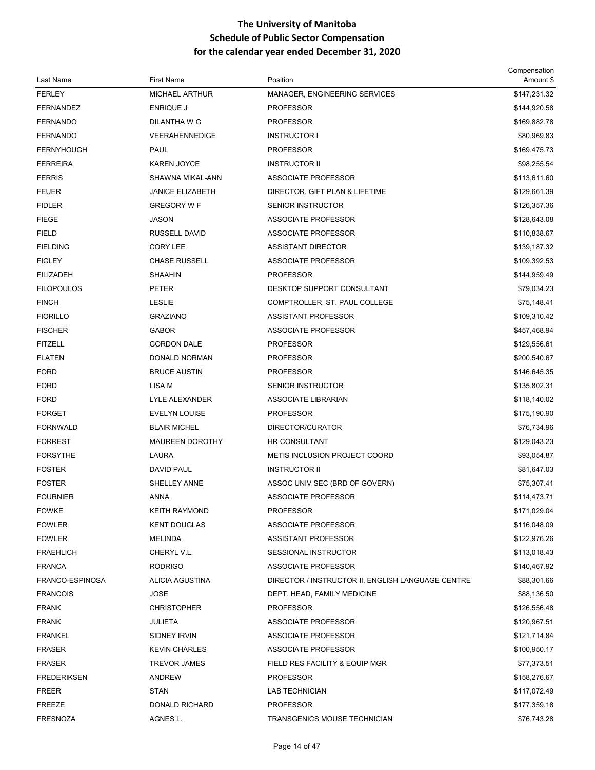# The University of Manitoba
## Schedule of Public Sector Compensation
## for the calendar year ended December 31, 2020

| Last Name | First Name | Position | Compensation Amount $ |
|---|---|---|---|
| FERLEY | MICHAEL ARTHUR | MANAGER, ENGINEERING SERVICES | $147,231.32 |
| FERNANDEZ | ENRIQUE J | PROFESSOR | $144,920.58 |
| FERNANDO | DILANTHA W G | PROFESSOR | $169,882.78 |
| FERNANDO | VEERAHENNEDIGE | INSTRUCTOR I | $80,969.83 |
| FERNYHOUGH | PAUL | PROFESSOR | $169,475.73 |
| FERREIRA | KAREN JOYCE | INSTRUCTOR II | $98,255.54 |
| FERRIS | SHAWNA MIKAL-ANN | ASSOCIATE PROFESSOR | $113,611.60 |
| FEUER | JANICE ELIZABETH | DIRECTOR, GIFT PLAN & LIFETIME | $129,661.39 |
| FIDLER | GREGORY W F | SENIOR INSTRUCTOR | $126,357.36 |
| FIEGE | JASON | ASSOCIATE PROFESSOR | $128,643.08 |
| FIELD | RUSSELL DAVID | ASSOCIATE PROFESSOR | $110,838.67 |
| FIELDING | CORY LEE | ASSISTANT DIRECTOR | $139,187.32 |
| FIGLEY | CHASE RUSSELL | ASSOCIATE PROFESSOR | $109,392.53 |
| FILIZADEH | SHAAHIN | PROFESSOR | $144,959.49 |
| FILOPOULOS | PETER | DESKTOP SUPPORT CONSULTANT | $79,034.23 |
| FINCH | LESLIE | COMPTROLLER, ST. PAUL COLLEGE | $75,148.41 |
| FIORILLO | GRAZIANO | ASSISTANT PROFESSOR | $109,310.42 |
| FISCHER | GABOR | ASSOCIATE PROFESSOR | $457,468.94 |
| FITZELL | GORDON DALE | PROFESSOR | $129,556.61 |
| FLATEN | DONALD NORMAN | PROFESSOR | $200,540.67 |
| FORD | BRUCE AUSTIN | PROFESSOR | $146,645.35 |
| FORD | LISA M | SENIOR INSTRUCTOR | $135,802.31 |
| FORD | LYLE ALEXANDER | ASSOCIATE LIBRARIAN | $118,140.02 |
| FORGET | EVELYN LOUISE | PROFESSOR | $175,190.90 |
| FORNWALD | BLAIR MICHEL | DIRECTOR/CURATOR | $76,734.96 |
| FORREST | MAUREEN DOROTHY | HR CONSULTANT | $129,043.23 |
| FORSYTHE | LAURA | METIS INCLUSION PROJECT COORD | $93,054.87 |
| FOSTER | DAVID PAUL | INSTRUCTOR II | $81,647.03 |
| FOSTER | SHELLEY ANNE | ASSOC UNIV SEC (BRD OF GOVERN) | $75,307.41 |
| FOURNIER | ANNA | ASSOCIATE PROFESSOR | $114,473.71 |
| FOWKE | KEITH RAYMOND | PROFESSOR | $171,029.04 |
| FOWLER | KENT DOUGLAS | ASSOCIATE PROFESSOR | $116,048.09 |
| FOWLER | MELINDA | ASSISTANT PROFESSOR | $122,976.26 |
| FRAEHLICH | CHERYL V.L. | SESSIONAL INSTRUCTOR | $113,018.43 |
| FRANCA | RODRIGO | ASSOCIATE PROFESSOR | $140,467.92 |
| FRANCO-ESPINOSA | ALICIA AGUSTINA | DIRECTOR / INSTRUCTOR II, ENGLISH LANGUAGE CENTRE | $88,301.66 |
| FRANCOIS | JOSE | DEPT. HEAD, FAMILY MEDICINE | $88,136.50 |
| FRANK | CHRISTOPHER | PROFESSOR | $126,556.48 |
| FRANK | JULIETA | ASSOCIATE PROFESSOR | $120,967.51 |
| FRANKEL | SIDNEY IRVIN | ASSOCIATE PROFESSOR | $121,714.84 |
| FRASER | KEVIN CHARLES | ASSOCIATE PROFESSOR | $100,950.17 |
| FRASER | TREVOR JAMES | FIELD RES FACILITY & EQUIP MGR | $77,373.51 |
| FREDERIKSEN | ANDREW | PROFESSOR | $158,276.67 |
| FREER | STAN | LAB TECHNICIAN | $117,072.49 |
| FREEZE | DONALD RICHARD | PROFESSOR | $177,359.18 |
| FRESNOZA | AGNES L. | TRANSGENICS MOUSE TECHNICIAN | $76,743.28 |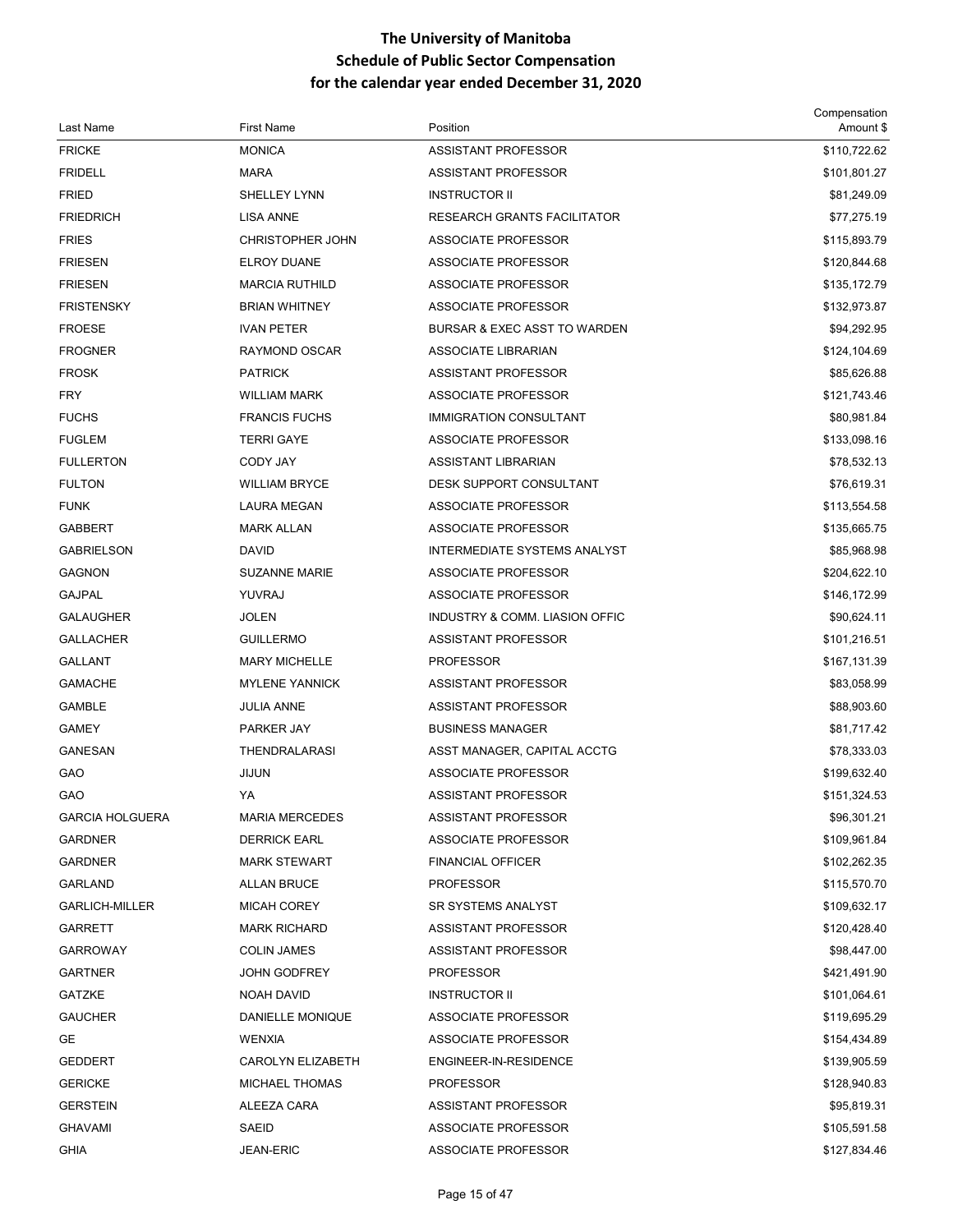# The University of Manitoba
## Schedule of Public Sector Compensation
## for the calendar year ended December 31, 2020

| Last Name | First Name | Position | Compensation Amount $ |
|---|---|---|---|
| FRICKE | MONICA | ASSISTANT PROFESSOR | $110,722.62 |
| FRIDELL | MARA | ASSISTANT PROFESSOR | $101,801.27 |
| FRIED | SHELLEY LYNN | INSTRUCTOR II | $81,249.09 |
| FRIEDRICH | LISA ANNE | RESEARCH GRANTS FACILITATOR | $77,275.19 |
| FRIES | CHRISTOPHER JOHN | ASSOCIATE PROFESSOR | $115,893.79 |
| FRIESEN | ELROY DUANE | ASSOCIATE PROFESSOR | $120,844.68 |
| FRIESEN | MARCIA RUTHILD | ASSOCIATE PROFESSOR | $135,172.79 |
| FRISTENSKY | BRIAN WHITNEY | ASSOCIATE PROFESSOR | $132,973.87 |
| FROESE | IVAN PETER | BURSAR & EXEC ASST TO WARDEN | $94,292.95 |
| FROGNER | RAYMOND OSCAR | ASSOCIATE LIBRARIAN | $124,104.69 |
| FROSK | PATRICK | ASSISTANT PROFESSOR | $85,626.88 |
| FRY | WILLIAM MARK | ASSOCIATE PROFESSOR | $121,743.46 |
| FUCHS | FRANCIS FUCHS | IMMIGRATION CONSULTANT | $80,981.84 |
| FUGLEM | TERRI GAYE | ASSOCIATE PROFESSOR | $133,098.16 |
| FULLERTON | CODY JAY | ASSISTANT LIBRARIAN | $78,532.13 |
| FULTON | WILLIAM BRYCE | DESK SUPPORT CONSULTANT | $76,619.31 |
| FUNK | LAURA MEGAN | ASSOCIATE PROFESSOR | $113,554.58 |
| GABBERT | MARK ALLAN | ASSOCIATE PROFESSOR | $135,665.75 |
| GABRIELSON | DAVID | INTERMEDIATE SYSTEMS ANALYST | $85,968.98 |
| GAGNON | SUZANNE MARIE | ASSOCIATE PROFESSOR | $204,622.10 |
| GAJPAL | YUVRAJ | ASSOCIATE PROFESSOR | $146,172.99 |
| GALAUGHER | JOLEN | INDUSTRY & COMM. LIASION OFFIC | $90,624.11 |
| GALLACHER | GUILLERMO | ASSISTANT PROFESSOR | $101,216.51 |
| GALLANT | MARY MICHELLE | PROFESSOR | $167,131.39 |
| GAMACHE | MYLENE YANNICK | ASSISTANT PROFESSOR | $83,058.99 |
| GAMBLE | JULIA ANNE | ASSISTANT PROFESSOR | $88,903.60 |
| GAMEY | PARKER JAY | BUSINESS MANAGER | $81,717.42 |
| GANESAN | THENDRALARASI | ASST MANAGER, CAPITAL ACCTG | $78,333.03 |
| GAO | JIJUN | ASSOCIATE PROFESSOR | $199,632.40 |
| GAO | YA | ASSISTANT PROFESSOR | $151,324.53 |
| GARCIA HOLGUERA | MARIA MERCEDES | ASSISTANT PROFESSOR | $96,301.21 |
| GARDNER | DERRICK EARL | ASSOCIATE PROFESSOR | $109,961.84 |
| GARDNER | MARK STEWART | FINANCIAL OFFICER | $102,262.35 |
| GARLAND | ALLAN BRUCE | PROFESSOR | $115,570.70 |
| GARLICH-MILLER | MICAH COREY | SR SYSTEMS ANALYST | $109,632.17 |
| GARRETT | MARK RICHARD | ASSISTANT PROFESSOR | $120,428.40 |
| GARROWAY | COLIN JAMES | ASSISTANT PROFESSOR | $98,447.00 |
| GARTNER | JOHN GODFREY | PROFESSOR | $421,491.90 |
| GATZKE | NOAH DAVID | INSTRUCTOR II | $101,064.61 |
| GAUCHER | DANIELLE MONIQUE | ASSOCIATE PROFESSOR | $119,695.29 |
| GE | WENXIA | ASSOCIATE PROFESSOR | $154,434.89 |
| GEDDERT | CAROLYN ELIZABETH | ENGINEER-IN-RESIDENCE | $139,905.59 |
| GERICKE | MICHAEL THOMAS | PROFESSOR | $128,940.83 |
| GERSTEIN | ALEEZA CARA | ASSISTANT PROFESSOR | $95,819.31 |
| GHAVAMI | SAEID | ASSOCIATE PROFESSOR | $105,591.58 |
| GHIA | JEAN-ERIC | ASSOCIATE PROFESSOR | $127,834.46 |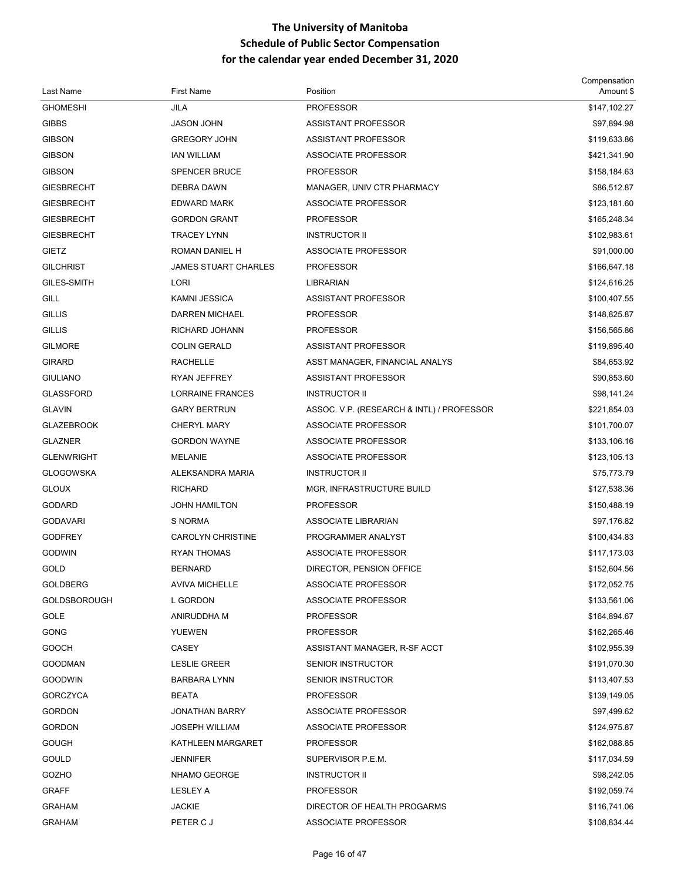# The University of Manitoba
## Schedule of Public Sector Compensation
## for the calendar year ended December 31, 2020

| Last Name | First Name | Position | Compensation Amount $ |
|---|---|---|---|
| GHOMESHI | JILA | PROFESSOR | $147,102.27 |
| GIBBS | JASON JOHN | ASSISTANT PROFESSOR | $97,894.98 |
| GIBSON | GREGORY JOHN | ASSISTANT PROFESSOR | $119,633.86 |
| GIBSON | IAN WILLIAM | ASSOCIATE PROFESSOR | $421,341.90 |
| GIBSON | SPENCER BRUCE | PROFESSOR | $158,184.63 |
| GIESBRECHT | DEBRA DAWN | MANAGER, UNIV CTR PHARMACY | $86,512.87 |
| GIESBRECHT | EDWARD MARK | ASSOCIATE PROFESSOR | $123,181.60 |
| GIESBRECHT | GORDON GRANT | PROFESSOR | $165,248.34 |
| GIESBRECHT | TRACEY LYNN | INSTRUCTOR II | $102,983.61 |
| GIETZ | ROMAN DANIEL H | ASSOCIATE PROFESSOR | $91,000.00 |
| GILCHRIST | JAMES STUART CHARLES | PROFESSOR | $166,647.18 |
| GILES-SMITH | LORI | LIBRARIAN | $124,616.25 |
| GILL | KAMNI JESSICA | ASSISTANT PROFESSOR | $100,407.55 |
| GILLIS | DARREN MICHAEL | PROFESSOR | $148,825.87 |
| GILLIS | RICHARD JOHANN | PROFESSOR | $156,565.86 |
| GILMORE | COLIN GERALD | ASSISTANT PROFESSOR | $119,895.40 |
| GIRARD | RACHELLE | ASST MANAGER, FINANCIAL ANALYS | $84,653.92 |
| GIULIANO | RYAN JEFFREY | ASSISTANT PROFESSOR | $90,853.60 |
| GLASSFORD | LORRAINE FRANCES | INSTRUCTOR II | $98,141.24 |
| GLAVIN | GARY BERTRUN | ASSOC. V.P. (RESEARCH & INTL) / PROFESSOR | $221,854.03 |
| GLAZEBROOK | CHERYL MARY | ASSOCIATE PROFESSOR | $101,700.07 |
| GLAZNER | GORDON WAYNE | ASSOCIATE PROFESSOR | $133,106.16 |
| GLENWRIGHT | MELANIE | ASSOCIATE PROFESSOR | $123,105.13 |
| GLOGOWSKA | ALEKSANDRA MARIA | INSTRUCTOR II | $75,773.79 |
| GLOUX | RICHARD | MGR, INFRASTRUCTURE BUILD | $127,538.36 |
| GODARD | JOHN HAMILTON | PROFESSOR | $150,488.19 |
| GODAVARI | S NORMA | ASSOCIATE LIBRARIAN | $97,176.82 |
| GODFREY | CAROLYN CHRISTINE | PROGRAMMER ANALYST | $100,434.83 |
| GODWIN | RYAN THOMAS | ASSOCIATE PROFESSOR | $117,173.03 |
| GOLD | BERNARD | DIRECTOR, PENSION OFFICE | $152,604.56 |
| GOLDBERG | AVIVA MICHELLE | ASSOCIATE PROFESSOR | $172,052.75 |
| GOLDSBOROUGH | L GORDON | ASSOCIATE PROFESSOR | $133,561.06 |
| GOLE | ANIRUDDHA M | PROFESSOR | $164,894.67 |
| GONG | YUEWEN | PROFESSOR | $162,265.46 |
| GOOCH | CASEY | ASSISTANT MANAGER, R-SF ACCT | $102,955.39 |
| GOODMAN | LESLIE GREER | SENIOR INSTRUCTOR | $191,070.30 |
| GOODWIN | BARBARA LYNN | SENIOR INSTRUCTOR | $113,407.53 |
| GORCZYCA | BEATA | PROFESSOR | $139,149.05 |
| GORDON | JONATHAN BARRY | ASSOCIATE PROFESSOR | $97,499.62 |
| GORDON | JOSEPH WILLIAM | ASSOCIATE PROFESSOR | $124,975.87 |
| GOUGH | KATHLEEN MARGARET | PROFESSOR | $162,088.85 |
| GOULD | JENNIFER | SUPERVISOR P.E.M. | $117,034.59 |
| GOZHO | NHAMO GEORGE | INSTRUCTOR II | $98,242.05 |
| GRAFF | LESLEY A | PROFESSOR | $192,059.74 |
| GRAHAM | JACKIE | DIRECTOR OF HEALTH PROGARMS | $116,741.06 |
| GRAHAM | PETER C J | ASSOCIATE PROFESSOR | $108,834.44 |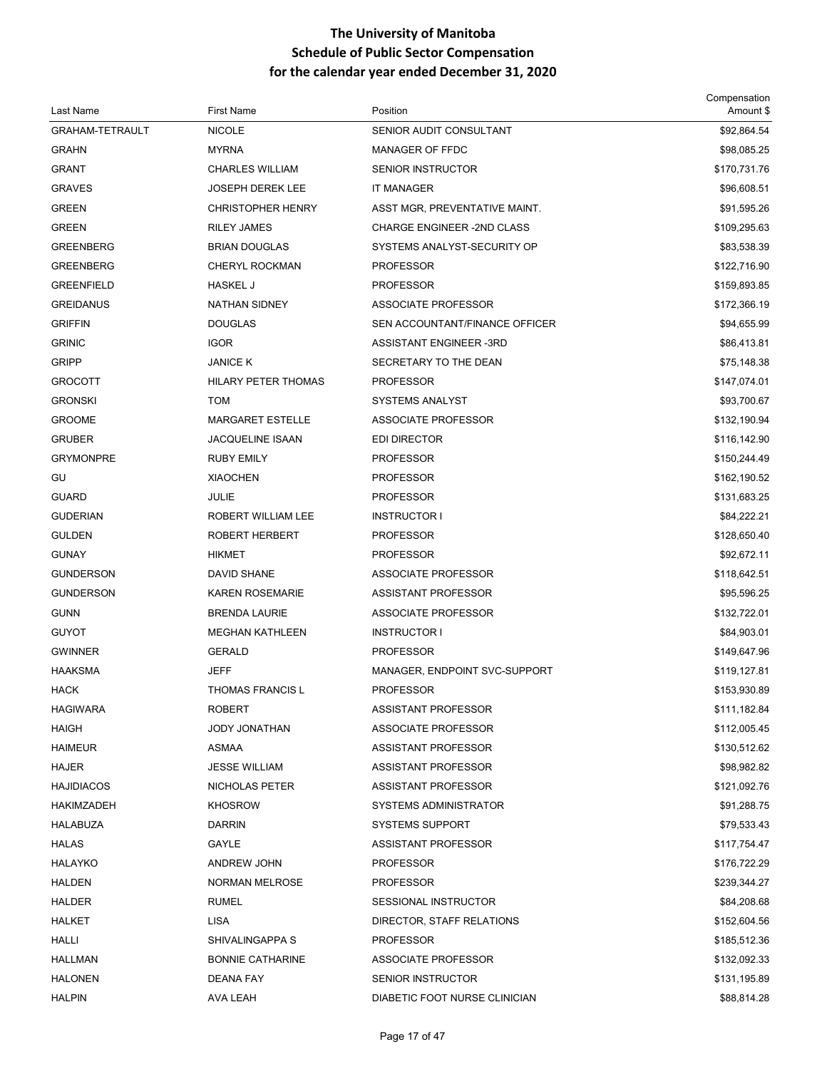# The University of Manitoba
## Schedule of Public Sector Compensation
## for the calendar year ended December 31, 2020

| Last Name | First Name | Position | Compensation Amount $ |
|---|---|---|---|
| GRAHAM-TETRAULT | NICOLE | SENIOR AUDIT CONSULTANT | $92,864.54 |
| GRAHN | MYRNA | MANAGER OF FFDC | $98,085.25 |
| GRANT | CHARLES WILLIAM | SENIOR INSTRUCTOR | $170,731.76 |
| GRAVES | JOSEPH DEREK LEE | IT MANAGER | $96,608.51 |
| GREEN | CHRISTOPHER HENRY | ASST MGR, PREVENTATIVE MAINT. | $91,595.26 |
| GREEN | RILEY JAMES | CHARGE ENGINEER -2ND CLASS | $109,295.63 |
| GREENBERG | BRIAN DOUGLAS | SYSTEMS ANALYST-SECURITY OP | $83,538.39 |
| GREENBERG | CHERYL ROCKMAN | PROFESSOR | $122,716.90 |
| GREENFIELD | HASKEL J | PROFESSOR | $159,893.85 |
| GREIDANUS | NATHAN SIDNEY | ASSOCIATE PROFESSOR | $172,366.19 |
| GRIFFIN | DOUGLAS | SEN ACCOUNTANT/FINANCE OFFICER | $94,655.99 |
| GRINIC | IGOR | ASSISTANT ENGINEER -3RD | $86,413.81 |
| GRIPP | JANICE K | SECRETARY TO THE DEAN | $75,148.38 |
| GROCOTT | HILARY PETER THOMAS | PROFESSOR | $147,074.01 |
| GRONSKI | TOM | SYSTEMS ANALYST | $93,700.67 |
| GROOME | MARGARET ESTELLE | ASSOCIATE PROFESSOR | $132,190.94 |
| GRUBER | JACQUELINE ISAAN | EDI DIRECTOR | $116,142.90 |
| GRYMONPRE | RUBY EMILY | PROFESSOR | $150,244.49 |
| GU | XIAOCHEN | PROFESSOR | $162,190.52 |
| GUARD | JULIE | PROFESSOR | $131,683.25 |
| GUDERIAN | ROBERT WILLIAM LEE | INSTRUCTOR I | $84,222.21 |
| GULDEN | ROBERT HERBERT | PROFESSOR | $128,650.40 |
| GUNAY | HIKMET | PROFESSOR | $92,672.11 |
| GUNDERSON | DAVID SHANE | ASSOCIATE PROFESSOR | $118,642.51 |
| GUNDERSON | KAREN ROSEMARIE | ASSISTANT PROFESSOR | $95,596.25 |
| GUNN | BRENDA LAURIE | ASSOCIATE PROFESSOR | $132,722.01 |
| GUYOT | MEGHAN KATHLEEN | INSTRUCTOR I | $84,903.01 |
| GWINNER | GERALD | PROFESSOR | $149,647.96 |
| HAAKSMA | JEFF | MANAGER, ENDPOINT SVC-SUPPORT | $119,127.81 |
| HACK | THOMAS FRANCIS L | PROFESSOR | $153,930.89 |
| HAGIWARA | ROBERT | ASSISTANT PROFESSOR | $111,182.84 |
| HAIGH | JODY JONATHAN | ASSOCIATE PROFESSOR | $112,005.45 |
| HAIMEUR | ASMAA | ASSISTANT PROFESSOR | $130,512.62 |
| HAJER | JESSE WILLIAM | ASSISTANT PROFESSOR | $98,982.82 |
| HAJIDIACOS | NICHOLAS PETER | ASSISTANT PROFESSOR | $121,092.76 |
| HAKIMZADEH | KHOSROW | SYSTEMS ADMINISTRATOR | $91,288.75 |
| HALABUZA | DARRIN | SYSTEMS SUPPORT | $79,533.43 |
| HALAS | GAYLE | ASSISTANT PROFESSOR | $117,754.47 |
| HALAYKO | ANDREW JOHN | PROFESSOR | $176,722.29 |
| HALDEN | NORMAN MELROSE | PROFESSOR | $239,344.27 |
| HALDER | RUMEL | SESSIONAL INSTRUCTOR | $84,208.68 |
| HALKET | LISA | DIRECTOR, STAFF RELATIONS | $152,604.56 |
| HALLI | SHIVALINGAPPA S | PROFESSOR | $185,512.36 |
| HALLMAN | BONNIE CATHARINE | ASSOCIATE PROFESSOR | $132,092.33 |
| HALONEN | DEANA FAY | SENIOR INSTRUCTOR | $131,195.89 |
| HALPIN | AVA LEAH | DIABETIC FOOT NURSE CLINICIAN | $88,814.28 |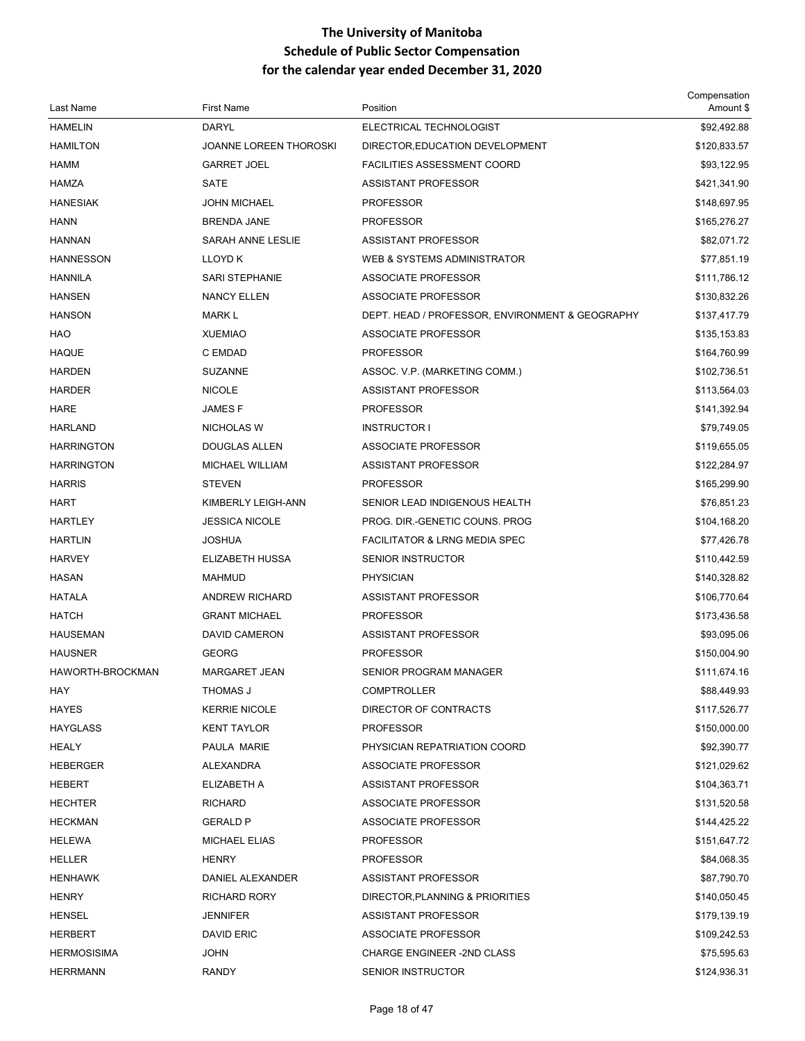# The University of Manitoba
## Schedule of Public Sector Compensation
## for the calendar year ended December 31, 2020

| Last Name | First Name | Position | Compensation Amount $ |
|---|---|---|---|
| HAMELIN | DARYL | ELECTRICAL TECHNOLOGIST | $92,492.88 |
| HAMILTON | JOANNE LOREEN THOROSKI | DIRECTOR,EDUCATION DEVELOPMENT | $120,833.57 |
| HAMM | GARRET JOEL | FACILITIES ASSESSMENT COORD | $93,122.95 |
| HAMZA | SATE | ASSISTANT PROFESSOR | $421,341.90 |
| HANESIAK | JOHN MICHAEL | PROFESSOR | $148,697.95 |
| HANN | BRENDA JANE | PROFESSOR | $165,276.27 |
| HANNAN | SARAH ANNE LESLIE | ASSISTANT PROFESSOR | $82,071.72 |
| HANNESSON | LLOYD K | WEB & SYSTEMS ADMINISTRATOR | $77,851.19 |
| HANNILA | SARI STEPHANIE | ASSOCIATE PROFESSOR | $111,786.12 |
| HANSEN | NANCY ELLEN | ASSOCIATE PROFESSOR | $130,832.26 |
| HANSON | MARK L | DEPT. HEAD / PROFESSOR, ENVIRONMENT & GEOGRAPHY | $137,417.79 |
| HAO | XUEMIAO | ASSOCIATE PROFESSOR | $135,153.83 |
| HAQUE | C EMDAD | PROFESSOR | $164,760.99 |
| HARDEN | SUZANNE | ASSOC. V.P. (MARKETING COMM.) | $102,736.51 |
| HARDER | NICOLE | ASSISTANT PROFESSOR | $113,564.03 |
| HARE | JAMES F | PROFESSOR | $141,392.94 |
| HARLAND | NICHOLAS W | INSTRUCTOR I | $79,749.05 |
| HARRINGTON | DOUGLAS ALLEN | ASSOCIATE PROFESSOR | $119,655.05 |
| HARRINGTON | MICHAEL WILLIAM | ASSISTANT PROFESSOR | $122,284.97 |
| HARRIS | STEVEN | PROFESSOR | $165,299.90 |
| HART | KIMBERLY LEIGH-ANN | SENIOR LEAD INDIGENOUS HEALTH | $76,851.23 |
| HARTLEY | JESSICA NICOLE | PROG. DIR.-GENETIC COUNS. PROG | $104,168.20 |
| HARTLIN | JOSHUA | FACILITATOR & LRNG MEDIA SPEC | $77,426.78 |
| HARVEY | ELIZABETH HUSSA | SENIOR INSTRUCTOR | $110,442.59 |
| HASAN | MAHMUD | PHYSICIAN | $140,328.82 |
| HATALA | ANDREW RICHARD | ASSISTANT PROFESSOR | $106,770.64 |
| HATCH | GRANT MICHAEL | PROFESSOR | $173,436.58 |
| HAUSEMAN | DAVID CAMERON | ASSISTANT PROFESSOR | $93,095.06 |
| HAUSNER | GEORG | PROFESSOR | $150,004.90 |
| HAWORTH-BROCKMAN | MARGARET JEAN | SENIOR PROGRAM MANAGER | $111,674.16 |
| HAY | THOMAS J | COMPTROLLER | $88,449.93 |
| HAYES | KERRIE NICOLE | DIRECTOR OF CONTRACTS | $117,526.77 |
| HAYGLASS | KENT TAYLOR | PROFESSOR | $150,000.00 |
| HEALY | PAULA MARIE | PHYSICIAN REPATRIATION COORD | $92,390.77 |
| HEBERGER | ALEXANDRA | ASSOCIATE PROFESSOR | $121,029.62 |
| HEBERT | ELIZABETH A | ASSISTANT PROFESSOR | $104,363.71 |
| HECHTER | RICHARD | ASSOCIATE PROFESSOR | $131,520.58 |
| HECKMAN | GERALD P | ASSOCIATE PROFESSOR | $144,425.22 |
| HELEWA | MICHAEL ELIAS | PROFESSOR | $151,647.72 |
| HELLER | HENRY | PROFESSOR | $84,068.35 |
| HENHAWK | DANIEL ALEXANDER | ASSISTANT PROFESSOR | $87,790.70 |
| HENRY | RICHARD RORY | DIRECTOR,PLANNING & PRIORITIES | $140,050.45 |
| HENSEL | JENNIFER | ASSISTANT PROFESSOR | $179,139.19 |
| HERBERT | DAVID ERIC | ASSOCIATE PROFESSOR | $109,242.53 |
| HERMOSISIMA | JOHN | CHARGE ENGINEER -2ND CLASS | $75,595.63 |
| HERRMANN | RANDY | SENIOR INSTRUCTOR | $124,936.31 |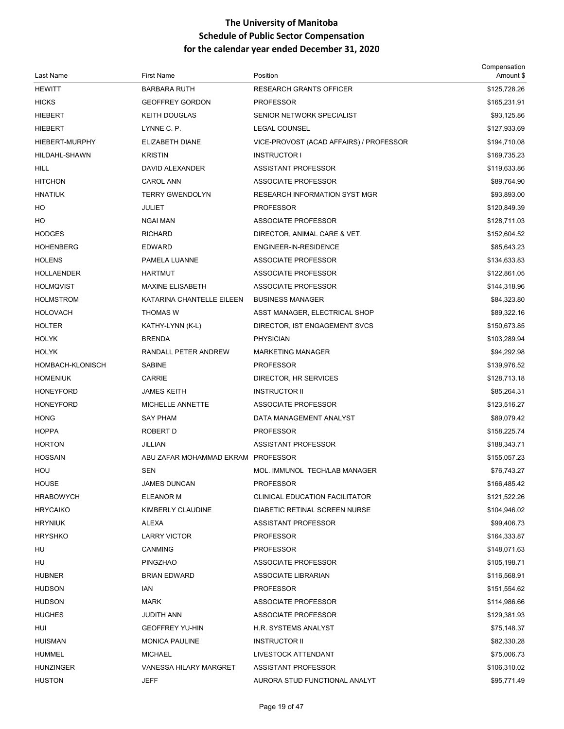# The University of Manitoba
## Schedule of Public Sector Compensation
## for the calendar year ended December 31, 2020

| Last Name | First Name | Position | Compensation Amount $ |
|---|---|---|---|
| HEWITT | BARBARA RUTH | RESEARCH GRANTS OFFICER | $125,728.26 |
| HICKS | GEOFFREY GORDON | PROFESSOR | $165,231.91 |
| HIEBERT | KEITH DOUGLAS | SENIOR NETWORK SPECIALIST | $93,125.86 |
| HIEBERT | LYNNE C. P. | LEGAL COUNSEL | $127,933.69 |
| HIEBERT-MURPHY | ELIZABETH DIANE | VICE-PROVOST (ACAD AFFAIRS) / PROFESSOR | $194,710.08 |
| HILDAHL-SHAWN | KRISTIN | INSTRUCTOR I | $169,735.23 |
| HILL | DAVID ALEXANDER | ASSISTANT PROFESSOR | $119,633.86 |
| HITCHON | CAROL ANN | ASSOCIATE PROFESSOR | $89,764.90 |
| HNATIUK | TERRY GWENDOLYN | RESEARCH INFORMATION SYST MGR | $93,893.00 |
| HO | JULIET | PROFESSOR | $120,849.39 |
| HO | NGAI MAN | ASSOCIATE PROFESSOR | $128,711.03 |
| HODGES | RICHARD | DIRECTOR, ANIMAL CARE & VET. | $152,604.52 |
| HOHENBERG | EDWARD | ENGINEER-IN-RESIDENCE | $85,643.23 |
| HOLENS | PAMELA LUANNE | ASSOCIATE PROFESSOR | $134,633.83 |
| HOLLAENDER | HARTMUT | ASSOCIATE PROFESSOR | $122,861.05 |
| HOLMQVIST | MAXINE ELISABETH | ASSOCIATE PROFESSOR | $144,318.96 |
| HOLMSTROM | KATARINA CHANTELLE EILEEN | BUSINESS MANAGER | $84,323.80 |
| HOLOVACH | THOMAS W | ASST MANAGER, ELECTRICAL SHOP | $89,322.16 |
| HOLTER | KATHY-LYNN (K-L) | DIRECTOR, IST ENGAGEMENT SVCS | $150,673.85 |
| HOLYK | BRENDA | PHYSICIAN | $103,289.94 |
| HOLYK | RANDALL PETER ANDREW | MARKETING MANAGER | $94,292.98 |
| HOMBACH-KLONISCH | SABINE | PROFESSOR | $139,976.52 |
| HOMENIUK | CARRIE | DIRECTOR, HR SERVICES | $128,713.18 |
| HONEYFORD | JAMES KEITH | INSTRUCTOR II | $85,264.31 |
| HONEYFORD | MICHELLE ANNETTE | ASSOCIATE PROFESSOR | $123,516.27 |
| HONG | SAY PHAM | DATA MANAGEMENT ANALYST | $89,079.42 |
| HOPPA | ROBERT D | PROFESSOR | $158,225.74 |
| HORTON | JILLIAN | ASSISTANT PROFESSOR | $188,343.71 |
| HOSSAIN | ABU ZAFAR MOHAMMAD EKRAM | PROFESSOR | $155,057.23 |
| HOU | SEN | MOL. IMMUNOL TECH/LAB MANAGER | $76,743.27 |
| HOUSE | JAMES DUNCAN | PROFESSOR | $166,485.42 |
| HRABOWYCH | ELEANOR M | CLINICAL EDUCATION FACILITATOR | $121,522.26 |
| HRYCAIKO | KIMBERLY CLAUDINE | DIABETIC RETINAL SCREEN NURSE | $104,946.02 |
| HRYNIUK | ALEXA | ASSISTANT PROFESSOR | $99,406.73 |
| HRYSHKO | LARRY VICTOR | PROFESSOR | $164,333.87 |
| HU | CANMING | PROFESSOR | $148,071.63 |
| HU | PINGZHAO | ASSOCIATE PROFESSOR | $105,198.71 |
| HUBNER | BRIAN EDWARD | ASSOCIATE LIBRARIAN | $116,568.91 |
| HUDSON | IAN | PROFESSOR | $151,554.62 |
| HUDSON | MARK | ASSOCIATE PROFESSOR | $114,986.66 |
| HUGHES | JUDITH ANN | ASSOCIATE PROFESSOR | $129,381.93 |
| HUI | GEOFFREY YU-HIN | H.R. SYSTEMS ANALYST | $75,148.37 |
| HUISMAN | MONICA PAULINE | INSTRUCTOR II | $82,330.28 |
| HUMMEL | MICHAEL | LIVESTOCK ATTENDANT | $75,006.73 |
| HUNZINGER | VANESSA HILARY MARGRET | ASSISTANT PROFESSOR | $106,310.02 |
| HUSTON | JEFF | AURORA STUD FUNCTIONAL ANALYT | $95,771.49 |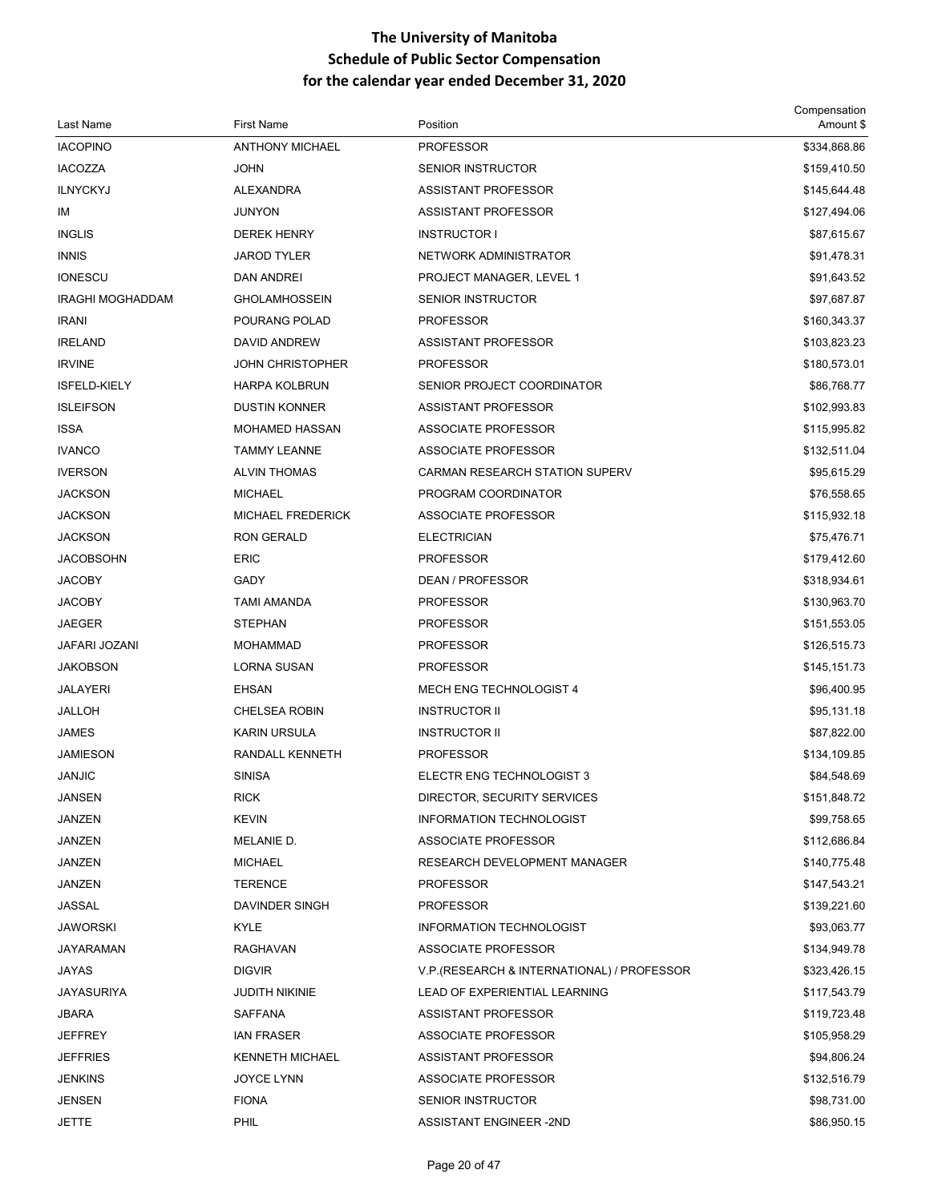# The University of Manitoba
## Schedule of Public Sector Compensation
## for the calendar year ended December 31, 2020

| Last Name | First Name | Position | Compensation Amount $ |
|---|---|---|---|
| IACOPINO | ANTHONY MICHAEL | PROFESSOR | $334,868.86 |
| IACOZZA | JOHN | SENIOR INSTRUCTOR | $159,410.50 |
| ILNYCKYJ | ALEXANDRA | ASSISTANT PROFESSOR | $145,644.48 |
| IM | JUNYON | ASSISTANT PROFESSOR | $127,494.06 |
| INGLIS | DEREK HENRY | INSTRUCTOR I | $87,615.67 |
| INNIS | JAROD TYLER | NETWORK ADMINISTRATOR | $91,478.31 |
| IONESCU | DAN ANDREI | PROJECT MANAGER, LEVEL 1 | $91,643.52 |
| IRAGHI MOGHADDAM | GHOLAMHOSSEIN | SENIOR INSTRUCTOR | $97,687.87 |
| IRANI | POURANG POLAD | PROFESSOR | $160,343.37 |
| IRELAND | DAVID ANDREW | ASSISTANT PROFESSOR | $103,823.23 |
| IRVINE | JOHN CHRISTOPHER | PROFESSOR | $180,573.01 |
| ISFELD-KIELY | HARPA KOLBRUN | SENIOR PROJECT COORDINATOR | $86,768.77 |
| ISLEIFSON | DUSTIN KONNER | ASSISTANT PROFESSOR | $102,993.83 |
| ISSA | MOHAMED HASSAN | ASSOCIATE PROFESSOR | $115,995.82 |
| IVANCO | TAMMY LEANNE | ASSOCIATE PROFESSOR | $132,511.04 |
| IVERSON | ALVIN THOMAS | CARMAN RESEARCH STATION SUPERV | $95,615.29 |
| JACKSON | MICHAEL | PROGRAM COORDINATOR | $76,558.65 |
| JACKSON | MICHAEL FREDERICK | ASSOCIATE PROFESSOR | $115,932.18 |
| JACKSON | RON GERALD | ELECTRICIAN | $75,476.71 |
| JACOBSOHN | ERIC | PROFESSOR | $179,412.60 |
| JACOBY | GADY | DEAN / PROFESSOR | $318,934.61 |
| JACOBY | TAMI AMANDA | PROFESSOR | $130,963.70 |
| JAEGER | STEPHAN | PROFESSOR | $151,553.05 |
| JAFARI JOZANI | MOHAMMAD | PROFESSOR | $126,515.73 |
| JAKOBSON | LORNA SUSAN | PROFESSOR | $145,151.73 |
| JALAYERI | EHSAN | MECH ENG TECHNOLOGIST 4 | $96,400.95 |
| JALLOH | CHELSEA ROBIN | INSTRUCTOR II | $95,131.18 |
| JAMES | KARIN URSULA | INSTRUCTOR II | $87,822.00 |
| JAMIESON | RANDALL KENNETH | PROFESSOR | $134,109.85 |
| JANJIC | SINISA | ELECTR ENG TECHNOLOGIST 3 | $84,548.69 |
| JANSEN | RICK | DIRECTOR, SECURITY SERVICES | $151,848.72 |
| JANZEN | KEVIN | INFORMATION TECHNOLOGIST | $99,758.65 |
| JANZEN | MELANIE D. | ASSOCIATE PROFESSOR | $112,686.84 |
| JANZEN | MICHAEL | RESEARCH DEVELOPMENT MANAGER | $140,775.48 |
| JANZEN | TERENCE | PROFESSOR | $147,543.21 |
| JASSAL | DAVINDER SINGH | PROFESSOR | $139,221.60 |
| JAWORSKI | KYLE | INFORMATION TECHNOLOGIST | $93,063.77 |
| JAYARAMAN | RAGHAVAN | ASSOCIATE PROFESSOR | $134,949.78 |
| JAYAS | DIGVIR | V.P.(RESEARCH & INTERNATIONAL) / PROFESSOR | $323,426.15 |
| JAYASURIYA | JUDITH NIKINIE | LEAD OF EXPERIENTIAL LEARNING | $117,543.79 |
| JBARA | SAFFANA | ASSISTANT PROFESSOR | $119,723.48 |
| JEFFREY | IAN FRASER | ASSOCIATE PROFESSOR | $105,958.29 |
| JEFFRIES | KENNETH MICHAEL | ASSISTANT PROFESSOR | $94,806.24 |
| JENKINS | JOYCE LYNN | ASSOCIATE PROFESSOR | $132,516.79 |
| JENSEN | FIONA | SENIOR INSTRUCTOR | $98,731.00 |
| JETTE | PHIL | ASSISTANT ENGINEER -2ND | $86,950.15 |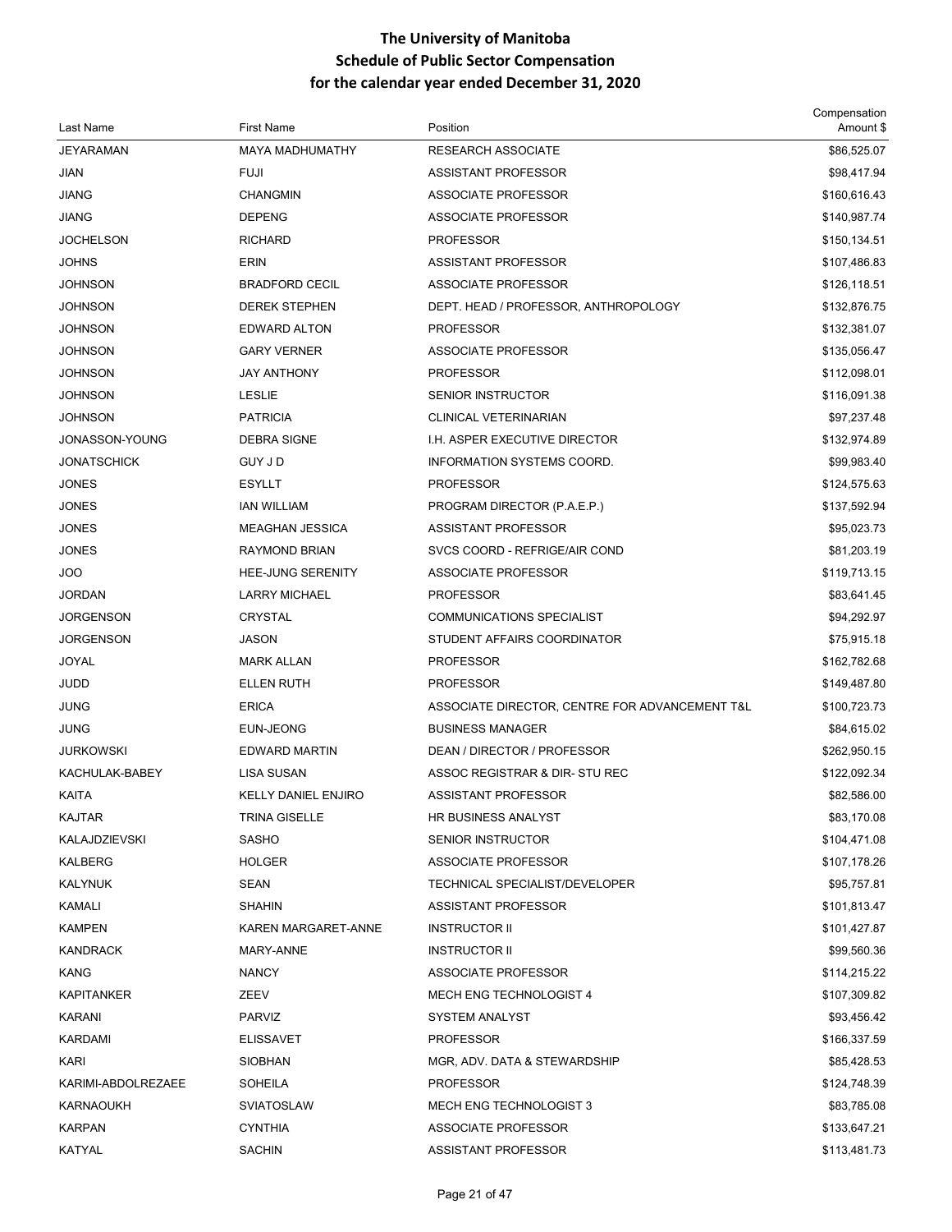# The University of Manitoba
## Schedule of Public Sector Compensation
## for the calendar year ended December 31, 2020

| Last Name | First Name | Position | Compensation Amount $ |
|---|---|---|---|
| JEYARAMAN | MAYA MADHUMATHY | RESEARCH ASSOCIATE | $86,525.07 |
| JIAN | FUJI | ASSISTANT PROFESSOR | $98,417.94 |
| JIANG | CHANGMIN | ASSOCIATE PROFESSOR | $160,616.43 |
| JIANG | DEPENG | ASSOCIATE PROFESSOR | $140,987.74 |
| JOCHELSON | RICHARD | PROFESSOR | $150,134.51 |
| JOHNS | ERIN | ASSISTANT PROFESSOR | $107,486.83 |
| JOHNSON | BRADFORD CECIL | ASSOCIATE PROFESSOR | $126,118.51 |
| JOHNSON | DEREK STEPHEN | DEPT. HEAD / PROFESSOR, ANTHROPOLOGY | $132,876.75 |
| JOHNSON | EDWARD ALTON | PROFESSOR | $132,381.07 |
| JOHNSON | GARY VERNER | ASSOCIATE PROFESSOR | $135,056.47 |
| JOHNSON | JAY ANTHONY | PROFESSOR | $112,098.01 |
| JOHNSON | LESLIE | SENIOR INSTRUCTOR | $116,091.38 |
| JOHNSON | PATRICIA | CLINICAL VETERINARIAN | $97,237.48 |
| JONASSON-YOUNG | DEBRA SIGNE | I.H. ASPER EXECUTIVE DIRECTOR | $132,974.89 |
| JONATSCHICK | GUY J D | INFORMATION SYSTEMS COORD. | $99,983.40 |
| JONES | ESYLLT | PROFESSOR | $124,575.63 |
| JONES | IAN WILLIAM | PROGRAM DIRECTOR (P.A.E.P.) | $137,592.94 |
| JONES | MEAGHAN JESSICA | ASSISTANT PROFESSOR | $95,023.73 |
| JONES | RAYMOND BRIAN | SVCS COORD - REFRIGE/AIR COND | $81,203.19 |
| JOO | HEE-JUNG SERENITY | ASSOCIATE PROFESSOR | $119,713.15 |
| JORDAN | LARRY MICHAEL | PROFESSOR | $83,641.45 |
| JORGENSON | CRYSTAL | COMMUNICATIONS SPECIALIST | $94,292.97 |
| JORGENSON | JASON | STUDENT AFFAIRS COORDINATOR | $75,915.18 |
| JOYAL | MARK ALLAN | PROFESSOR | $162,782.68 |
| JUDD | ELLEN RUTH | PROFESSOR | $149,487.80 |
| JUNG | ERICA | ASSOCIATE DIRECTOR, CENTRE FOR ADVANCEMENT T&L | $100,723.73 |
| JUNG | EUN-JEONG | BUSINESS MANAGER | $84,615.02 |
| JURKOWSKI | EDWARD MARTIN | DEAN / DIRECTOR / PROFESSOR | $262,950.15 |
| KACHULAK-BABEY | LISA SUSAN | ASSOC REGISTRAR & DIR- STU REC | $122,092.34 |
| KAITA | KELLY DANIEL ENJIRO | ASSISTANT PROFESSOR | $82,586.00 |
| KAJTAR | TRINA GISELLE | HR BUSINESS ANALYST | $83,170.08 |
| KALAJDZIEVSKI | SASHO | SENIOR INSTRUCTOR | $104,471.08 |
| KALBERG | HOLGER | ASSOCIATE PROFESSOR | $107,178.26 |
| KALYNUK | SEAN | TECHNICAL SPECIALIST/DEVELOPER | $95,757.81 |
| KAMALI | SHAHIN | ASSISTANT PROFESSOR | $101,813.47 |
| KAMPEN | KAREN MARGARET-ANNE | INSTRUCTOR II | $101,427.87 |
| KANDRACK | MARY-ANNE | INSTRUCTOR II | $99,560.36 |
| KANG | NANCY | ASSOCIATE PROFESSOR | $114,215.22 |
| KAPITANKER | ZEEV | MECH ENG TECHNOLOGIST 4 | $107,309.82 |
| KARANI | PARVIZ | SYSTEM ANALYST | $93,456.42 |
| KARDAMI | ELISSAVET | PROFESSOR | $166,337.59 |
| KARI | SIOBHAN | MGR, ADV. DATA & STEWARDSHIP | $85,428.53 |
| KARIMI-ABDOLREZAEE | SOHEILA | PROFESSOR | $124,748.39 |
| KARNAOUKH | SVIATOSLAW | MECH ENG TECHNOLOGIST 3 | $83,785.08 |
| KARPAN | CYNTHIA | ASSOCIATE PROFESSOR | $133,647.21 |
| KATYAL | SACHIN | ASSISTANT PROFESSOR | $113,481.73 |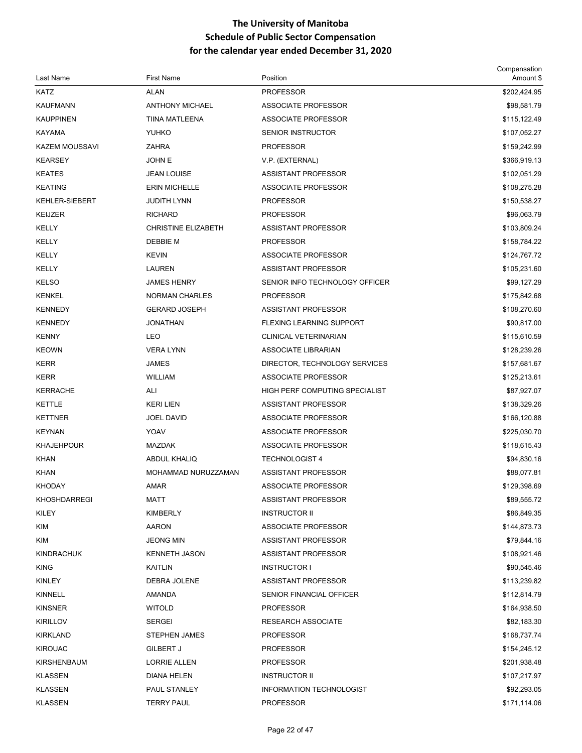# The University of Manitoba
## Schedule of Public Sector Compensation
## for the calendar year ended December 31, 2020

| Last Name | First Name | Position | Compensation Amount $ |
|---|---|---|---|
| KATZ | ALAN | PROFESSOR | $202,424.95 |
| KAUFMANN | ANTHONY MICHAEL | ASSOCIATE PROFESSOR | $98,581.79 |
| KAUPPINEN | TIINA MATLEENA | ASSOCIATE PROFESSOR | $115,122.49 |
| KAYAMA | YUHKO | SENIOR INSTRUCTOR | $107,052.27 |
| KAZEM MOUSSAVI | ZAHRA | PROFESSOR | $159,242.99 |
| KEARSEY | JOHN E | V.P. (EXTERNAL) | $366,919.13 |
| KEATES | JEAN LOUISE | ASSISTANT PROFESSOR | $102,051.29 |
| KEATING | ERIN MICHELLE | ASSOCIATE PROFESSOR | $108,275.28 |
| KEHLER-SIEBERT | JUDITH LYNN | PROFESSOR | $150,538.27 |
| KEIJZER | RICHARD | PROFESSOR | $96,063.79 |
| KELLY | CHRISTINE ELIZABETH | ASSISTANT PROFESSOR | $103,809.24 |
| KELLY | DEBBIE M | PROFESSOR | $158,784.22 |
| KELLY | KEVIN | ASSOCIATE PROFESSOR | $124,767.72 |
| KELLY | LAUREN | ASSISTANT PROFESSOR | $105,231.60 |
| KELSO | JAMES HENRY | SENIOR INFO TECHNOLOGY OFFICER | $99,127.29 |
| KENKEL | NORMAN CHARLES | PROFESSOR | $175,842.68 |
| KENNEDY | GERARD JOSEPH | ASSISTANT PROFESSOR | $108,270.60 |
| KENNEDY | JONATHAN | FLEXING LEARNING SUPPORT | $90,817.00 |
| KENNY | LEO | CLINICAL VETERINARIAN | $115,610.59 |
| KEOWN | VERA LYNN | ASSOCIATE LIBRARIAN | $128,239.26 |
| KERR | JAMES | DIRECTOR, TECHNOLOGY SERVICES | $157,681.67 |
| KERR | WILLIAM | ASSOCIATE PROFESSOR | $125,213.61 |
| KERRACHE | ALI | HIGH PERF COMPUTING SPECIALIST | $87,927.07 |
| KETTLE | KERI LIEN | ASSISTANT PROFESSOR | $138,329.26 |
| KETTNER | JOEL DAVID | ASSOCIATE PROFESSOR | $166,120.88 |
| KEYNAN | YOAV | ASSOCIATE PROFESSOR | $225,030.70 |
| KHAJEHPOUR | MAZDAK | ASSOCIATE PROFESSOR | $118,615.43 |
| KHAN | ABDUL KHALIQ | TECHNOLOGIST 4 | $94,830.16 |
| KHAN | MOHAMMAD NURUZZAMAN | ASSISTANT PROFESSOR | $88,077.81 |
| KHODAY | AMAR | ASSOCIATE PROFESSOR | $129,398.69 |
| KHOSHDARREGI | MATT | ASSISTANT PROFESSOR | $89,555.72 |
| KILEY | KIMBERLY | INSTRUCTOR II | $86,849.35 |
| KIM | AARON | ASSOCIATE PROFESSOR | $144,873.73 |
| KIM | JEONG MIN | ASSISTANT PROFESSOR | $79,844.16 |
| KINDRACHUK | KENNETH JASON | ASSISTANT PROFESSOR | $108,921.46 |
| KING | KAITLIN | INSTRUCTOR I | $90,545.46 |
| KINLEY | DEBRA JOLENE | ASSISTANT PROFESSOR | $113,239.82 |
| KINNELL | AMANDA | SENIOR FINANCIAL OFFICER | $112,814.79 |
| KINSNER | WITOLD | PROFESSOR | $164,938.50 |
| KIRILLOV | SERGEI | RESEARCH ASSOCIATE | $82,183.30 |
| KIRKLAND | STEPHEN JAMES | PROFESSOR | $168,737.74 |
| KIROUAC | GILBERT J | PROFESSOR | $154,245.12 |
| KIRSHENBAUM | LORRIE ALLEN | PROFESSOR | $201,938.48 |
| KLASSEN | DIANA HELEN | INSTRUCTOR II | $107,217.97 |
| KLASSEN | PAUL STANLEY | INFORMATION TECHNOLOGIST | $92,293.05 |
| KLASSEN | TERRY PAUL | PROFESSOR | $171,114.06 |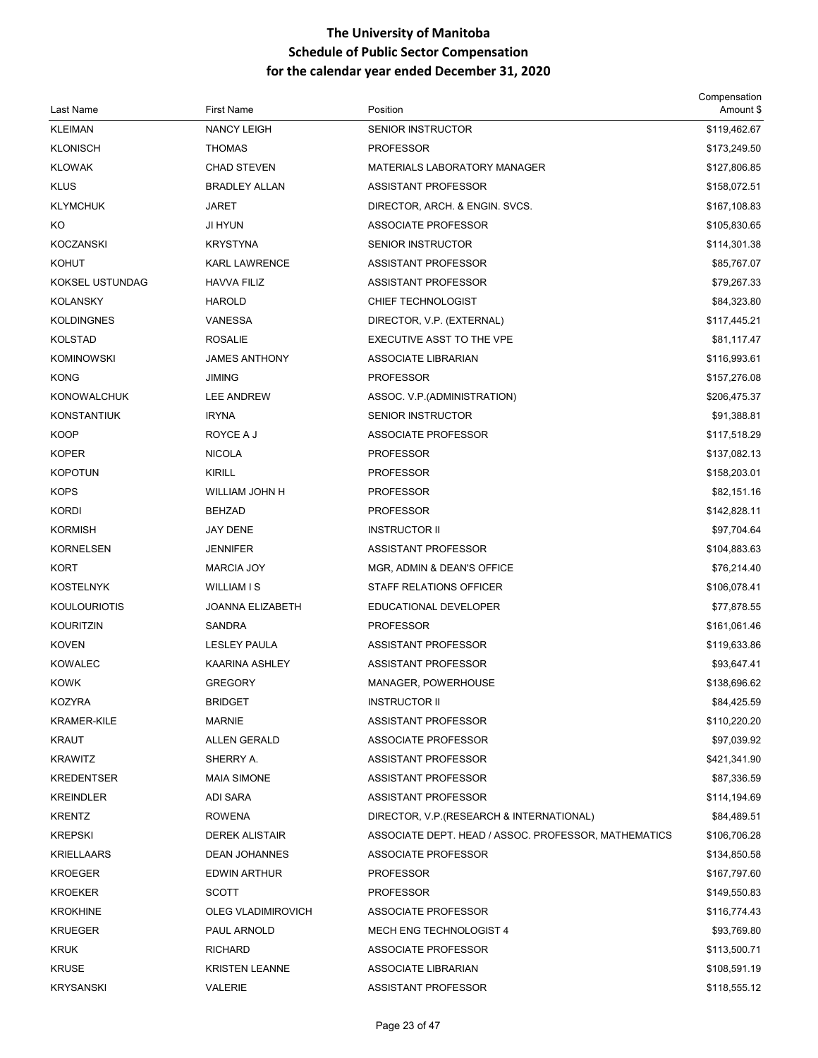# The University of Manitoba
## Schedule of Public Sector Compensation
## for the calendar year ended December 31, 2020

| Last Name | First Name | Position | Compensation Amount $ |
|---|---|---|---|
| KLEIMAN | NANCY LEIGH | SENIOR INSTRUCTOR | $119,462.67 |
| KLONISCH | THOMAS | PROFESSOR | $173,249.50 |
| KLOWAK | CHAD STEVEN | MATERIALS LABORATORY MANAGER | $127,806.85 |
| KLUS | BRADLEY ALLAN | ASSISTANT PROFESSOR | $158,072.51 |
| KLYMCHUK | JARET | DIRECTOR, ARCH. & ENGIN. SVCS. | $167,108.83 |
| KO | JI HYUN | ASSOCIATE PROFESSOR | $105,830.65 |
| KOCZANSKI | KRYSTYNA | SENIOR INSTRUCTOR | $114,301.38 |
| KOHUT | KARL LAWRENCE | ASSISTANT PROFESSOR | $85,767.07 |
| KOKSEL USTUNDAG | HAVVA FILIZ | ASSISTANT PROFESSOR | $79,267.33 |
| KOLANSKY | HAROLD | CHIEF TECHNOLOGIST | $84,323.80 |
| KOLDINGNES | VANESSA | DIRECTOR, V.P. (EXTERNAL) | $117,445.21 |
| KOLSTAD | ROSALIE | EXECUTIVE ASST TO THE VPE | $81,117.47 |
| KOMINOWSKI | JAMES ANTHONY | ASSOCIATE LIBRARIAN | $116,993.61 |
| KONG | JIMING | PROFESSOR | $157,276.08 |
| KONOWALCHUK | LEE ANDREW | ASSOC. V.P.(ADMINISTRATION) | $206,475.37 |
| KONSTANTIUK | IRYNA | SENIOR INSTRUCTOR | $91,388.81 |
| KOOP | ROYCE A J | ASSOCIATE PROFESSOR | $117,518.29 |
| KOPER | NICOLA | PROFESSOR | $137,082.13 |
| KOPOTUN | KIRILL | PROFESSOR | $158,203.01 |
| KOPS | WILLIAM JOHN H | PROFESSOR | $82,151.16 |
| KORDI | BEHZAD | PROFESSOR | $142,828.11 |
| KORMISH | JAY DENE | INSTRUCTOR II | $97,704.64 |
| KORNELSEN | JENNIFER | ASSISTANT PROFESSOR | $104,883.63 |
| KORT | MARCIA JOY | MGR, ADMIN & DEAN'S OFFICE | $76,214.40 |
| KOSTELNYK | WILLIAM I S | STAFF RELATIONS OFFICER | $106,078.41 |
| KOULOURIOTIS | JOANNA ELIZABETH | EDUCATIONAL DEVELOPER | $77,878.55 |
| KOURITZIN | SANDRA | PROFESSOR | $161,061.46 |
| KOVEN | LESLEY PAULA | ASSISTANT PROFESSOR | $119,633.86 |
| KOWALEC | KAARINA ASHLEY | ASSISTANT PROFESSOR | $93,647.41 |
| KOWK | GREGORY | MANAGER, POWERHOUSE | $138,696.62 |
| KOZYRA | BRIDGET | INSTRUCTOR II | $84,425.59 |
| KRAMER-KILE | MARNIE | ASSISTANT PROFESSOR | $110,220.20 |
| KRAUT | ALLEN GERALD | ASSOCIATE PROFESSOR | $97,039.92 |
| KRAWITZ | SHERRY A. | ASSISTANT PROFESSOR | $421,341.90 |
| KREDENTSER | MAIA SIMONE | ASSISTANT PROFESSOR | $87,336.59 |
| KREINDLER | ADI SARA | ASSISTANT PROFESSOR | $114,194.69 |
| KRENTZ | ROWENA | DIRECTOR, V.P.(RESEARCH & INTERNATIONAL) | $84,489.51 |
| KREPSKI | DEREK ALISTAIR | ASSOCIATE DEPT. HEAD / ASSOC. PROFESSOR, MATHEMATICS | $106,706.28 |
| KRIELLAARS | DEAN JOHANNES | ASSOCIATE PROFESSOR | $134,850.58 |
| KROEGER | EDWIN ARTHUR | PROFESSOR | $167,797.60 |
| KROEKER | SCOTT | PROFESSOR | $149,550.83 |
| KROKHINE | OLEG VLADIMIROVICH | ASSOCIATE PROFESSOR | $116,774.43 |
| KRUEGER | PAUL ARNOLD | MECH ENG TECHNOLOGIST 4 | $93,769.80 |
| KRUK | RICHARD | ASSOCIATE PROFESSOR | $113,500.71 |
| KRUSE | KRISTEN LEANNE | ASSOCIATE LIBRARIAN | $108,591.19 |
| KRYSANSKI | VALERIE | ASSISTANT PROFESSOR | $118,555.12 |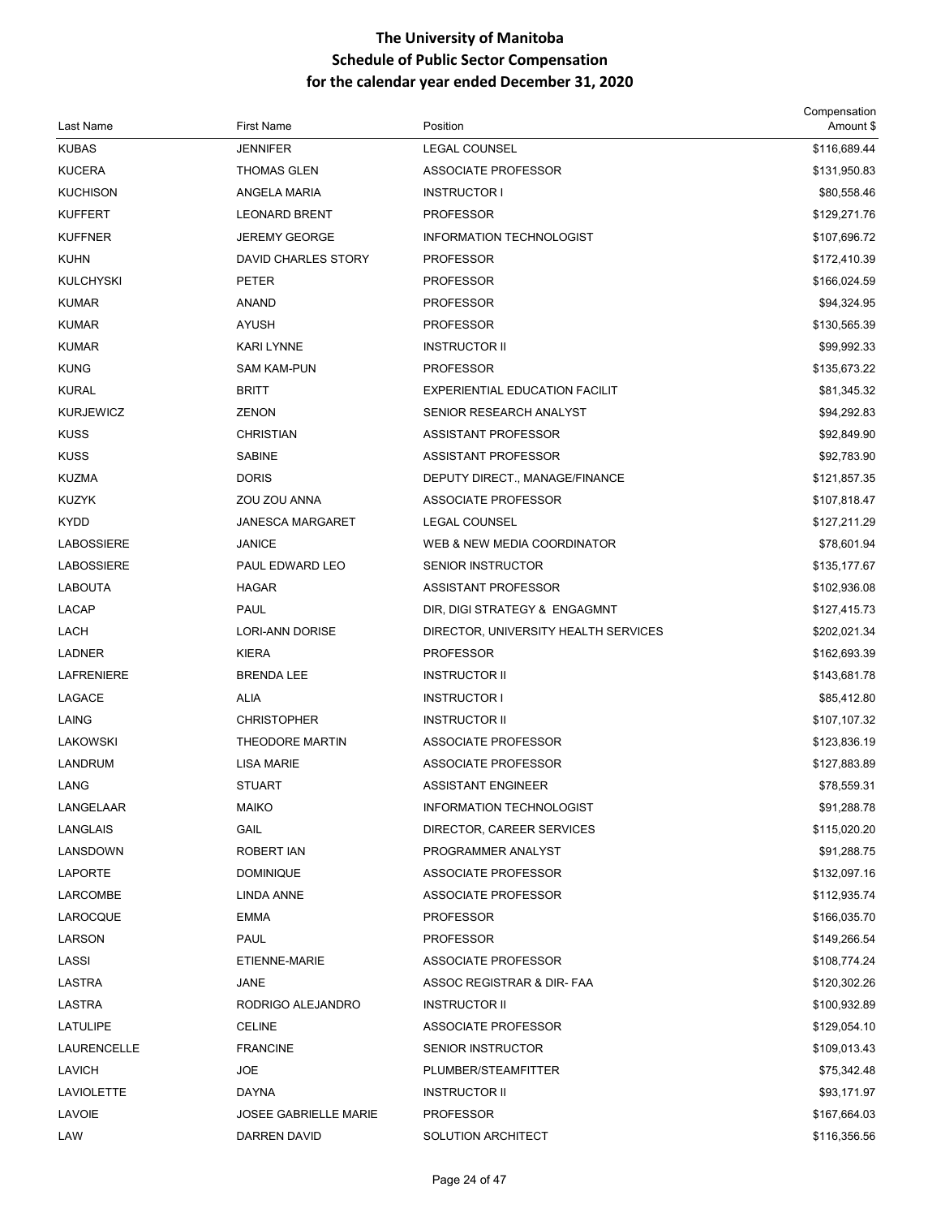# The University of Manitoba
## Schedule of Public Sector Compensation
## for the calendar year ended December 31, 2020

| Last Name | First Name | Position | Compensation Amount $ |
|---|---|---|---|
| KUBAS | JENNIFER | LEGAL COUNSEL | $116,689.44 |
| KUCERA | THOMAS GLEN | ASSOCIATE PROFESSOR | $131,950.83 |
| KUCHISON | ANGELA MARIA | INSTRUCTOR I | $80,558.46 |
| KUFFERT | LEONARD BRENT | PROFESSOR | $129,271.76 |
| KUFFNER | JEREMY GEORGE | INFORMATION TECHNOLOGIST | $107,696.72 |
| KUHN | DAVID CHARLES STORY | PROFESSOR | $172,410.39 |
| KULCHYSKI | PETER | PROFESSOR | $166,024.59 |
| KUMAR | ANAND | PROFESSOR | $94,324.95 |
| KUMAR | AYUSH | PROFESSOR | $130,565.39 |
| KUMAR | KARI LYNNE | INSTRUCTOR II | $99,992.33 |
| KUNG | SAM KAM-PUN | PROFESSOR | $135,673.22 |
| KURAL | BRITT | EXPERIENTIAL EDUCATION FACILIT | $81,345.32 |
| KURJEWICZ | ZENON | SENIOR RESEARCH ANALYST | $94,292.83 |
| KUSS | CHRISTIAN | ASSISTANT PROFESSOR | $92,849.90 |
| KUSS | SABINE | ASSISTANT PROFESSOR | $92,783.90 |
| KUZMA | DORIS | DEPUTY DIRECT., MANAGE/FINANCE | $121,857.35 |
| KUZYK | ZOU ZOU ANNA | ASSOCIATE PROFESSOR | $107,818.47 |
| KYDD | JANESCA MARGARET | LEGAL COUNSEL | $127,211.29 |
| LABOSSIERE | JANICE | WEB & NEW MEDIA COORDINATOR | $78,601.94 |
| LABOSSIERE | PAUL EDWARD LEO | SENIOR INSTRUCTOR | $135,177.67 |
| LABOUTA | HAGAR | ASSISTANT PROFESSOR | $102,936.08 |
| LACAP | PAUL | DIR, DIGI STRATEGY & ENGAGMNT | $127,415.73 |
| LACH | LORI-ANN DORISE | DIRECTOR, UNIVERSITY HEALTH SERVICES | $202,021.34 |
| LADNER | KIERA | PROFESSOR | $162,693.39 |
| LAFRENIERE | BRENDA LEE | INSTRUCTOR II | $143,681.78 |
| LAGACE | ALIA | INSTRUCTOR I | $85,412.80 |
| LAING | CHRISTOPHER | INSTRUCTOR II | $107,107.32 |
| LAKOWSKI | THEODORE MARTIN | ASSOCIATE PROFESSOR | $123,836.19 |
| LANDRUM | LISA MARIE | ASSOCIATE PROFESSOR | $127,883.89 |
| LANG | STUART | ASSISTANT ENGINEER | $78,559.31 |
| LANGELAAR | MAIKO | INFORMATION TECHNOLOGIST | $91,288.78 |
| LANGLAIS | GAIL | DIRECTOR, CAREER SERVICES | $115,020.20 |
| LANSDOWN | ROBERT IAN | PROGRAMMER ANALYST | $91,288.75 |
| LAPORTE | DOMINIQUE | ASSOCIATE PROFESSOR | $132,097.16 |
| LARCOMBE | LINDA ANNE | ASSOCIATE PROFESSOR | $112,935.74 |
| LAROCQUE | EMMA | PROFESSOR | $166,035.70 |
| LARSON | PAUL | PROFESSOR | $149,266.54 |
| LASSI | ETIENNE-MARIE | ASSOCIATE PROFESSOR | $108,774.24 |
| LASTRA | JANE | ASSOC REGISTRAR & DIR- FAA | $120,302.26 |
| LASTRA | RODRIGO ALEJANDRO | INSTRUCTOR II | $100,932.89 |
| LATULIPE | CELINE | ASSOCIATE PROFESSOR | $129,054.10 |
| LAURENCELLE | FRANCINE | SENIOR INSTRUCTOR | $109,013.43 |
| LAVICH | JOE | PLUMBER/STEAMFITTER | $75,342.48 |
| LAVIOLETTE | DAYNA | INSTRUCTOR II | $93,171.97 |
| LAVOIE | JOSEE GABRIELLE MARIE | PROFESSOR | $167,664.03 |
| LAW | DARREN DAVID | SOLUTION ARCHITECT | $116,356.56 |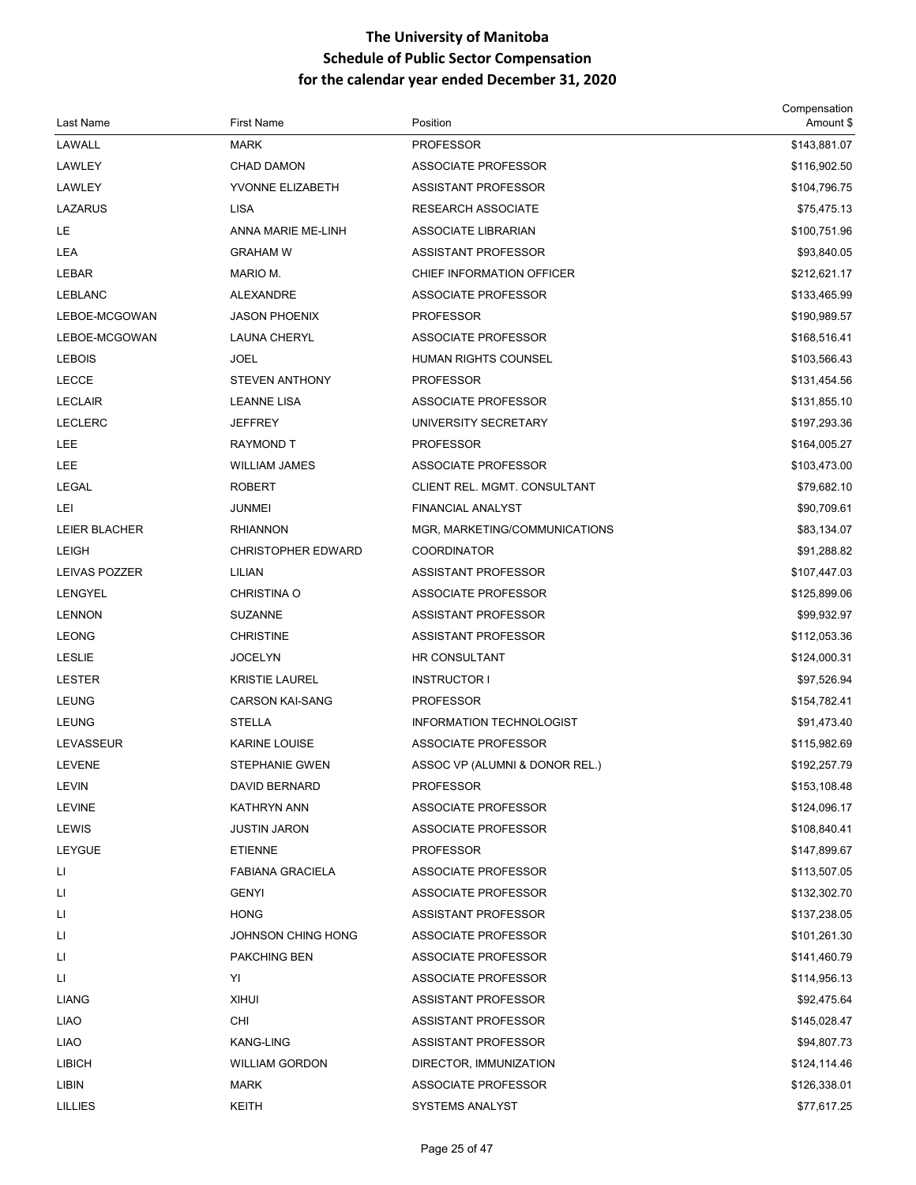# The University of Manitoba
## Schedule of Public Sector Compensation
## for the calendar year ended December 31, 2020

| Last Name | First Name | Position | Compensation Amount $ |
|---|---|---|---|
| LAWALL | MARK | PROFESSOR | $143,881.07 |
| LAWLEY | CHAD DAMON | ASSOCIATE PROFESSOR | $116,902.50 |
| LAWLEY | YVONNE ELIZABETH | ASSISTANT PROFESSOR | $104,796.75 |
| LAZARUS | LISA | RESEARCH ASSOCIATE | $75,475.13 |
| LE | ANNA MARIE ME-LINH | ASSOCIATE LIBRARIAN | $100,751.96 |
| LEA | GRAHAM W | ASSISTANT PROFESSOR | $93,840.05 |
| LEBAR | MARIO M. | CHIEF INFORMATION OFFICER | $212,621.17 |
| LEBLANC | ALEXANDRE | ASSOCIATE PROFESSOR | $133,465.99 |
| LEBOE-MCGOWAN | JASON PHOENIX | PROFESSOR | $190,989.57 |
| LEBOE-MCGOWAN | LAUNA CHERYL | ASSOCIATE PROFESSOR | $168,516.41 |
| LEBOIS | JOEL | HUMAN RIGHTS COUNSEL | $103,566.43 |
| LECCE | STEVEN ANTHONY | PROFESSOR | $131,454.56 |
| LECLAIR | LEANNE LISA | ASSOCIATE PROFESSOR | $131,855.10 |
| LECLERC | JEFFREY | UNIVERSITY SECRETARY | $197,293.36 |
| LEE | RAYMOND T | PROFESSOR | $164,005.27 |
| LEE | WILLIAM JAMES | ASSOCIATE PROFESSOR | $103,473.00 |
| LEGAL | ROBERT | CLIENT REL. MGMT. CONSULTANT | $79,682.10 |
| LEI | JUNMEI | FINANCIAL ANALYST | $90,709.61 |
| LEIER BLACHER | RHIANNON | MGR, MARKETING/COMMUNICATIONS | $83,134.07 |
| LEIGH | CHRISTOPHER EDWARD | COORDINATOR | $91,288.82 |
| LEIVAS POZZER | LILIAN | ASSISTANT PROFESSOR | $107,447.03 |
| LENGYEL | CHRISTINA O | ASSOCIATE PROFESSOR | $125,899.06 |
| LENNON | SUZANNE | ASSISTANT PROFESSOR | $99,932.97 |
| LEONG | CHRISTINE | ASSISTANT PROFESSOR | $112,053.36 |
| LESLIE | JOCELYN | HR CONSULTANT | $124,000.31 |
| LESTER | KRISTIE LAUREL | INSTRUCTOR I | $97,526.94 |
| LEUNG | CARSON KAI-SANG | PROFESSOR | $154,782.41 |
| LEUNG | STELLA | INFORMATION TECHNOLOGIST | $91,473.40 |
| LEVASSEUR | KARINE LOUISE | ASSOCIATE PROFESSOR | $115,982.69 |
| LEVENE | STEPHANIE GWEN | ASSOC VP (ALUMNI & DONOR REL.) | $192,257.79 |
| LEVIN | DAVID BERNARD | PROFESSOR | $153,108.48 |
| LEVINE | KATHRYN ANN | ASSOCIATE PROFESSOR | $124,096.17 |
| LEWIS | JUSTIN JARON | ASSOCIATE PROFESSOR | $108,840.41 |
| LEYGUE | ETIENNE | PROFESSOR | $147,899.67 |
| LI | FABIANA GRACIELA | ASSOCIATE PROFESSOR | $113,507.05 |
| LI | GENYI | ASSOCIATE PROFESSOR | $132,302.70 |
| LI | HONG | ASSISTANT PROFESSOR | $137,238.05 |
| LI | JOHNSON CHING HONG | ASSOCIATE PROFESSOR | $101,261.30 |
| LI | PAKCHING BEN | ASSOCIATE PROFESSOR | $141,460.79 |
| LI | YI | ASSOCIATE PROFESSOR | $114,956.13 |
| LIANG | XIHUI | ASSISTANT PROFESSOR | $92,475.64 |
| LIAO | CHI | ASSISTANT PROFESSOR | $145,028.47 |
| LIAO | KANG-LING | ASSISTANT PROFESSOR | $94,807.73 |
| LIBICH | WILLIAM GORDON | DIRECTOR, IMMUNIZATION | $124,114.46 |
| LIBIN | MARK | ASSOCIATE PROFESSOR | $126,338.01 |
| LILLIES | KEITH | SYSTEMS ANALYST | $77,617.25 |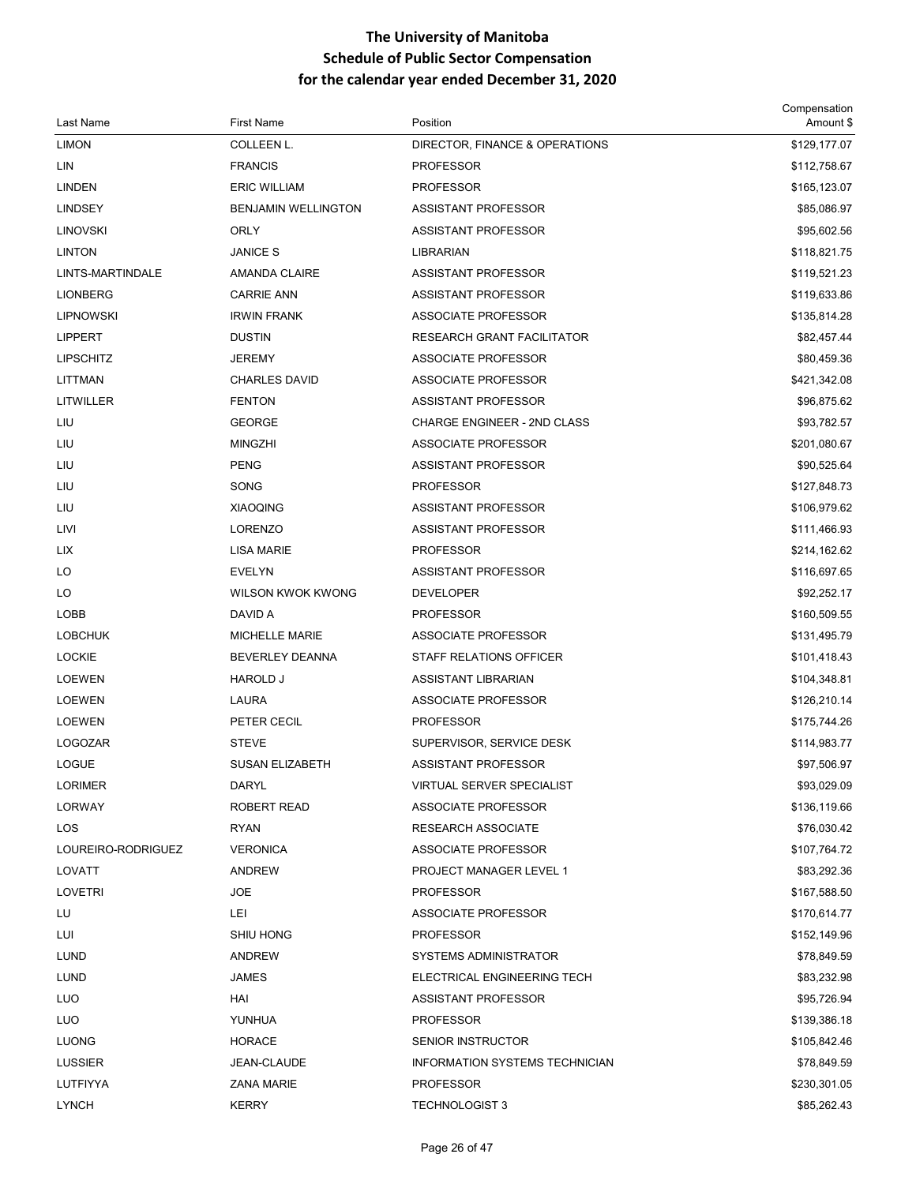# The University of Manitoba
## Schedule of Public Sector Compensation
## for the calendar year ended December 31, 2020

| Last Name | First Name | Position | Compensation Amount $ |
|---|---|---|---|
| LIMON | COLLEEN L. | DIRECTOR, FINANCE & OPERATIONS | $129,177.07 |
| LIN | FRANCIS | PROFESSOR | $112,758.67 |
| LINDEN | ERIC WILLIAM | PROFESSOR | $165,123.07 |
| LINDSEY | BENJAMIN WELLINGTON | ASSISTANT PROFESSOR | $85,086.97 |
| LINOVSKI | ORLY | ASSISTANT PROFESSOR | $95,602.56 |
| LINTON | JANICE S | LIBRARIAN | $118,821.75 |
| LINTS-MARTINDALE | AMANDA CLAIRE | ASSISTANT PROFESSOR | $119,521.23 |
| LIONBERG | CARRIE ANN | ASSISTANT PROFESSOR | $119,633.86 |
| LIPNOWSKI | IRWIN FRANK | ASSOCIATE PROFESSOR | $135,814.28 |
| LIPPERT | DUSTIN | RESEARCH GRANT FACILITATOR | $82,457.44 |
| LIPSCHITZ | JEREMY | ASSOCIATE PROFESSOR | $80,459.36 |
| LITTMAN | CHARLES DAVID | ASSOCIATE PROFESSOR | $421,342.08 |
| LITWILLER | FENTON | ASSISTANT PROFESSOR | $96,875.62 |
| LIU | GEORGE | CHARGE ENGINEER - 2ND CLASS | $93,782.57 |
| LIU | MINGZHI | ASSOCIATE PROFESSOR | $201,080.67 |
| LIU | PENG | ASSISTANT PROFESSOR | $90,525.64 |
| LIU | SONG | PROFESSOR | $127,848.73 |
| LIU | XIAOQING | ASSISTANT PROFESSOR | $106,979.62 |
| LIVI | LORENZO | ASSISTANT PROFESSOR | $111,466.93 |
| LIX | LISA MARIE | PROFESSOR | $214,162.62 |
| LO | EVELYN | ASSISTANT PROFESSOR | $116,697.65 |
| LO | WILSON KWOK KWONG | DEVELOPER | $92,252.17 |
| LOBB | DAVID A | PROFESSOR | $160,509.55 |
| LOBCHUK | MICHELLE MARIE | ASSOCIATE PROFESSOR | $131,495.79 |
| LOCKIE | BEVERLEY DEANNA | STAFF RELATIONS OFFICER | $101,418.43 |
| LOEWEN | HAROLD J | ASSISTANT LIBRARIAN | $104,348.81 |
| LOEWEN | LAURA | ASSOCIATE PROFESSOR | $126,210.14 |
| LOEWEN | PETER CECIL | PROFESSOR | $175,744.26 |
| LOGOZAR | STEVE | SUPERVISOR, SERVICE DESK | $114,983.77 |
| LOGUE | SUSAN ELIZABETH | ASSISTANT PROFESSOR | $97,506.97 |
| LORIMER | DARYL | VIRTUAL SERVER SPECIALIST | $93,029.09 |
| LORWAY | ROBERT READ | ASSOCIATE PROFESSOR | $136,119.66 |
| LOS | RYAN | RESEARCH ASSOCIATE | $76,030.42 |
| LOUREIRO-RODRIGUEZ | VERONICA | ASSOCIATE PROFESSOR | $107,764.72 |
| LOVATT | ANDREW | PROJECT MANAGER LEVEL 1 | $83,292.36 |
| LOVETRI | JOE | PROFESSOR | $167,588.50 |
| LU | LEI | ASSOCIATE PROFESSOR | $170,614.77 |
| LUI | SHIU HONG | PROFESSOR | $152,149.96 |
| LUND | ANDREW | SYSTEMS ADMINISTRATOR | $78,849.59 |
| LUND | JAMES | ELECTRICAL ENGINEERING TECH | $83,232.98 |
| LUO | HAI | ASSISTANT PROFESSOR | $95,726.94 |
| LUO | YUNHUA | PROFESSOR | $139,386.18 |
| LUONG | HORACE | SENIOR INSTRUCTOR | $105,842.46 |
| LUSSIER | JEAN-CLAUDE | INFORMATION SYSTEMS TECHNICIAN | $78,849.59 |
| LUTFIYYA | ZANA MARIE | PROFESSOR | $230,301.05 |
| LYNCH | KERRY | TECHNOLOGIST 3 | $85,262.43 |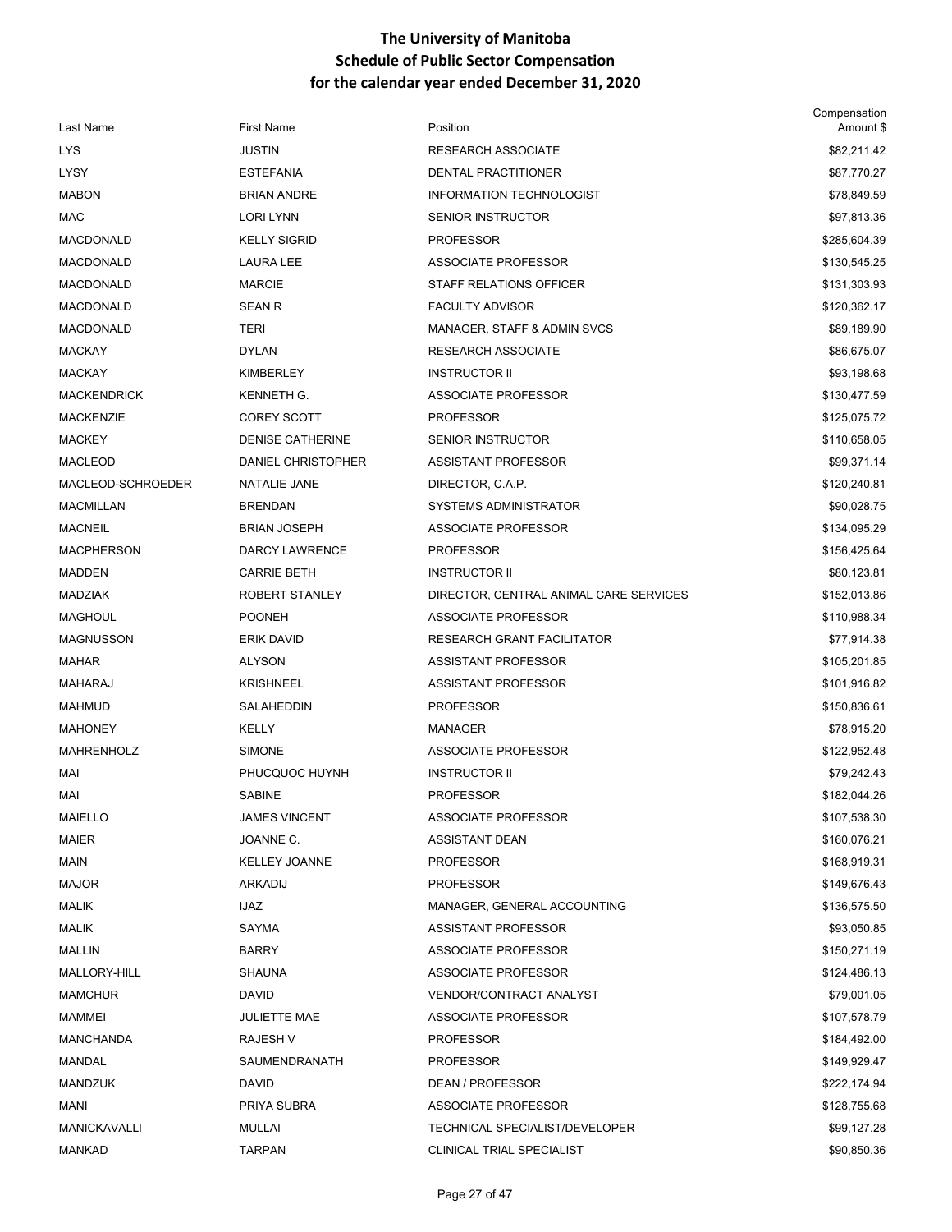# The University of Manitoba
## Schedule of Public Sector Compensation
## for the calendar year ended December 31, 2020

| Last Name | First Name | Position | Compensation Amount $ |
|---|---|---|---|
| LYS | JUSTIN | RESEARCH ASSOCIATE | $82,211.42 |
| LYSY | ESTEFANIA | DENTAL PRACTITIONER | $87,770.27 |
| MABON | BRIAN ANDRE | INFORMATION TECHNOLOGIST | $78,849.59 |
| MAC | LORI LYNN | SENIOR INSTRUCTOR | $97,813.36 |
| MACDONALD | KELLY SIGRID | PROFESSOR | $285,604.39 |
| MACDONALD | LAURA LEE | ASSOCIATE PROFESSOR | $130,545.25 |
| MACDONALD | MARCIE | STAFF RELATIONS OFFICER | $131,303.93 |
| MACDONALD | SEAN R | FACULTY ADVISOR | $120,362.17 |
| MACDONALD | TERI | MANAGER, STAFF & ADMIN SVCS | $89,189.90 |
| MACKAY | DYLAN | RESEARCH ASSOCIATE | $86,675.07 |
| MACKAY | KIMBERLEY | INSTRUCTOR II | $93,198.68 |
| MACKENDRICK | KENNETH G. | ASSOCIATE PROFESSOR | $130,477.59 |
| MACKENZIE | COREY SCOTT | PROFESSOR | $125,075.72 |
| MACKEY | DENISE CATHERINE | SENIOR INSTRUCTOR | $110,658.05 |
| MACLEOD | DANIEL CHRISTOPHER | ASSISTANT PROFESSOR | $99,371.14 |
| MACLEOD-SCHROEDER | NATALIE JANE | DIRECTOR, C.A.P. | $120,240.81 |
| MACMILLAN | BRENDAN | SYSTEMS ADMINISTRATOR | $90,028.75 |
| MACNEIL | BRIAN JOSEPH | ASSOCIATE PROFESSOR | $134,095.29 |
| MACPHERSON | DARCY LAWRENCE | PROFESSOR | $156,425.64 |
| MADDEN | CARRIE BETH | INSTRUCTOR II | $80,123.81 |
| MADZIAK | ROBERT STANLEY | DIRECTOR, CENTRAL ANIMAL CARE SERVICES | $152,013.86 |
| MAGHOUL | POONEH | ASSOCIATE PROFESSOR | $110,988.34 |
| MAGNUSSON | ERIK DAVID | RESEARCH GRANT FACILITATOR | $77,914.38 |
| MAHAR | ALYSON | ASSISTANT PROFESSOR | $105,201.85 |
| MAHARAJ | KRISHNEEL | ASSISTANT PROFESSOR | $101,916.82 |
| MAHMUD | SALAHEDDIN | PROFESSOR | $150,836.61 |
| MAHONEY | KELLY | MANAGER | $78,915.20 |
| MAHRENHOLZ | SIMONE | ASSOCIATE PROFESSOR | $122,952.48 |
| MAI | PHUCQUOC HUYNH | INSTRUCTOR II | $79,242.43 |
| MAI | SABINE | PROFESSOR | $182,044.26 |
| MAIELLO | JAMES VINCENT | ASSOCIATE PROFESSOR | $107,538.30 |
| MAIER | JOANNE C. | ASSISTANT DEAN | $160,076.21 |
| MAIN | KELLEY JOANNE | PROFESSOR | $168,919.31 |
| MAJOR | ARKADIJ | PROFESSOR | $149,676.43 |
| MALIK | IJAZ | MANAGER, GENERAL ACCOUNTING | $136,575.50 |
| MALIK | SAYMA | ASSISTANT PROFESSOR | $93,050.85 |
| MALLIN | BARRY | ASSOCIATE PROFESSOR | $150,271.19 |
| MALLORY-HILL | SHAUNA | ASSOCIATE PROFESSOR | $124,486.13 |
| MAMCHUR | DAVID | VENDOR/CONTRACT ANALYST | $79,001.05 |
| MAMMEI | JULIETTE MAE | ASSOCIATE PROFESSOR | $107,578.79 |
| MANCHANDA | RAJESH V | PROFESSOR | $184,492.00 |
| MANDAL | SAUMENDRANATH | PROFESSOR | $149,929.47 |
| MANDZUK | DAVID | DEAN / PROFESSOR | $222,174.94 |
| MANI | PRIYA SUBRA | ASSOCIATE PROFESSOR | $128,755.68 |
| MANICKAVALLI | MULLAI | TECHNICAL SPECIALIST/DEVELOPER | $99,127.28 |
| MANKAD | TARPAN | CLINICAL TRIAL SPECIALIST | $90,850.36 |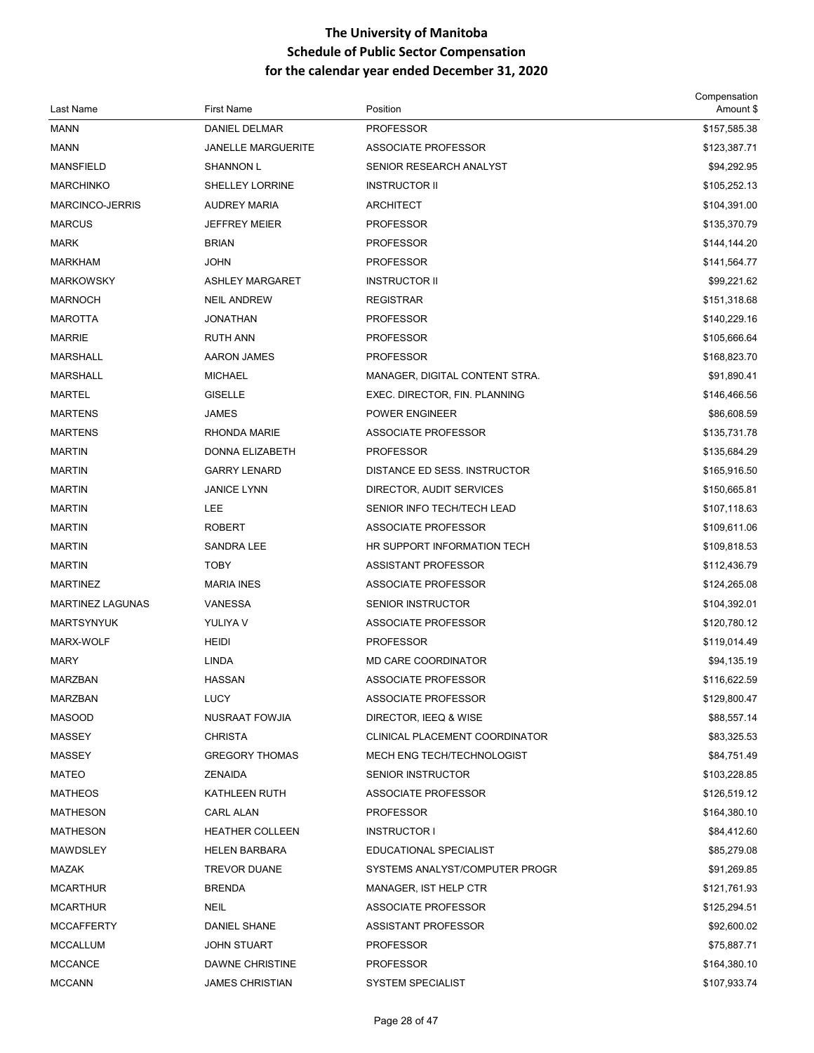# The University of Manitoba
## Schedule of Public Sector Compensation
## for the calendar year ended December 31, 2020

| Last Name | First Name | Position | Compensation Amount $ |
|---|---|---|---|
| MANN | DANIEL DELMAR | PROFESSOR | $157,585.38 |
| MANN | JANELLE MARGUERITE | ASSOCIATE PROFESSOR | $123,387.71 |
| MANSFIELD | SHANNON L | SENIOR RESEARCH ANALYST | $94,292.95 |
| MARCHINKO | SHELLEY LORRINE | INSTRUCTOR II | $105,252.13 |
| MARCINCO-JERRIS | AUDREY MARIA | ARCHITECT | $104,391.00 |
| MARCUS | JEFFREY MEIER | PROFESSOR | $135,370.79 |
| MARK | BRIAN | PROFESSOR | $144,144.20 |
| MARKHAM | JOHN | PROFESSOR | $141,564.77 |
| MARKOWSKY | ASHLEY MARGARET | INSTRUCTOR II | $99,221.62 |
| MARNOCH | NEIL ANDREW | REGISTRAR | $151,318.68 |
| MAROTTA | JONATHAN | PROFESSOR | $140,229.16 |
| MARRIE | RUTH ANN | PROFESSOR | $105,666.64 |
| MARSHALL | AARON JAMES | PROFESSOR | $168,823.70 |
| MARSHALL | MICHAEL | MANAGER, DIGITAL CONTENT STRA. | $91,890.41 |
| MARTEL | GISELLE | EXEC. DIRECTOR, FIN. PLANNING | $146,466.56 |
| MARTENS | JAMES | POWER ENGINEER | $86,608.59 |
| MARTENS | RHONDA MARIE | ASSOCIATE PROFESSOR | $135,731.78 |
| MARTIN | DONNA ELIZABETH | PROFESSOR | $135,684.29 |
| MARTIN | GARRY LENARD | DISTANCE ED SESS. INSTRUCTOR | $165,916.50 |
| MARTIN | JANICE LYNN | DIRECTOR, AUDIT SERVICES | $150,665.81 |
| MARTIN | LEE | SENIOR INFO TECH/TECH LEAD | $107,118.63 |
| MARTIN | ROBERT | ASSOCIATE PROFESSOR | $109,611.06 |
| MARTIN | SANDRA LEE | HR SUPPORT INFORMATION TECH | $109,818.53 |
| MARTIN | TOBY | ASSISTANT PROFESSOR | $112,436.79 |
| MARTINEZ | MARIA INES | ASSOCIATE PROFESSOR | $124,265.08 |
| MARTINEZ LAGUNAS | VANESSA | SENIOR INSTRUCTOR | $104,392.01 |
| MARTSYNYUK | YULIYA V | ASSOCIATE PROFESSOR | $120,780.12 |
| MARX-WOLF | HEIDI | PROFESSOR | $119,014.49 |
| MARY | LINDA | MD CARE COORDINATOR | $94,135.19 |
| MARZBAN | HASSAN | ASSOCIATE PROFESSOR | $116,622.59 |
| MARZBAN | LUCY | ASSOCIATE PROFESSOR | $129,800.47 |
| MASOOD | NUSRAAT FOWJIA | DIRECTOR, IEEQ & WISE | $88,557.14 |
| MASSEY | CHRISTA | CLINICAL PLACEMENT COORDINATOR | $83,325.53 |
| MASSEY | GREGORY THOMAS | MECH ENG TECH/TECHNOLOGIST | $84,751.49 |
| MATEO | ZENAIDA | SENIOR INSTRUCTOR | $103,228.85 |
| MATHEOS | KATHLEEN RUTH | ASSOCIATE PROFESSOR | $126,519.12 |
| MATHESON | CARL ALAN | PROFESSOR | $164,380.10 |
| MATHESON | HEATHER COLLEEN | INSTRUCTOR I | $84,412.60 |
| MAWDSLEY | HELEN BARBARA | EDUCATIONAL SPECIALIST | $85,279.08 |
| MAZAK | TREVOR DUANE | SYSTEMS ANALYST/COMPUTER PROGR | $91,269.85 |
| MCARTHUR | BRENDA | MANAGER, IST HELP CTR | $121,761.93 |
| MCARTHUR | NEIL | ASSOCIATE PROFESSOR | $125,294.51 |
| MCCAFFERTY | DANIEL SHANE | ASSISTANT PROFESSOR | $92,600.02 |
| MCCALLUM | JOHN STUART | PROFESSOR | $75,887.71 |
| MCCANCE | DAWNE CHRISTINE | PROFESSOR | $164,380.10 |
| MCCANN | JAMES CHRISTIAN | SYSTEM SPECIALIST | $107,933.74 |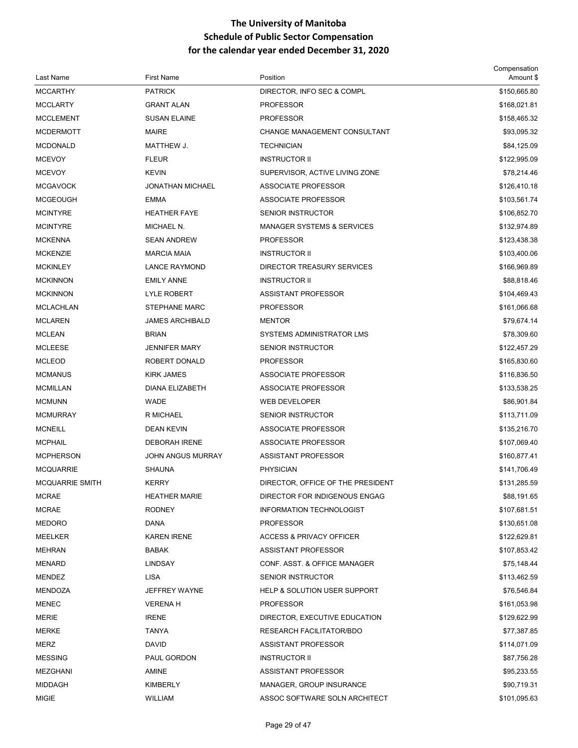# The University of Manitoba
## Schedule of Public Sector Compensation
## for the calendar year ended December 31, 2020

| Last Name | First Name | Position | Compensation Amount $ |
|---|---|---|---|
| MCCARTHY | PATRICK | DIRECTOR, INFO SEC & COMPL | $150,665.80 |
| MCCLARTY | GRANT ALAN | PROFESSOR | $168,021.81 |
| MCCLEMENT | SUSAN ELAINE | PROFESSOR | $158,465.32 |
| MCDERMOTT | MAIRE | CHANGE MANAGEMENT CONSULTANT | $93,095.32 |
| MCDONALD | MATTHEW J. | TECHNICIAN | $84,125.09 |
| MCEVOY | FLEUR | INSTRUCTOR II | $122,995.09 |
| MCEVOY | KEVIN | SUPERVISOR, ACTIVE LIVING ZONE | $78,214.46 |
| MCGAVOCK | JONATHAN MICHAEL | ASSOCIATE PROFESSOR | $126,410.18 |
| MCGEOUGH | EMMA | ASSOCIATE PROFESSOR | $103,561.74 |
| MCINTYRE | HEATHER FAYE | SENIOR INSTRUCTOR | $106,852.70 |
| MCINTYRE | MICHAEL N. | MANAGER SYSTEMS & SERVICES | $132,974.89 |
| MCKENNA | SEAN ANDREW | PROFESSOR | $123,438.38 |
| MCKENZIE | MARCIA MAIA | INSTRUCTOR II | $103,400.06 |
| MCKINLEY | LANCE RAYMOND | DIRECTOR TREASURY SERVICES | $166,969.89 |
| MCKINNON | EMILY ANNE | INSTRUCTOR II | $88,818.46 |
| MCKINNON | LYLE ROBERT | ASSISTANT PROFESSOR | $104,469.43 |
| MCLACHLAN | STEPHANE MARC | PROFESSOR | $161,066.68 |
| MCLAREN | JAMES ARCHIBALD | MENTOR | $79,674.14 |
| MCLEAN | BRIAN | SYSTEMS ADMINISTRATOR LMS | $78,309.60 |
| MCLEESE | JENNIFER MARY | SENIOR INSTRUCTOR | $122,457.29 |
| MCLEOD | ROBERT DONALD | PROFESSOR | $165,830.60 |
| MCMANUS | KIRK JAMES | ASSOCIATE PROFESSOR | $116,836.50 |
| MCMILLAN | DIANA ELIZABETH | ASSOCIATE PROFESSOR | $133,538.25 |
| MCMUNN | WADE | WEB DEVELOPER | $86,901.84 |
| MCMURRAY | R MICHAEL | SENIOR INSTRUCTOR | $113,711.09 |
| MCNEILL | DEAN KEVIN | ASSOCIATE PROFESSOR | $135,216.70 |
| MCPHAIL | DEBORAH IRENE | ASSOCIATE PROFESSOR | $107,069.40 |
| MCPHERSON | JOHN ANGUS MURRAY | ASSISTANT PROFESSOR | $160,877.41 |
| MCQUARRIE | SHAUNA | PHYSICIAN | $141,706.49 |
| MCQUARRIE SMITH | KERRY | DIRECTOR, OFFICE OF THE PRESIDENT | $131,285.59 |
| MCRAE | HEATHER MARIE | DIRECTOR FOR INDIGENOUS ENGAG | $88,191.65 |
| MCRAE | RODNEY | INFORMATION TECHNOLOGIST | $107,681.51 |
| MEDORO | DANA | PROFESSOR | $130,651.08 |
| MEELKER | KAREN IRENE | ACCESS & PRIVACY OFFICER | $122,629.81 |
| MEHRAN | BABAK | ASSISTANT PROFESSOR | $107,853.42 |
| MENARD | LINDSAY | CONF. ASST. & OFFICE MANAGER | $75,148.44 |
| MENDEZ | LISA | SENIOR INSTRUCTOR | $113,462.59 |
| MENDOZA | JEFFREY WAYNE | HELP & SOLUTION USER SUPPORT | $76,546.84 |
| MENEC | VERENA H | PROFESSOR | $161,053.98 |
| MERIE | IRENE | DIRECTOR, EXECUTIVE EDUCATION | $129,622.99 |
| MERKE | TANYA | RESEARCH FACILITATOR/BDO | $77,387.85 |
| MERZ | DAVID | ASSISTANT PROFESSOR | $114,071.09 |
| MESSING | PAUL GORDON | INSTRUCTOR II | $87,756.28 |
| MEZGHANI | AMINE | ASSISTANT PROFESSOR | $95,233.55 |
| MIDDAGH | KIMBERLY | MANAGER, GROUP INSURANCE | $90,719.31 |
| MIGIE | WILLIAM | ASSOC SOFTWARE SOLN ARCHITECT | $101,095.63 |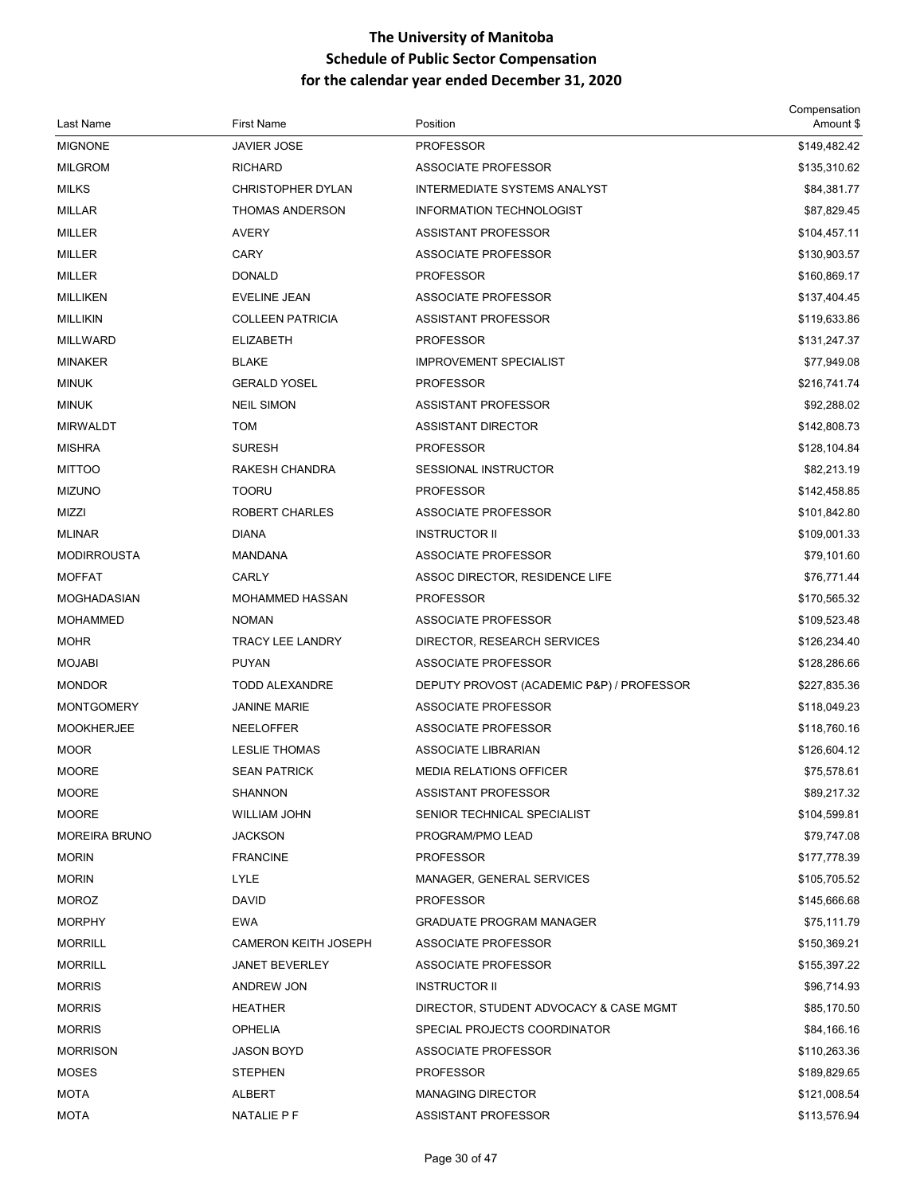# The University of Manitoba
## Schedule of Public Sector Compensation
## for the calendar year ended December 31, 2020

| Last Name | First Name | Position | Compensation Amount $ |
|---|---|---|---|
| MIGNONE | JAVIER JOSE | PROFESSOR | $149,482.42 |
| MILGROM | RICHARD | ASSOCIATE PROFESSOR | $135,310.62 |
| MILKS | CHRISTOPHER DYLAN | INTERMEDIATE SYSTEMS ANALYST | $84,381.77 |
| MILLAR | THOMAS ANDERSON | INFORMATION TECHNOLOGIST | $87,829.45 |
| MILLER | AVERY | ASSISTANT PROFESSOR | $104,457.11 |
| MILLER | CARY | ASSOCIATE PROFESSOR | $130,903.57 |
| MILLER | DONALD | PROFESSOR | $160,869.17 |
| MILLIKEN | EVELINE JEAN | ASSOCIATE PROFESSOR | $137,404.45 |
| MILLIKIN | COLLEEN PATRICIA | ASSISTANT PROFESSOR | $119,633.86 |
| MILLWARD | ELIZABETH | PROFESSOR | $131,247.37 |
| MINAKER | BLAKE | IMPROVEMENT SPECIALIST | $77,949.08 |
| MINUK | GERALD YOSEL | PROFESSOR | $216,741.74 |
| MINUK | NEIL SIMON | ASSISTANT PROFESSOR | $92,288.02 |
| MIRWALDT | TOM | ASSISTANT DIRECTOR | $142,808.73 |
| MISHRA | SURESH | PROFESSOR | $128,104.84 |
| MITTOO | RAKESH CHANDRA | SESSIONAL INSTRUCTOR | $82,213.19 |
| MIZUNO | TOORU | PROFESSOR | $142,458.85 |
| MIZZI | ROBERT CHARLES | ASSOCIATE PROFESSOR | $101,842.80 |
| MLINAR | DIANA | INSTRUCTOR II | $109,001.33 |
| MODIRROUSTA | MANDANA | ASSOCIATE PROFESSOR | $79,101.60 |
| MOFFAT | CARLY | ASSOC DIRECTOR, RESIDENCE LIFE | $76,771.44 |
| MOGHADASIAN | MOHAMMED HASSAN | PROFESSOR | $170,565.32 |
| MOHAMMED | NOMAN | ASSOCIATE PROFESSOR | $109,523.48 |
| MOHR | TRACY LEE LANDRY | DIRECTOR, RESEARCH SERVICES | $126,234.40 |
| MOJABI | PUYAN | ASSOCIATE PROFESSOR | $128,286.66 |
| MONDOR | TODD ALEXANDRE | DEPUTY PROVOST (ACADEMIC P&P) / PROFESSOR | $227,835.36 |
| MONTGOMERY | JANINE MARIE | ASSOCIATE PROFESSOR | $118,049.23 |
| MOOKHERJEE | NEELOFFER | ASSOCIATE PROFESSOR | $118,760.16 |
| MOOR | LESLIE THOMAS | ASSOCIATE LIBRARIAN | $126,604.12 |
| MOORE | SEAN PATRICK | MEDIA RELATIONS OFFICER | $75,578.61 |
| MOORE | SHANNON | ASSISTANT PROFESSOR | $89,217.32 |
| MOORE | WILLIAM JOHN | SENIOR TECHNICAL SPECIALIST | $104,599.81 |
| MOREIRA BRUNO | JACKSON | PROGRAM/PMO LEAD | $79,747.08 |
| MORIN | FRANCINE | PROFESSOR | $177,778.39 |
| MORIN | LYLE | MANAGER, GENERAL SERVICES | $105,705.52 |
| MOROZ | DAVID | PROFESSOR | $145,666.68 |
| MORPHY | EWA | GRADUATE PROGRAM MANAGER | $75,111.79 |
| MORRILL | CAMERON KEITH JOSEPH | ASSOCIATE PROFESSOR | $150,369.21 |
| MORRILL | JANET BEVERLEY | ASSOCIATE PROFESSOR | $155,397.22 |
| MORRIS | ANDREW JON | INSTRUCTOR II | $96,714.93 |
| MORRIS | HEATHER | DIRECTOR, STUDENT ADVOCACY & CASE MGMT | $85,170.50 |
| MORRIS | OPHELIA | SPECIAL PROJECTS COORDINATOR | $84,166.16 |
| MORRISON | JASON BOYD | ASSOCIATE PROFESSOR | $110,263.36 |
| MOSES | STEPHEN | PROFESSOR | $189,829.65 |
| MOTA | ALBERT | MANAGING DIRECTOR | $121,008.54 |
| MOTA | NATALIE P F | ASSISTANT PROFESSOR | $113,576.94 |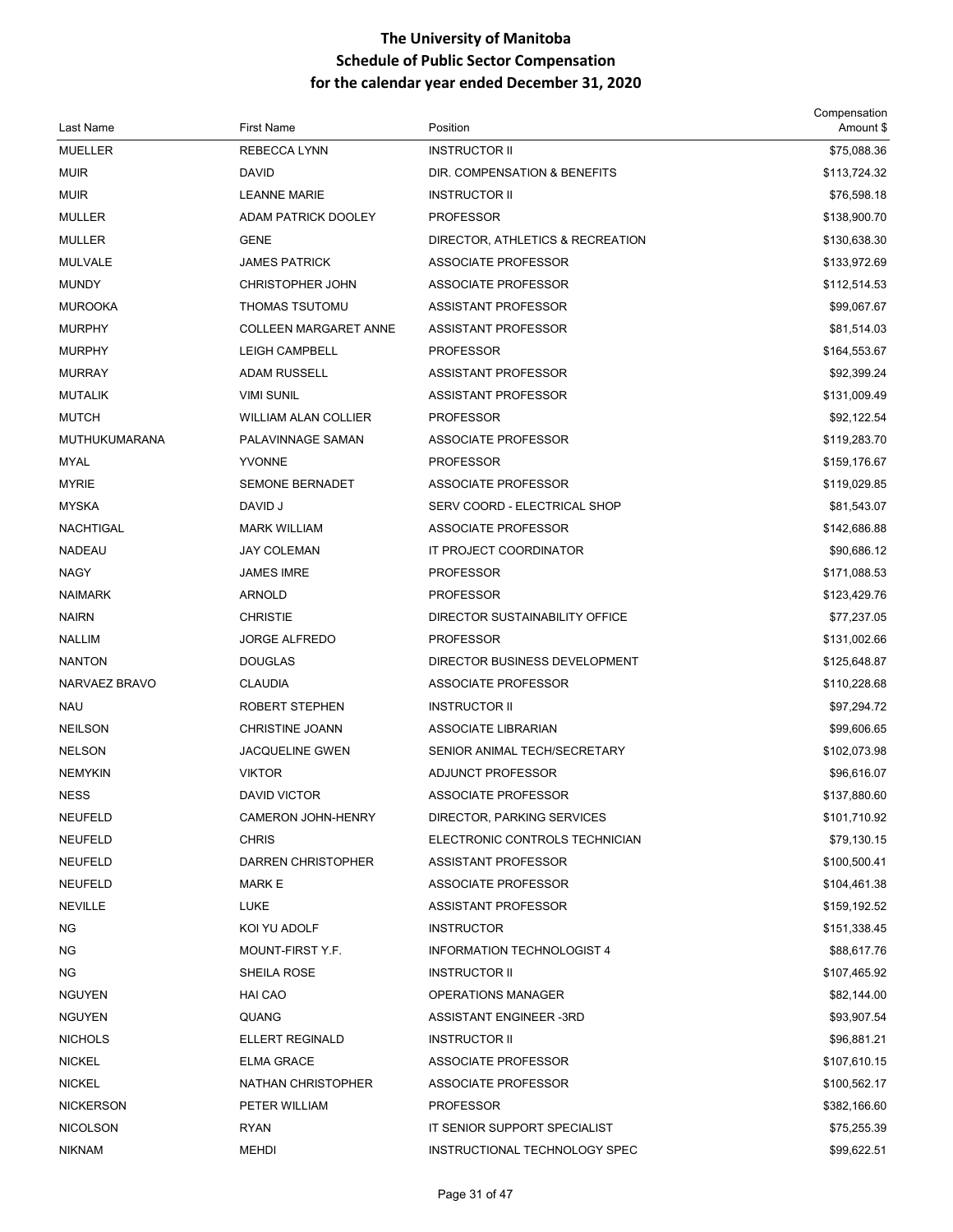# The University of Manitoba
## Schedule of Public Sector Compensation
## for the calendar year ended December 31, 2020

| Last Name | First Name | Position | Compensation Amount $ |
|---|---|---|---|
| MUELLER | REBECCA LYNN | INSTRUCTOR II | $75,088.36 |
| MUIR | DAVID | DIR. COMPENSATION & BENEFITS | $113,724.32 |
| MUIR | LEANNE MARIE | INSTRUCTOR II | $76,598.18 |
| MULLER | ADAM PATRICK DOOLEY | PROFESSOR | $138,900.70 |
| MULLER | GENE | DIRECTOR, ATHLETICS & RECREATION | $130,638.30 |
| MULVALE | JAMES PATRICK | ASSOCIATE PROFESSOR | $133,972.69 |
| MUNDY | CHRISTOPHER JOHN | ASSOCIATE PROFESSOR | $112,514.53 |
| MUROOKA | THOMAS TSUTOMU | ASSISTANT PROFESSOR | $99,067.67 |
| MURPHY | COLLEEN MARGARET ANNE | ASSISTANT PROFESSOR | $81,514.03 |
| MURPHY | LEIGH CAMPBELL | PROFESSOR | $164,553.67 |
| MURRAY | ADAM RUSSELL | ASSISTANT PROFESSOR | $92,399.24 |
| MUTALIK | VIMI SUNIL | ASSISTANT PROFESSOR | $131,009.49 |
| MUTCH | WILLIAM ALAN COLLIER | PROFESSOR | $92,122.54 |
| MUTHUKUMARANA | PALAVINNAGE SAMAN | ASSOCIATE PROFESSOR | $119,283.70 |
| MYAL | YVONNE | PROFESSOR | $159,176.67 |
| MYRIE | SEMONE BERNADET | ASSOCIATE PROFESSOR | $119,029.85 |
| MYSKA | DAVID J | SERV COORD - ELECTRICAL SHOP | $81,543.07 |
| NACHTIGAL | MARK WILLIAM | ASSOCIATE PROFESSOR | $142,686.88 |
| NADEAU | JAY COLEMAN | IT PROJECT COORDINATOR | $90,686.12 |
| NAGY | JAMES IMRE | PROFESSOR | $171,088.53 |
| NAIMARK | ARNOLD | PROFESSOR | $123,429.76 |
| NAIRN | CHRISTIE | DIRECTOR SUSTAINABILITY OFFICE | $77,237.05 |
| NALLIM | JORGE ALFREDO | PROFESSOR | $131,002.66 |
| NANTON | DOUGLAS | DIRECTOR BUSINESS DEVELOPMENT | $125,648.87 |
| NARVAEZ BRAVO | CLAUDIA | ASSOCIATE PROFESSOR | $110,228.68 |
| NAU | ROBERT STEPHEN | INSTRUCTOR II | $97,294.72 |
| NEILSON | CHRISTINE JOANN | ASSOCIATE LIBRARIAN | $99,606.65 |
| NELSON | JACQUELINE GWEN | SENIOR ANIMAL TECH/SECRETARY | $102,073.98 |
| NEMYKIN | VIKTOR | ADJUNCT PROFESSOR | $96,616.07 |
| NESS | DAVID VICTOR | ASSOCIATE PROFESSOR | $137,880.60 |
| NEUFELD | CAMERON JOHN-HENRY | DIRECTOR, PARKING SERVICES | $101,710.92 |
| NEUFELD | CHRIS | ELECTRONIC CONTROLS TECHNICIAN | $79,130.15 |
| NEUFELD | DARREN CHRISTOPHER | ASSISTANT PROFESSOR | $100,500.41 |
| NEUFELD | MARK E | ASSOCIATE PROFESSOR | $104,461.38 |
| NEVILLE | LUKE | ASSISTANT PROFESSOR | $159,192.52 |
| NG | KOI YU ADOLF | INSTRUCTOR | $151,338.45 |
| NG | MOUNT-FIRST Y.F. | INFORMATION TECHNOLOGIST 4 | $88,617.76 |
| NG | SHEILA ROSE | INSTRUCTOR II | $107,465.92 |
| NGUYEN | HAI CAO | OPERATIONS MANAGER | $82,144.00 |
| NGUYEN | QUANG | ASSISTANT ENGINEER -3RD | $93,907.54 |
| NICHOLS | ELLERT REGINALD | INSTRUCTOR II | $96,881.21 |
| NICKEL | ELMA GRACE | ASSOCIATE PROFESSOR | $107,610.15 |
| NICKEL | NATHAN CHRISTOPHER | ASSOCIATE PROFESSOR | $100,562.17 |
| NICKERSON | PETER WILLIAM | PROFESSOR | $382,166.60 |
| NICOLSON | RYAN | IT SENIOR SUPPORT SPECIALIST | $75,255.39 |
| NIKNAM | MEHDI | INSTRUCTIONAL TECHNOLOGY SPEC | $99,622.51 |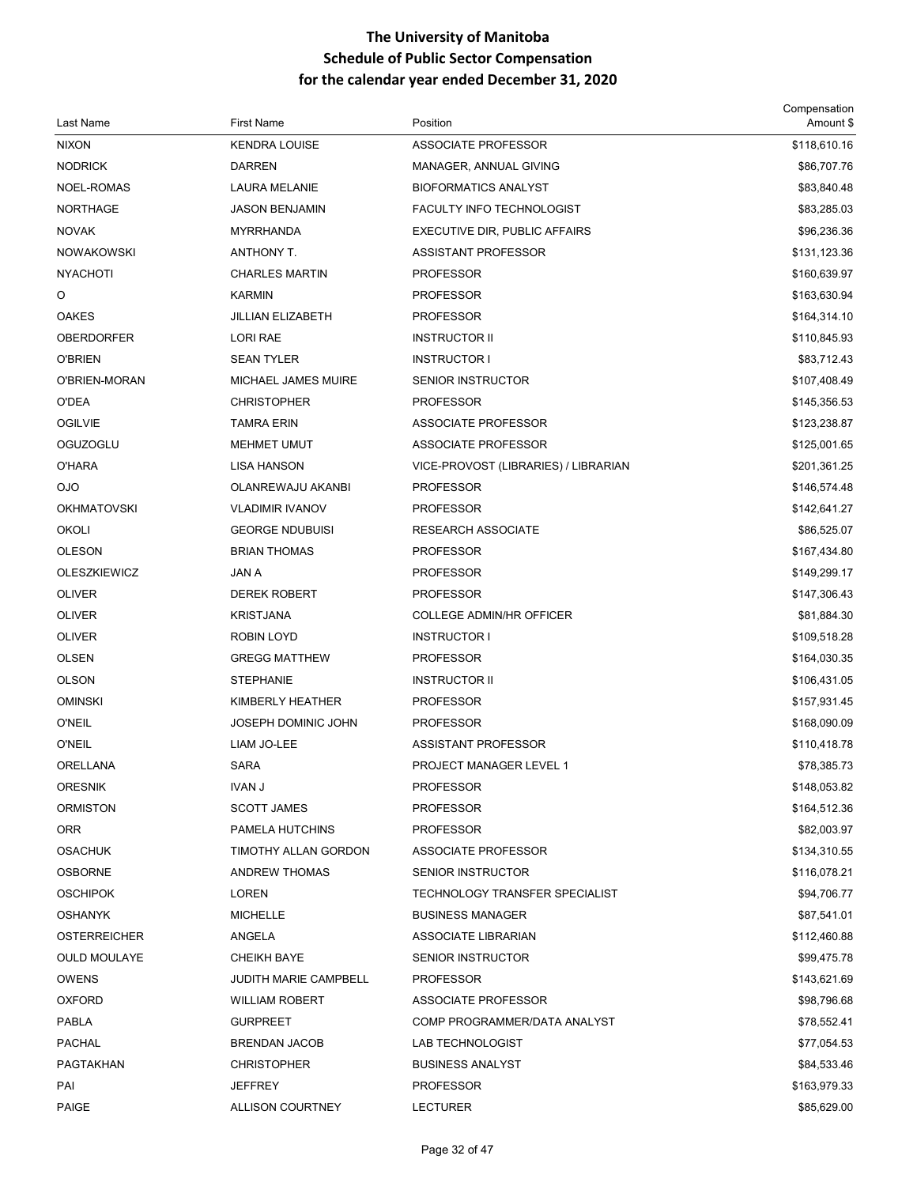# The University of Manitoba
## Schedule of Public Sector Compensation
## for the calendar year ended December 31, 2020

| Last Name | First Name | Position | Compensation Amount $ |
|---|---|---|---|
| NIXON | KENDRA LOUISE | ASSOCIATE PROFESSOR | $118,610.16 |
| NODRICK | DARREN | MANAGER, ANNUAL GIVING | $86,707.76 |
| NOEL-ROMAS | LAURA MELANIE | BIOFORMATICS ANALYST | $83,840.48 |
| NORTHAGE | JASON BENJAMIN | FACULTY INFO TECHNOLOGIST | $83,285.03 |
| NOVAK | MYRRHANDA | EXECUTIVE DIR, PUBLIC AFFAIRS | $96,236.36 |
| NOWAKOWSKI | ANTHONY T. | ASSISTANT PROFESSOR | $131,123.36 |
| NYACHOTI | CHARLES MARTIN | PROFESSOR | $160,639.97 |
| O | KARMIN | PROFESSOR | $163,630.94 |
| OAKES | JILLIAN ELIZABETH | PROFESSOR | $164,314.10 |
| OBERDORFER | LORI RAE | INSTRUCTOR II | $110,845.93 |
| O'BRIEN | SEAN TYLER | INSTRUCTOR I | $83,712.43 |
| O'BRIEN-MORAN | MICHAEL JAMES MUIRE | SENIOR INSTRUCTOR | $107,408.49 |
| O'DEA | CHRISTOPHER | PROFESSOR | $145,356.53 |
| OGILVIE | TAMRA ERIN | ASSOCIATE PROFESSOR | $123,238.87 |
| OGUZOGLU | MEHMET UMUT | ASSOCIATE PROFESSOR | $125,001.65 |
| O'HARA | LISA HANSON | VICE-PROVOST (LIBRARIES) / LIBRARIAN | $201,361.25 |
| OJO | OLANREWAJU AKANBI | PROFESSOR | $146,574.48 |
| OKHMATOVSKI | VLADIMIR IVANOV | PROFESSOR | $142,641.27 |
| OKOLI | GEORGE NDUBUISI | RESEARCH ASSOCIATE | $86,525.07 |
| OLESON | BRIAN THOMAS | PROFESSOR | $167,434.80 |
| OLESZKIEWICZ | JAN A | PROFESSOR | $149,299.17 |
| OLIVER | DEREK ROBERT | PROFESSOR | $147,306.43 |
| OLIVER | KRISTJANA | COLLEGE ADMIN/HR OFFICER | $81,884.30 |
| OLIVER | ROBIN LOYD | INSTRUCTOR I | $109,518.28 |
| OLSEN | GREGG MATTHEW | PROFESSOR | $164,030.35 |
| OLSON | STEPHANIE | INSTRUCTOR II | $106,431.05 |
| OMINSKI | KIMBERLY HEATHER | PROFESSOR | $157,931.45 |
| O'NEIL | JOSEPH DOMINIC JOHN | PROFESSOR | $168,090.09 |
| O'NEIL | LIAM JO-LEE | ASSISTANT PROFESSOR | $110,418.78 |
| ORELLANA | SARA | PROJECT MANAGER LEVEL 1 | $78,385.73 |
| ORESNIK | IVAN J | PROFESSOR | $148,053.82 |
| ORMISTON | SCOTT JAMES | PROFESSOR | $164,512.36 |
| ORR | PAMELA HUTCHINS | PROFESSOR | $82,003.97 |
| OSACHUK | TIMOTHY ALLAN GORDON | ASSOCIATE PROFESSOR | $134,310.55 |
| OSBORNE | ANDREW THOMAS | SENIOR INSTRUCTOR | $116,078.21 |
| OSCHIPOK | LOREN | TECHNOLOGY TRANSFER SPECIALIST | $94,706.77 |
| OSHANYK | MICHELLE | BUSINESS MANAGER | $87,541.01 |
| OSTERREICHER | ANGELA | ASSOCIATE LIBRARIAN | $112,460.88 |
| OULD MOULAYE | CHEIKH BAYE | SENIOR INSTRUCTOR | $99,475.78 |
| OWENS | JUDITH MARIE CAMPBELL | PROFESSOR | $143,621.69 |
| OXFORD | WILLIAM ROBERT | ASSOCIATE PROFESSOR | $98,796.68 |
| PABLA | GURPREET | COMP PROGRAMMER/DATA ANALYST | $78,552.41 |
| PACHAL | BRENDAN JACOB | LAB TECHNOLOGIST | $77,054.53 |
| PAGTAKHAN | CHRISTOPHER | BUSINESS ANALYST | $84,533.46 |
| PAI | JEFFREY | PROFESSOR | $163,979.33 |
| PAIGE | ALLISON COURTNEY | LECTURER | $85,629.00 |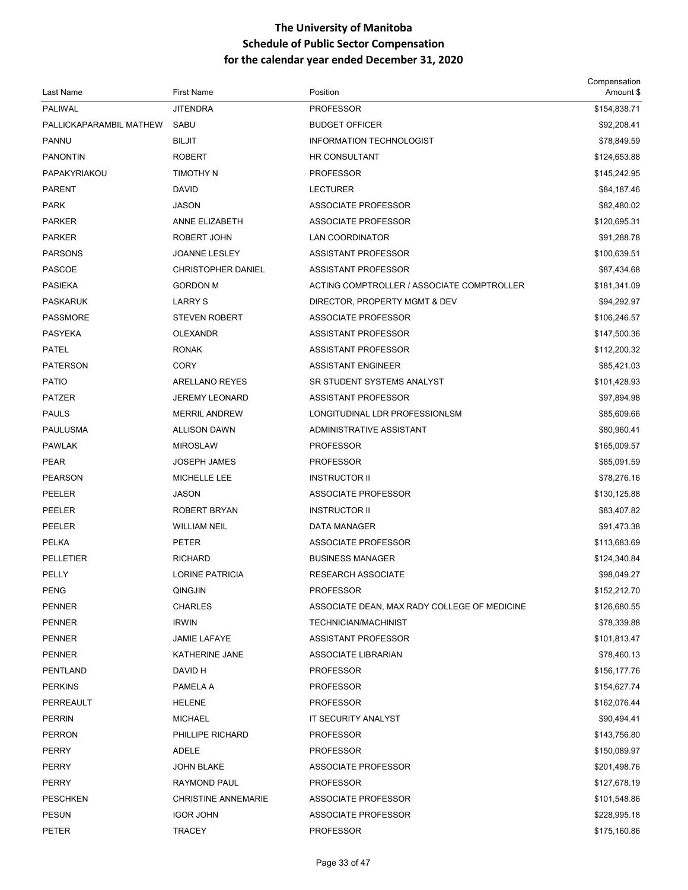# The University of Manitoba
## Schedule of Public Sector Compensation
## for the calendar year ended December 31, 2020

| Last Name | First Name | Position | Compensation Amount $ |
|---|---|---|---|
| PALIWAL | JITENDRA | PROFESSOR | $154,838.71 |
| PALLICKAPARAMBIL MATHEW | SABU | BUDGET OFFICER | $92,208.41 |
| PANNU | BILJIT | INFORMATION TECHNOLOGIST | $78,849.59 |
| PANONTIN | ROBERT | HR CONSULTANT | $124,653.88 |
| PAPAKYRIAKOU | TIMOTHY N | PROFESSOR | $145,242.95 |
| PARENT | DAVID | LECTURER | $84,187.46 |
| PARK | JASON | ASSOCIATE PROFESSOR | $82,480.02 |
| PARKER | ANNE ELIZABETH | ASSOCIATE PROFESSOR | $120,695.31 |
| PARKER | ROBERT JOHN | LAN COORDINATOR | $91,288.78 |
| PARSONS | JOANNE LESLEY | ASSISTANT PROFESSOR | $100,639.51 |
| PASCOE | CHRISTOPHER DANIEL | ASSISTANT PROFESSOR | $87,434.68 |
| PASIEKA | GORDON M | ACTING COMPTROLLER / ASSOCIATE COMPTROLLER | $181,341.09 |
| PASKARUK | LARRY S | DIRECTOR, PROPERTY MGMT & DEV | $94,292.97 |
| PASSMORE | STEVEN ROBERT | ASSOCIATE PROFESSOR | $106,246.57 |
| PASYEKA | OLEXANDR | ASSISTANT PROFESSOR | $147,500.36 |
| PATEL | RONAK | ASSISTANT PROFESSOR | $112,200.32 |
| PATERSON | CORY | ASSISTANT ENGINEER | $85,421.03 |
| PATIO | ARELLANO REYES | SR STUDENT SYSTEMS ANALYST | $101,428.93 |
| PATZER | JEREMY LEONARD | ASSISTANT PROFESSOR | $97,894.98 |
| PAULS | MERRIL ANDREW | LONGITUDINAL LDR PROFESSIONLSM | $85,609.66 |
| PAULUSMA | ALLISON DAWN | ADMINISTRATIVE ASSISTANT | $80,960.41 |
| PAWLAK | MIROSLAW | PROFESSOR | $165,009.57 |
| PEAR | JOSEPH JAMES | PROFESSOR | $85,091.59 |
| PEARSON | MICHELLE LEE | INSTRUCTOR II | $78,276.16 |
| PEELER | JASON | ASSOCIATE PROFESSOR | $130,125.88 |
| PEELER | ROBERT BRYAN | INSTRUCTOR II | $83,407.82 |
| PEELER | WILLIAM NEIL | DATA MANAGER | $91,473.38 |
| PELKA | PETER | ASSOCIATE PROFESSOR | $113,683.69 |
| PELLETIER | RICHARD | BUSINESS MANAGER | $124,340.84 |
| PELLY | LORINE PATRICIA | RESEARCH ASSOCIATE | $98,049.27 |
| PENG | QINGJIN | PROFESSOR | $152,212.70 |
| PENNER | CHARLES | ASSOCIATE DEAN, MAX RADY COLLEGE OF MEDICINE | $126,680.55 |
| PENNER | IRWIN | TECHNICIAN/MACHINIST | $78,339.88 |
| PENNER | JAMIE LAFAYE | ASSISTANT PROFESSOR | $101,813.47 |
| PENNER | KATHERINE JANE | ASSOCIATE LIBRARIAN | $78,460.13 |
| PENTLAND | DAVID H | PROFESSOR | $156,177.76 |
| PERKINS | PAMELA A | PROFESSOR | $154,627.74 |
| PERREAULT | HELENE | PROFESSOR | $162,076.44 |
| PERRIN | MICHAEL | IT SECURITY ANALYST | $90,494.41 |
| PERRON | PHILLIPE RICHARD | PROFESSOR | $143,756.80 |
| PERRY | ADELE | PROFESSOR | $150,089.97 |
| PERRY | JOHN BLAKE | ASSOCIATE PROFESSOR | $201,498.76 |
| PERRY | RAYMOND PAUL | PROFESSOR | $127,678.19 |
| PESCHKEN | CHRISTINE ANNEMARIE | ASSOCIATE PROFESSOR | $101,548.86 |
| PESUN | IGOR JOHN | ASSOCIATE PROFESSOR | $228,995.18 |
| PETER | TRACEY | PROFESSOR | $175,160.86 |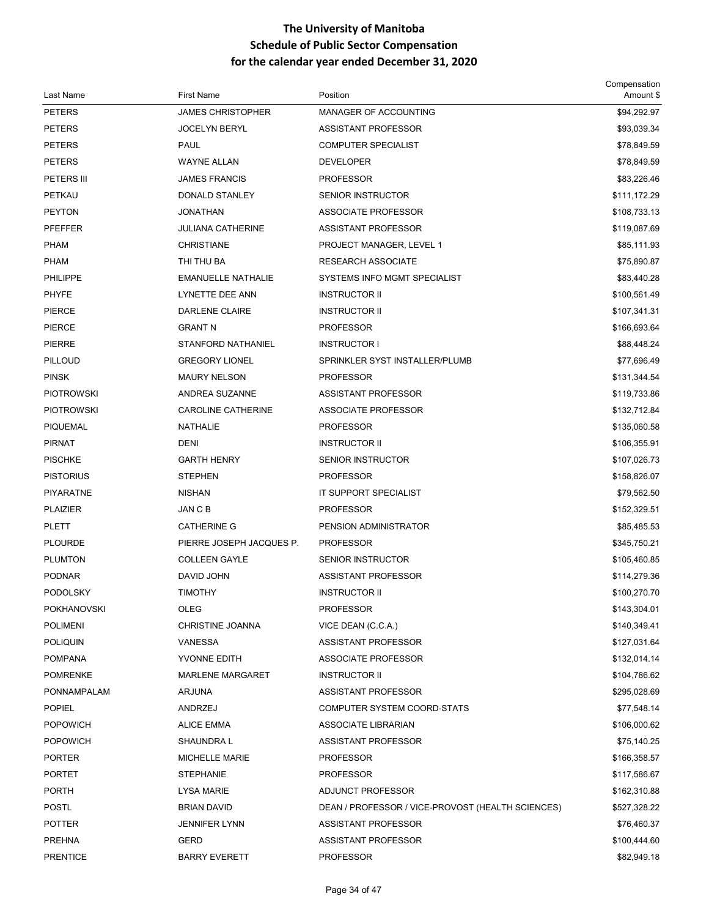# The University of Manitoba
## Schedule of Public Sector Compensation
## for the calendar year ended December 31, 2020

| Last Name | First Name | Position | Compensation Amount $ |
|---|---|---|---|
| PETERS | JAMES CHRISTOPHER | MANAGER OF ACCOUNTING | $94,292.97 |
| PETERS | JOCELYN BERYL | ASSISTANT PROFESSOR | $93,039.34 |
| PETERS | PAUL | COMPUTER SPECIALIST | $78,849.59 |
| PETERS | WAYNE ALLAN | DEVELOPER | $78,849.59 |
| PETERS III | JAMES FRANCIS | PROFESSOR | $83,226.46 |
| PETKAU | DONALD STANLEY | SENIOR INSTRUCTOR | $111,172.29 |
| PEYTON | JONATHAN | ASSOCIATE PROFESSOR | $108,733.13 |
| PFEFFER | JULIANA CATHERINE | ASSISTANT PROFESSOR | $119,087.69 |
| PHAM | CHRISTIANE | PROJECT MANAGER, LEVEL 1 | $85,111.93 |
| PHAM | THI THU BA | RESEARCH ASSOCIATE | $75,890.87 |
| PHILIPPE | EMANUELLE NATHALIE | SYSTEMS INFO MGMT SPECIALIST | $83,440.28 |
| PHYFE | LYNETTE DEE ANN | INSTRUCTOR II | $100,561.49 |
| PIERCE | DARLENE CLAIRE | INSTRUCTOR II | $107,341.31 |
| PIERCE | GRANT N | PROFESSOR | $166,693.64 |
| PIERRE | STANFORD NATHANIEL | INSTRUCTOR I | $88,448.24 |
| PILLOUD | GREGORY LIONEL | SPRINKLER SYST INSTALLER/PLUMB | $77,696.49 |
| PINSK | MAURY NELSON | PROFESSOR | $131,344.54 |
| PIOTROWSKI | ANDREA SUZANNE | ASSISTANT PROFESSOR | $119,733.86 |
| PIOTROWSKI | CAROLINE CATHERINE | ASSOCIATE PROFESSOR | $132,712.84 |
| PIQUEMAL | NATHALIE | PROFESSOR | $135,060.58 |
| PIRNAT | DENI | INSTRUCTOR II | $106,355.91 |
| PISCHKE | GARTH HENRY | SENIOR INSTRUCTOR | $107,026.73 |
| PISTORIUS | STEPHEN | PROFESSOR | $158,826.07 |
| PIYARATNE | NISHAN | IT SUPPORT SPECIALIST | $79,562.50 |
| PLAIZIER | JAN C B | PROFESSOR | $152,329.51 |
| PLETT | CATHERINE G | PENSION ADMINISTRATOR | $85,485.53 |
| PLOURDE | PIERRE JOSEPH JACQUES P. | PROFESSOR | $345,750.21 |
| PLUMTON | COLLEEN GAYLE | SENIOR INSTRUCTOR | $105,460.85 |
| PODNAR | DAVID JOHN | ASSISTANT PROFESSOR | $114,279.36 |
| PODOLSKY | TIMOTHY | INSTRUCTOR II | $100,270.70 |
| POKHANOVSKI | OLEG | PROFESSOR | $143,304.01 |
| POLIMENI | CHRISTINE JOANNA | VICE DEAN (C.C.A.) | $140,349.41 |
| POLIQUIN | VANESSA | ASSISTANT PROFESSOR | $127,031.64 |
| POMPANA | YVONNE EDITH | ASSOCIATE PROFESSOR | $132,014.14 |
| POMRENKE | MARLENE MARGARET | INSTRUCTOR II | $104,786.62 |
| PONNAMPALAM | ARJUNA | ASSISTANT PROFESSOR | $295,028.69 |
| POPIEL | ANDRZEJ | COMPUTER SYSTEM COORD-STATS | $77,548.14 |
| POPOWICH | ALICE EMMA | ASSOCIATE LIBRARIAN | $106,000.62 |
| POPOWICH | SHAUNDRA L | ASSISTANT PROFESSOR | $75,140.25 |
| PORTER | MICHELLE MARIE | PROFESSOR | $166,358.57 |
| PORTET | STEPHANIE | PROFESSOR | $117,586.67 |
| PORTH | LYSA MARIE | ADJUNCT PROFESSOR | $162,310.88 |
| POSTL | BRIAN DAVID | DEAN / PROFESSOR / VICE-PROVOST (HEALTH SCIENCES) | $527,328.22 |
| POTTER | JENNIFER LYNN | ASSISTANT PROFESSOR | $76,460.37 |
| PREHNA | GERD | ASSISTANT PROFESSOR | $100,444.60 |
| PRENTICE | BARRY EVERETT | PROFESSOR | $82,949.18 |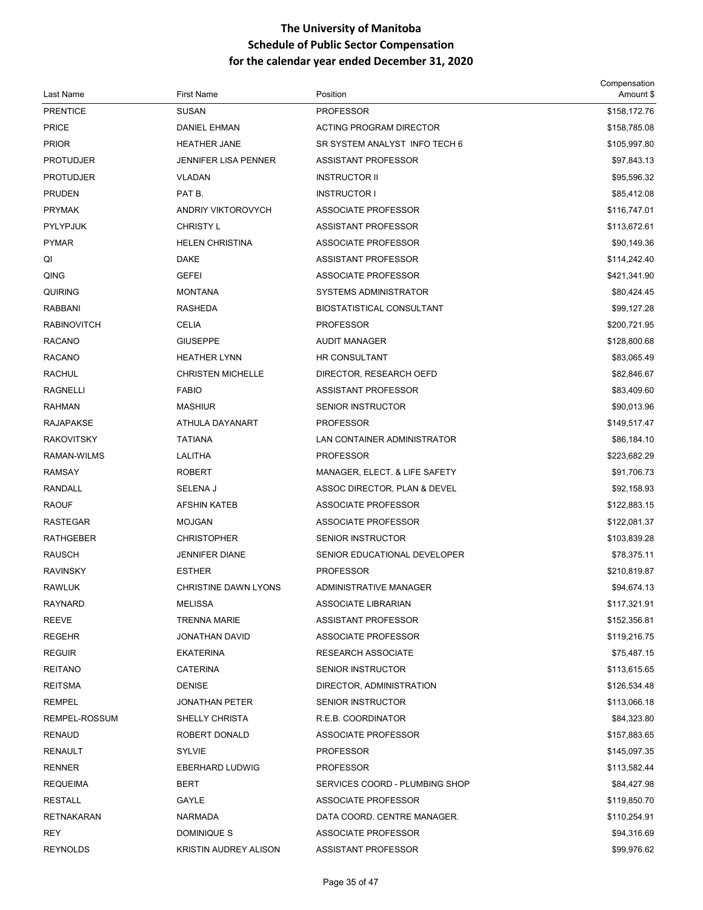# The University of Manitoba
## Schedule of Public Sector Compensation
## for the calendar year ended December 31, 2020

| Last Name | First Name | Position | Compensation Amount $ |
|---|---|---|---|
| PRENTICE | SUSAN | PROFESSOR | $158,172.76 |
| PRICE | DANIEL EHMAN | ACTING PROGRAM DIRECTOR | $158,785.08 |
| PRIOR | HEATHER JANE | SR SYSTEM ANALYST INFO TECH 6 | $105,997.80 |
| PROTUDJER | JENNIFER LISA PENNER | ASSISTANT PROFESSOR | $97,843.13 |
| PROTUDJER | VLADAN | INSTRUCTOR II | $95,596.32 |
| PRUDEN | PAT B. | INSTRUCTOR I | $85,412.08 |
| PRYMAK | ANDRIY VIKTOROVYCH | ASSOCIATE PROFESSOR | $116,747.01 |
| PYLYPJUK | CHRISTY L | ASSISTANT PROFESSOR | $113,672.61 |
| PYMAR | HELEN CHRISTINA | ASSOCIATE PROFESSOR | $90,149.36 |
| QI | DAKE | ASSISTANT PROFESSOR | $114,242.40 |
| QING | GEFEI | ASSOCIATE PROFESSOR | $421,341.90 |
| QUIRING | MONTANA | SYSTEMS ADMINISTRATOR | $80,424.45 |
| RABBANI | RASHEDA | BIOSTATISTICAL CONSULTANT | $99,127.28 |
| RABINOVITCH | CELIA | PROFESSOR | $200,721.95 |
| RACANO | GIUSEPPE | AUDIT MANAGER | $128,800.68 |
| RACANO | HEATHER LYNN | HR CONSULTANT | $83,065.49 |
| RACHUL | CHRISTEN MICHELLE | DIRECTOR, RESEARCH OEFD | $82,846.67 |
| RAGNELLI | FABIO | ASSISTANT PROFESSOR | $83,409.60 |
| RAHMAN | MASHIUR | SENIOR INSTRUCTOR | $90,013.96 |
| RAJAPAKSE | ATHULA DAYANART | PROFESSOR | $149,517.47 |
| RAKOVITSKY | TATIANA | LAN CONTAINER ADMINISTRATOR | $86,184.10 |
| RAMAN-WILMS | LALITHA | PROFESSOR | $223,682.29 |
| RAMSAY | ROBERT | MANAGER, ELECT. & LIFE SAFETY | $91,706.73 |
| RANDALL | SELENA J | ASSOC DIRECTOR, PLAN & DEVEL | $92,158.93 |
| RAOUF | AFSHIN KATEB | ASSOCIATE PROFESSOR | $122,883.15 |
| RASTEGAR | MOJGAN | ASSOCIATE PROFESSOR | $122,081.37 |
| RATHGEBER | CHRISTOPHER | SENIOR INSTRUCTOR | $103,839.28 |
| RAUSCH | JENNIFER DIANE | SENIOR EDUCATIONAL DEVELOPER | $78,375.11 |
| RAVINSKY | ESTHER | PROFESSOR | $210,819.87 |
| RAWLUK | CHRISTINE DAWN LYONS | ADMINISTRATIVE MANAGER | $94,674.13 |
| RAYNARD | MELISSA | ASSOCIATE LIBRARIAN | $117,321.91 |
| REEVE | TRENNA MARIE | ASSISTANT PROFESSOR | $152,356.81 |
| REGEHR | JONATHAN DAVID | ASSOCIATE PROFESSOR | $119,216.75 |
| REGUIR | EKATERINA | RESEARCH ASSOCIATE | $75,487.15 |
| REITANO | CATERINA | SENIOR INSTRUCTOR | $113,615.65 |
| REITSMA | DENISE | DIRECTOR, ADMINISTRATION | $126,534.48 |
| REMPEL | JONATHAN PETER | SENIOR INSTRUCTOR | $113,066.18 |
| REMPEL-ROSSUM | SHELLY CHRISTA | R.E.B. COORDINATOR | $84,323.80 |
| RENAUD | ROBERT DONALD | ASSOCIATE PROFESSOR | $157,883.65 |
| RENAULT | SYLVIE | PROFESSOR | $145,097.35 |
| RENNER | EBERHARD LUDWIG | PROFESSOR | $113,582.44 |
| REQUEIMA | BERT | SERVICES COORD - PLUMBING SHOP | $84,427.98 |
| RESTALL | GAYLE | ASSOCIATE PROFESSOR | $119,850.70 |
| RETNAKARAN | NARMADA | DATA COORD. CENTRE MANAGER. | $110,254.91 |
| REY | DOMINIQUE S | ASSOCIATE PROFESSOR | $94,316.69 |
| REYNOLDS | KRISTIN AUDREY ALISON | ASSISTANT PROFESSOR | $99,976.62 |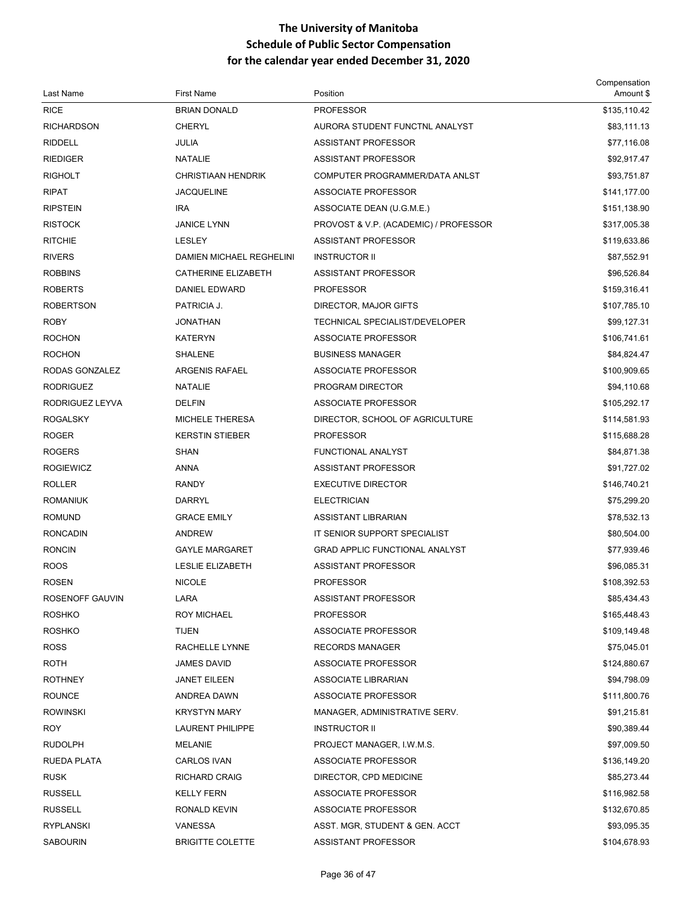# The University of Manitoba
## Schedule of Public Sector Compensation
## for the calendar year ended December 31, 2020

| Last Name | First Name | Position | Compensation Amount $ |
|---|---|---|---|
| RICE | BRIAN DONALD | PROFESSOR | $135,110.42 |
| RICHARDSON | CHERYL | AURORA STUDENT FUNCTNL ANALYST | $83,111.13 |
| RIDDELL | JULIA | ASSISTANT PROFESSOR | $77,116.08 |
| RIEDIGER | NATALIE | ASSISTANT PROFESSOR | $92,917.47 |
| RIGHOLT | CHRISTIAAN HENDRIK | COMPUTER PROGRAMMER/DATA ANLST | $93,751.87 |
| RIPAT | JACQUELINE | ASSOCIATE PROFESSOR | $141,177.00 |
| RIPSTEIN | IRA | ASSOCIATE DEAN (U.G.M.E.) | $151,138.90 |
| RISTOCK | JANICE LYNN | PROVOST & V.P. (ACADEMIC) / PROFESSOR | $317,005.38 |
| RITCHIE | LESLEY | ASSISTANT PROFESSOR | $119,633.86 |
| RIVERS | DAMIEN MICHAEL REGHELINI | INSTRUCTOR II | $87,552.91 |
| ROBBINS | CATHERINE ELIZABETH | ASSISTANT PROFESSOR | $96,526.84 |
| ROBERTS | DANIEL EDWARD | PROFESSOR | $159,316.41 |
| ROBERTSON | PATRICIA J. | DIRECTOR, MAJOR GIFTS | $107,785.10 |
| ROBY | JONATHAN | TECHNICAL SPECIALIST/DEVELOPER | $99,127.31 |
| ROCHON | KATERYN | ASSOCIATE PROFESSOR | $106,741.61 |
| ROCHON | SHALENE | BUSINESS MANAGER | $84,824.47 |
| RODAS GONZALEZ | ARGENIS RAFAEL | ASSOCIATE PROFESSOR | $100,909.65 |
| RODRIGUEZ | NATALIE | PROGRAM DIRECTOR | $94,110.68 |
| RODRIGUEZ LEYVA | DELFIN | ASSOCIATE PROFESSOR | $105,292.17 |
| ROGALSKY | MICHELE THERESA | DIRECTOR, SCHOOL OF AGRICULTURE | $114,581.93 |
| ROGER | KERSTIN STIEBER | PROFESSOR | $115,688.28 |
| ROGERS | SHAN | FUNCTIONAL ANALYST | $84,871.38 |
| ROGIEWICZ | ANNA | ASSISTANT PROFESSOR | $91,727.02 |
| ROLLER | RANDY | EXECUTIVE DIRECTOR | $146,740.21 |
| ROMANIUK | DARRYL | ELECTRICIAN | $75,299.20 |
| ROMUND | GRACE EMILY | ASSISTANT LIBRARIAN | $78,532.13 |
| RONCADIN | ANDREW | IT SENIOR SUPPORT SPECIALIST | $80,504.00 |
| RONCIN | GAYLE MARGARET | GRAD APPLIC FUNCTIONAL ANALYST | $77,939.46 |
| ROOS | LESLIE ELIZABETH | ASSISTANT PROFESSOR | $96,085.31 |
| ROSEN | NICOLE | PROFESSOR | $108,392.53 |
| ROSENOFF GAUVIN | LARA | ASSISTANT PROFESSOR | $85,434.43 |
| ROSHKO | ROY MICHAEL | PROFESSOR | $165,448.43 |
| ROSHKO | TIJEN | ASSOCIATE PROFESSOR | $109,149.48 |
| ROSS | RACHELLE LYNNE | RECORDS MANAGER | $75,045.01 |
| ROTH | JAMES DAVID | ASSOCIATE PROFESSOR | $124,880.67 |
| ROTHNEY | JANET EILEEN | ASSOCIATE LIBRARIAN | $94,798.09 |
| ROUNCE | ANDREA DAWN | ASSOCIATE PROFESSOR | $111,800.76 |
| ROWINSKI | KRYSTYN MARY | MANAGER, ADMINISTRATIVE SERV. | $91,215.81 |
| ROY | LAURENT PHILIPPE | INSTRUCTOR II | $90,389.44 |
| RUDOLPH | MELANIE | PROJECT MANAGER, I.W.M.S. | $97,009.50 |
| RUEDA PLATA | CARLOS IVAN | ASSOCIATE PROFESSOR | $136,149.20 |
| RUSK | RICHARD CRAIG | DIRECTOR, CPD MEDICINE | $85,273.44 |
| RUSSELL | KELLY FERN | ASSOCIATE PROFESSOR | $116,982.58 |
| RUSSELL | RONALD KEVIN | ASSOCIATE PROFESSOR | $132,670.85 |
| RYPLANSKI | VANESSA | ASST. MGR, STUDENT & GEN. ACCT | $93,095.35 |
| SABOURIN | BRIGITTE COLETTE | ASSISTANT PROFESSOR | $104,678.93 |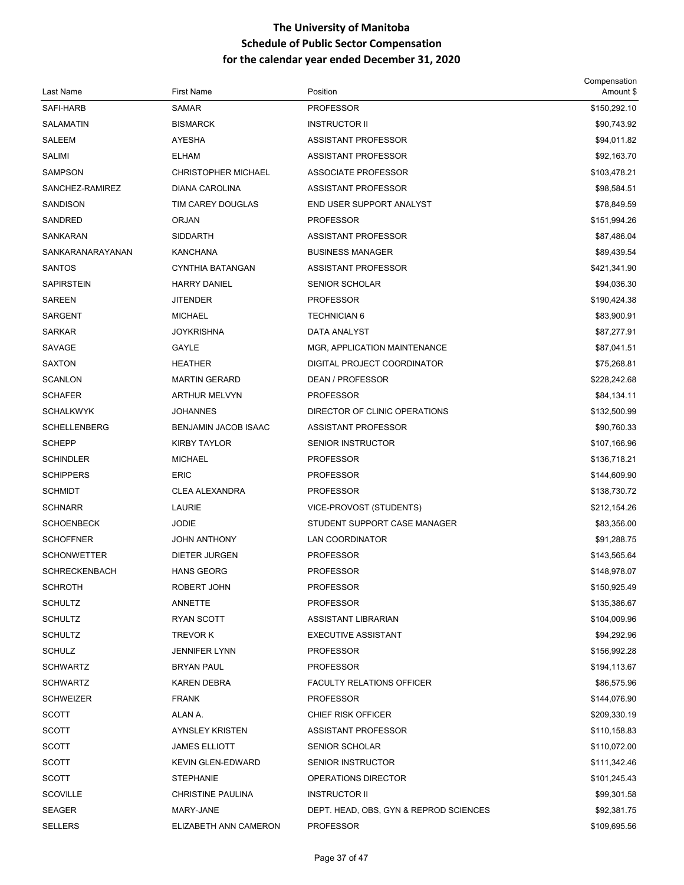# The University of Manitoba
## Schedule of Public Sector Compensation
## for the calendar year ended December 31, 2020

| Last Name | First Name | Position | Compensation Amount $ |
|---|---|---|---|
| SAFI-HARB | SAMAR | PROFESSOR | $150,292.10 |
| SALAMATIN | BISMARCK | INSTRUCTOR II | $90,743.92 |
| SALEEM | AYESHA | ASSISTANT PROFESSOR | $94,011.82 |
| SALIMI | ELHAM | ASSISTANT PROFESSOR | $92,163.70 |
| SAMPSON | CHRISTOPHER MICHAEL | ASSOCIATE PROFESSOR | $103,478.21 |
| SANCHEZ-RAMIREZ | DIANA CAROLINA | ASSISTANT PROFESSOR | $98,584.51 |
| SANDISON | TIM CAREY DOUGLAS | END USER SUPPORT ANALYST | $78,849.59 |
| SANDRED | ORJAN | PROFESSOR | $151,994.26 |
| SANKARAN | SIDDARTH | ASSISTANT PROFESSOR | $87,486.04 |
| SANKARANARAYANAN | KANCHANA | BUSINESS MANAGER | $89,439.54 |
| SANTOS | CYNTHIA BATANGAN | ASSISTANT PROFESSOR | $421,341.90 |
| SAPIRSTEIN | HARRY DANIEL | SENIOR SCHOLAR | $94,036.30 |
| SAREEN | JITENDER | PROFESSOR | $190,424.38 |
| SARGENT | MICHAEL | TECHNICIAN 6 | $83,900.91 |
| SARKAR | JOYKRISHNA | DATA ANALYST | $87,277.91 |
| SAVAGE | GAYLE | MGR, APPLICATION MAINTENANCE | $87,041.51 |
| SAXTON | HEATHER | DIGITAL PROJECT COORDINATOR | $75,268.81 |
| SCANLON | MARTIN GERARD | DEAN / PROFESSOR | $228,242.68 |
| SCHAFER | ARTHUR MELVYN | PROFESSOR | $84,134.11 |
| SCHALKWYK | JOHANNES | DIRECTOR OF CLINIC OPERATIONS | $132,500.99 |
| SCHELLENBERG | BENJAMIN JACOB ISAAC | ASSISTANT PROFESSOR | $90,760.33 |
| SCHEPP | KIRBY TAYLOR | SENIOR INSTRUCTOR | $107,166.96 |
| SCHINDLER | MICHAEL | PROFESSOR | $136,718.21 |
| SCHIPPERS | ERIC | PROFESSOR | $144,609.90 |
| SCHMIDT | CLEA ALEXANDRA | PROFESSOR | $138,730.72 |
| SCHNARR | LAURIE | VICE-PROVOST (STUDENTS) | $212,154.26 |
| SCHOENBECK | JODIE | STUDENT SUPPORT CASE MANAGER | $83,356.00 |
| SCHOFFNER | JOHN ANTHONY | LAN COORDINATOR | $91,288.75 |
| SCHONWETTER | DIETER JURGEN | PROFESSOR | $143,565.64 |
| SCHRECKENBACH | HANS GEORG | PROFESSOR | $148,978.07 |
| SCHROTH | ROBERT JOHN | PROFESSOR | $150,925.49 |
| SCHULTZ | ANNETTE | PROFESSOR | $135,386.67 |
| SCHULTZ | RYAN SCOTT | ASSISTANT LIBRARIAN | $104,009.96 |
| SCHULTZ | TREVOR K | EXECUTIVE ASSISTANT | $94,292.96 |
| SCHULZ | JENNIFER LYNN | PROFESSOR | $156,992.28 |
| SCHWARTZ | BRYAN PAUL | PROFESSOR | $194,113.67 |
| SCHWARTZ | KAREN DEBRA | FACULTY RELATIONS OFFICER | $86,575.96 |
| SCHWEIZER | FRANK | PROFESSOR | $144,076.90 |
| SCOTT | ALAN A. | CHIEF RISK OFFICER | $209,330.19 |
| SCOTT | AYNSLEY KRISTEN | ASSISTANT PROFESSOR | $110,158.83 |
| SCOTT | JAMES ELLIOTT | SENIOR SCHOLAR | $110,072.00 |
| SCOTT | KEVIN GLEN-EDWARD | SENIOR INSTRUCTOR | $111,342.46 |
| SCOTT | STEPHANIE | OPERATIONS DIRECTOR | $101,245.43 |
| SCOVILLE | CHRISTINE PAULINA | INSTRUCTOR II | $99,301.58 |
| SEAGER | MARY-JANE | DEPT. HEAD, OBS, GYN & REPROD SCIENCES | $92,381.75 |
| SELLERS | ELIZABETH ANN CAMERON | PROFESSOR | $109,695.56 |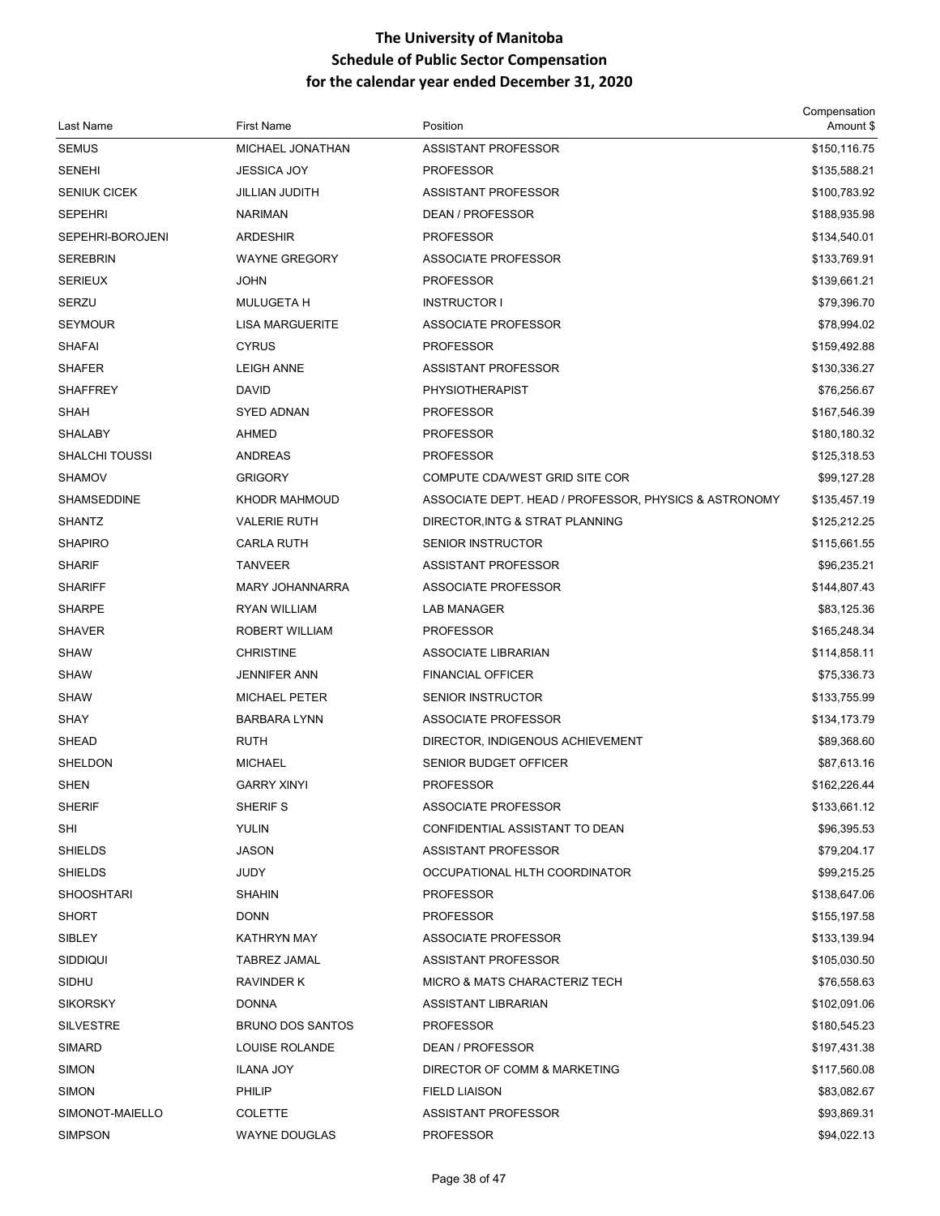# The University of Manitoba
## Schedule of Public Sector Compensation
## for the calendar year ended December 31, 2020

| Last Name | First Name | Position | Compensation Amount $ |
|---|---|---|---|
| SEMUS | MICHAEL JONATHAN | ASSISTANT PROFESSOR | $150,116.75 |
| SENEHI | JESSICA JOY | PROFESSOR | $135,588.21 |
| SENIUK CICEK | JILLIAN JUDITH | ASSISTANT PROFESSOR | $100,783.92 |
| SEPEHRI | NARIMAN | DEAN / PROFESSOR | $188,935.98 |
| SEPEHRI-BOROJENI | ARDESHIR | PROFESSOR | $134,540.01 |
| SEREBRIN | WAYNE GREGORY | ASSOCIATE PROFESSOR | $133,769.91 |
| SERIEUX | JOHN | PROFESSOR | $139,661.21 |
| SERZU | MULUGETA H | INSTRUCTOR I | $79,396.70 |
| SEYMOUR | LISA MARGUERITE | ASSOCIATE PROFESSOR | $78,994.02 |
| SHAFAI | CYRUS | PROFESSOR | $159,492.88 |
| SHAFER | LEIGH ANNE | ASSISTANT PROFESSOR | $130,336.27 |
| SHAFFREY | DAVID | PHYSIOTHERAPIST | $76,256.67 |
| SHAH | SYED ADNAN | PROFESSOR | $167,546.39 |
| SHALABY | AHMED | PROFESSOR | $180,180.32 |
| SHALCHI TOUSSI | ANDREAS | PROFESSOR | $125,318.53 |
| SHAMOV | GRIGORY | COMPUTE CDA/WEST GRID SITE COR | $99,127.28 |
| SHAMSEDDINE | KHODR MAHMOUD | ASSOCIATE DEPT. HEAD / PROFESSOR, PHYSICS & ASTRONOMY | $135,457.19 |
| SHANTZ | VALERIE RUTH | DIRECTOR,INTG & STRAT PLANNING | $125,212.25 |
| SHAPIRO | CARLA RUTH | SENIOR INSTRUCTOR | $115,661.55 |
| SHARIF | TANVEER | ASSISTANT PROFESSOR | $96,235.21 |
| SHARIFF | MARY JOHANNARRA | ASSOCIATE PROFESSOR | $144,807.43 |
| SHARPE | RYAN WILLIAM | LAB MANAGER | $83,125.36 |
| SHAVER | ROBERT WILLIAM | PROFESSOR | $165,248.34 |
| SHAW | CHRISTINE | ASSOCIATE LIBRARIAN | $114,858.11 |
| SHAW | JENNIFER ANN | FINANCIAL OFFICER | $75,336.73 |
| SHAW | MICHAEL PETER | SENIOR INSTRUCTOR | $133,755.99 |
| SHAY | BARBARA LYNN | ASSOCIATE PROFESSOR | $134,173.79 |
| SHEAD | RUTH | DIRECTOR, INDIGENOUS ACHIEVEMENT | $89,368.60 |
| SHELDON | MICHAEL | SENIOR BUDGET OFFICER | $87,613.16 |
| SHEN | GARRY XINYI | PROFESSOR | $162,226.44 |
| SHERIF | SHERIF S | ASSOCIATE PROFESSOR | $133,661.12 |
| SHI | YULIN | CONFIDENTIAL ASSISTANT TO DEAN | $96,395.53 |
| SHIELDS | JASON | ASSISTANT PROFESSOR | $79,204.17 |
| SHIELDS | JUDY | OCCUPATIONAL HLTH COORDINATOR | $99,215.25 |
| SHOOSHTARI | SHAHIN | PROFESSOR | $138,647.06 |
| SHORT | DONN | PROFESSOR | $155,197.58 |
| SIBLEY | KATHRYN MAY | ASSOCIATE PROFESSOR | $133,139.94 |
| SIDDIQUI | TABREZ JAMAL | ASSISTANT PROFESSOR | $105,030.50 |
| SIDHU | RAVINDER K | MICRO & MATS CHARACTERIZ TECH | $76,558.63 |
| SIKORSKY | DONNA | ASSISTANT LIBRARIAN | $102,091.06 |
| SILVESTRE | BRUNO DOS SANTOS | PROFESSOR | $180,545.23 |
| SIMARD | LOUISE ROLANDE | DEAN / PROFESSOR | $197,431.38 |
| SIMON | ILANA JOY | DIRECTOR OF COMM & MARKETING | $117,560.08 |
| SIMON | PHILIP | FIELD LIAISON | $83,082.67 |
| SIMONOT-MAIELLO | COLETTE | ASSISTANT PROFESSOR | $93,869.31 |
| SIMPSON | WAYNE DOUGLAS | PROFESSOR | $94,022.13 |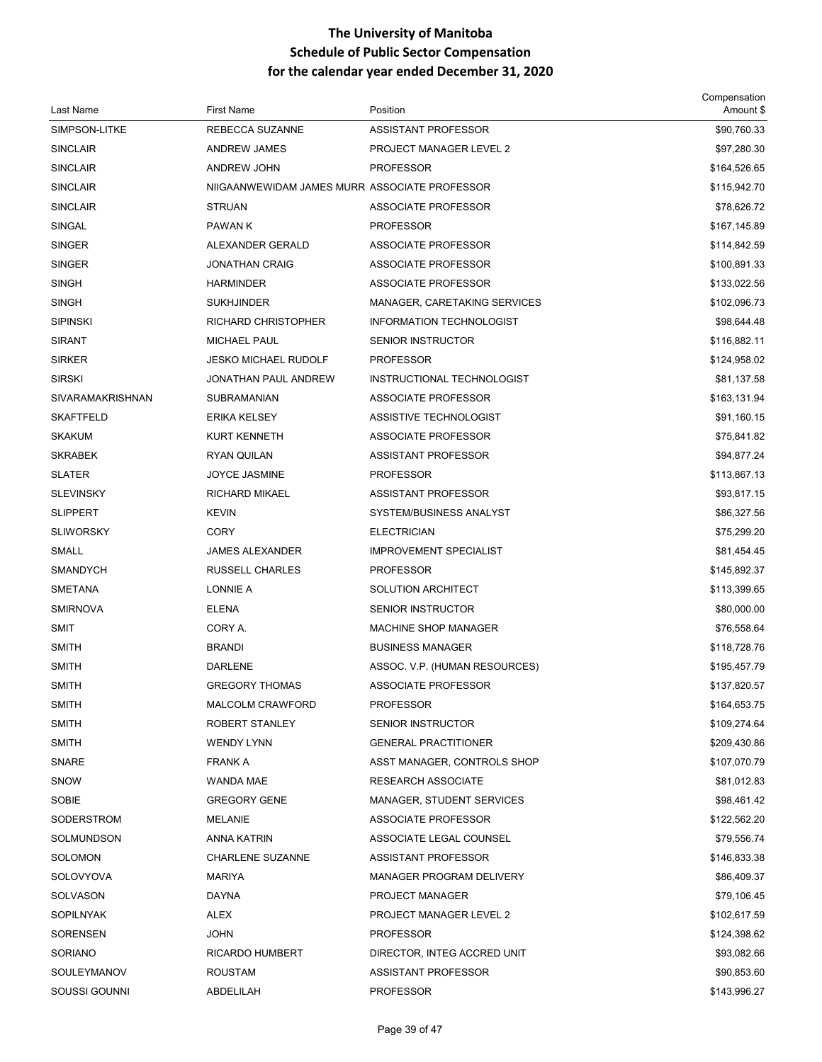# The University of Manitoba
## Schedule of Public Sector Compensation
## for the calendar year ended December 31, 2020

| Last Name | First Name | Position | Compensation Amount $ |
|---|---|---|---|
| SIMPSON-LITKE | REBECCA SUZANNE | ASSISTANT PROFESSOR | $90,760.33 |
| SINCLAIR | ANDREW JAMES | PROJECT MANAGER LEVEL 2 | $97,280.30 |
| SINCLAIR | ANDREW JOHN | PROFESSOR | $164,526.65 |
| SINCLAIR | NIIGAANWEWIDAM JAMES MURR | ASSOCIATE PROFESSOR | $115,942.70 |
| SINCLAIR | STRUAN | ASSOCIATE PROFESSOR | $78,626.72 |
| SINGAL | PAWAN K | PROFESSOR | $167,145.89 |
| SINGER | ALEXANDER GERALD | ASSOCIATE PROFESSOR | $114,842.59 |
| SINGER | JONATHAN CRAIG | ASSOCIATE PROFESSOR | $100,891.33 |
| SINGH | HARMINDER | ASSOCIATE PROFESSOR | $133,022.56 |
| SINGH | SUKHJINDER | MANAGER, CARETAKING SERVICES | $102,096.73 |
| SIPINSKI | RICHARD CHRISTOPHER | INFORMATION TECHNOLOGIST | $98,644.48 |
| SIRANT | MICHAEL PAUL | SENIOR INSTRUCTOR | $116,882.11 |
| SIRKER | JESKO MICHAEL RUDOLF | PROFESSOR | $124,958.02 |
| SIRSKI | JONATHAN PAUL ANDREW | INSTRUCTIONAL TECHNOLOGIST | $81,137.58 |
| SIVARAMAKRISHNAN | SUBRAMANIAN | ASSOCIATE PROFESSOR | $163,131.94 |
| SKAFTFELD | ERIKA KELSEY | ASSISTIVE TECHNOLOGIST | $91,160.15 |
| SKAKUM | KURT KENNETH | ASSOCIATE PROFESSOR | $75,841.82 |
| SKRABEK | RYAN QUILAN | ASSISTANT PROFESSOR | $94,877.24 |
| SLATER | JOYCE JASMINE | PROFESSOR | $113,867.13 |
| SLEVINSKY | RICHARD MIKAEL | ASSISTANT PROFESSOR | $93,817.15 |
| SLIPPERT | KEVIN | SYSTEM/BUSINESS ANALYST | $86,327.56 |
| SLIWORSKY | CORY | ELECTRICIAN | $75,299.20 |
| SMALL | JAMES ALEXANDER | IMPROVEMENT SPECIALIST | $81,454.45 |
| SMANDYCH | RUSSELL CHARLES | PROFESSOR | $145,892.37 |
| SMETANA | LONNIE A | SOLUTION ARCHITECT | $113,399.65 |
| SMIRNOVA | ELENA | SENIOR INSTRUCTOR | $80,000.00 |
| SMIT | CORY A. | MACHINE SHOP MANAGER | $76,558.64 |
| SMITH | BRANDI | BUSINESS MANAGER | $118,728.76 |
| SMITH | DARLENE | ASSOC. V.P. (HUMAN RESOURCES) | $195,457.79 |
| SMITH | GREGORY THOMAS | ASSOCIATE PROFESSOR | $137,820.57 |
| SMITH | MALCOLM CRAWFORD | PROFESSOR | $164,653.75 |
| SMITH | ROBERT STANLEY | SENIOR INSTRUCTOR | $109,274.64 |
| SMITH | WENDY LYNN | GENERAL PRACTITIONER | $209,430.86 |
| SNARE | FRANK A | ASST MANAGER, CONTROLS SHOP | $107,070.79 |
| SNOW | WANDA MAE | RESEARCH ASSOCIATE | $81,012.83 |
| SOBIE | GREGORY GENE | MANAGER, STUDENT SERVICES | $98,461.42 |
| SODERSTROM | MELANIE | ASSOCIATE PROFESSOR | $122,562.20 |
| SOLMUNDSON | ANNA KATRIN | ASSOCIATE LEGAL COUNSEL | $79,556.74 |
| SOLOMON | CHARLENE SUZANNE | ASSISTANT PROFESSOR | $146,833.38 |
| SOLOVYOVA | MARIYA | MANAGER PROGRAM DELIVERY | $86,409.37 |
| SOLVASON | DAYNA | PROJECT MANAGER | $79,106.45 |
| SOPILNYAK | ALEX | PROJECT MANAGER LEVEL 2 | $102,617.59 |
| SORENSEN | JOHN | PROFESSOR | $124,398.62 |
| SORIANO | RICARDO HUMBERT | DIRECTOR, INTEG ACCRED UNIT | $93,082.66 |
| SOULEYMANOV | ROUSTAM | ASSISTANT PROFESSOR | $90,853.60 |
| SOUSSI GOUNNI | ABDELILAH | PROFESSOR | $143,996.27 |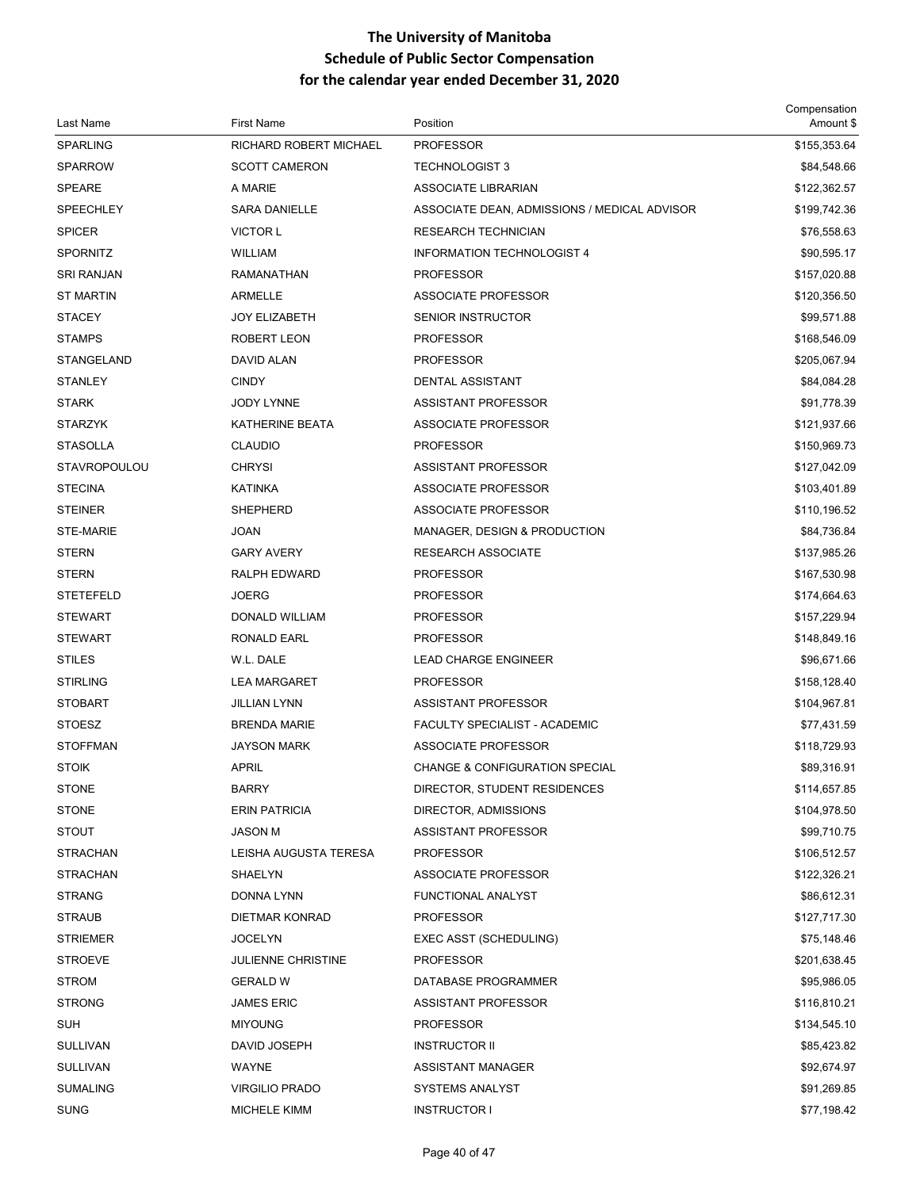# The University of Manitoba
## Schedule of Public Sector Compensation
## for the calendar year ended December 31, 2020

| Last Name | First Name | Position | Compensation Amount $ |
|---|---|---|---|
| SPARLING | RICHARD ROBERT MICHAEL | PROFESSOR | $155,353.64 |
| SPARROW | SCOTT CAMERON | TECHNOLOGIST 3 | $84,548.66 |
| SPEARE | A MARIE | ASSOCIATE LIBRARIAN | $122,362.57 |
| SPEECHLEY | SARA DANIELLE | ASSOCIATE DEAN, ADMISSIONS / MEDICAL ADVISOR | $199,742.36 |
| SPICER | VICTOR L | RESEARCH TECHNICIAN | $76,558.63 |
| SPORNITZ | WILLIAM | INFORMATION TECHNOLOGIST 4 | $90,595.17 |
| SRI RANJAN | RAMANATHAN | PROFESSOR | $157,020.88 |
| ST MARTIN | ARMELLE | ASSOCIATE PROFESSOR | $120,356.50 |
| STACEY | JOY ELIZABETH | SENIOR INSTRUCTOR | $99,571.88 |
| STAMPS | ROBERT LEON | PROFESSOR | $168,546.09 |
| STANGELAND | DAVID ALAN | PROFESSOR | $205,067.94 |
| STANLEY | CINDY | DENTAL ASSISTANT | $84,084.28 |
| STARK | JODY LYNNE | ASSISTANT PROFESSOR | $91,778.39 |
| STARZYK | KATHERINE BEATA | ASSOCIATE PROFESSOR | $121,937.66 |
| STASOLLA | CLAUDIO | PROFESSOR | $150,969.73 |
| STAVROPOULOU | CHRYSI | ASSISTANT PROFESSOR | $127,042.09 |
| STECINA | KATINKA | ASSOCIATE PROFESSOR | $103,401.89 |
| STEINER | SHEPHERD | ASSOCIATE PROFESSOR | $110,196.52 |
| STE-MARIE | JOAN | MANAGER, DESIGN & PRODUCTION | $84,736.84 |
| STERN | GARY AVERY | RESEARCH ASSOCIATE | $137,985.26 |
| STERN | RALPH EDWARD | PROFESSOR | $167,530.98 |
| STETEFELD | JOERG | PROFESSOR | $174,664.63 |
| STEWART | DONALD WILLIAM | PROFESSOR | $157,229.94 |
| STEWART | RONALD EARL | PROFESSOR | $148,849.16 |
| STILES | W.L. DALE | LEAD CHARGE ENGINEER | $96,671.66 |
| STIRLING | LEA MARGARET | PROFESSOR | $158,128.40 |
| STOBART | JILLIAN LYNN | ASSISTANT PROFESSOR | $104,967.81 |
| STOESZ | BRENDA MARIE | FACULTY SPECIALIST - ACADEMIC | $77,431.59 |
| STOFFMAN | JAYSON MARK | ASSOCIATE PROFESSOR | $118,729.93 |
| STOIK | APRIL | CHANGE & CONFIGURATION SPECIAL | $89,316.91 |
| STONE | BARRY | DIRECTOR, STUDENT RESIDENCES | $114,657.85 |
| STONE | ERIN PATRICIA | DIRECTOR, ADMISSIONS | $104,978.50 |
| STOUT | JASON M | ASSISTANT PROFESSOR | $99,710.75 |
| STRACHAN | LEISHA AUGUSTA TERESA | PROFESSOR | $106,512.57 |
| STRACHAN | SHAELYN | ASSOCIATE PROFESSOR | $122,326.21 |
| STRANG | DONNA LYNN | FUNCTIONAL ANALYST | $86,612.31 |
| STRAUB | DIETMAR KONRAD | PROFESSOR | $127,717.30 |
| STRIEMER | JOCELYN | EXEC ASST (SCHEDULING) | $75,148.46 |
| STROEVE | JULIENNE CHRISTINE | PROFESSOR | $201,638.45 |
| STROM | GERALD W | DATABASE PROGRAMMER | $95,986.05 |
| STRONG | JAMES ERIC | ASSISTANT PROFESSOR | $116,810.21 |
| SUH | MIYOUNG | PROFESSOR | $134,545.10 |
| SULLIVAN | DAVID JOSEPH | INSTRUCTOR II | $85,423.82 |
| SULLIVAN | WAYNE | ASSISTANT MANAGER | $92,674.97 |
| SUMALING | VIRGILIO PRADO | SYSTEMS ANALYST | $91,269.85 |
| SUNG | MICHELE KIMM | INSTRUCTOR I | $77,198.42 |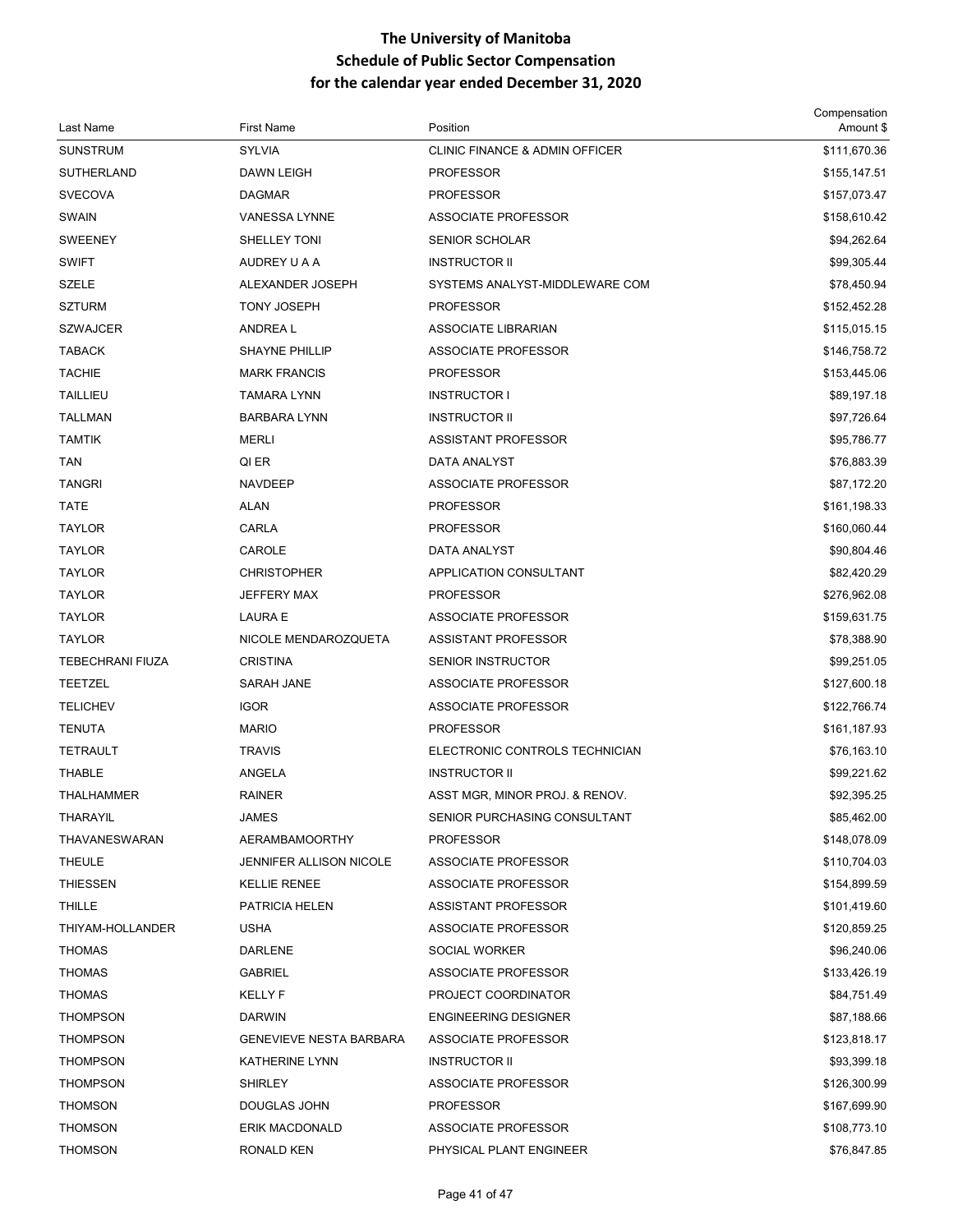# The University of Manitoba
## Schedule of Public Sector Compensation
## for the calendar year ended December 31, 2020

| Last Name | First Name | Position | Compensation Amount $ |
|---|---|---|---|
| SUNSTRUM | SYLVIA | CLINIC FINANCE & ADMIN OFFICER | $111,670.36 |
| SUTHERLAND | DAWN LEIGH | PROFESSOR | $155,147.51 |
| SVECOVA | DAGMAR | PROFESSOR | $157,073.47 |
| SWAIN | VANESSA LYNNE | ASSOCIATE PROFESSOR | $158,610.42 |
| SWEENEY | SHELLEY TONI | SENIOR SCHOLAR | $94,262.64 |
| SWIFT | AUDREY U A A | INSTRUCTOR II | $99,305.44 |
| SZELE | ALEXANDER JOSEPH | SYSTEMS ANALYST-MIDDLEWARE COM | $78,450.94 |
| SZTURM | TONY JOSEPH | PROFESSOR | $152,452.28 |
| SZWAJCER | ANDREA L | ASSOCIATE LIBRARIAN | $115,015.15 |
| TABACK | SHAYNE PHILLIP | ASSOCIATE PROFESSOR | $146,758.72 |
| TACHIE | MARK FRANCIS | PROFESSOR | $153,445.06 |
| TAILLIEU | TAMARA LYNN | INSTRUCTOR I | $89,197.18 |
| TALLMAN | BARBARA LYNN | INSTRUCTOR II | $97,726.64 |
| TAMTIK | MERLI | ASSISTANT PROFESSOR | $95,786.77 |
| TAN | QI ER | DATA ANALYST | $76,883.39 |
| TANGRI | NAVDEEP | ASSOCIATE PROFESSOR | $87,172.20 |
| TATE | ALAN | PROFESSOR | $161,198.33 |
| TAYLOR | CARLA | PROFESSOR | $160,060.44 |
| TAYLOR | CAROLE | DATA ANALYST | $90,804.46 |
| TAYLOR | CHRISTOPHER | APPLICATION CONSULTANT | $82,420.29 |
| TAYLOR | JEFFERY MAX | PROFESSOR | $276,962.08 |
| TAYLOR | LAURA E | ASSOCIATE PROFESSOR | $159,631.75 |
| TAYLOR | NICOLE MENDAROZQUETA | ASSISTANT PROFESSOR | $78,388.90 |
| TEBECHRANI FIUZA | CRISTINA | SENIOR INSTRUCTOR | $99,251.05 |
| TEETZEL | SARAH JANE | ASSOCIATE PROFESSOR | $127,600.18 |
| TELICHEV | IGOR | ASSOCIATE PROFESSOR | $122,766.74 |
| TENUTA | MARIO | PROFESSOR | $161,187.93 |
| TETRAULT | TRAVIS | ELECTRONIC CONTROLS TECHNICIAN | $76,163.10 |
| THABLE | ANGELA | INSTRUCTOR II | $99,221.62 |
| THALHAMMER | RAINER | ASST MGR, MINOR PROJ. & RENOV. | $92,395.25 |
| THARAYIL | JAMES | SENIOR PURCHASING CONSULTANT | $85,462.00 |
| THAVANESWARAN | AERAMBAMOORTHY | PROFESSOR | $148,078.09 |
| THEULE | JENNIFER ALLISON NICOLE | ASSOCIATE PROFESSOR | $110,704.03 |
| THIESSEN | KELLIE RENEE | ASSOCIATE PROFESSOR | $154,899.59 |
| THILLE | PATRICIA HELEN | ASSISTANT PROFESSOR | $101,419.60 |
| THIYAM-HOLLANDER | USHA | ASSOCIATE PROFESSOR | $120,859.25 |
| THOMAS | DARLENE | SOCIAL WORKER | $96,240.06 |
| THOMAS | GABRIEL | ASSOCIATE PROFESSOR | $133,426.19 |
| THOMAS | KELLY F | PROJECT COORDINATOR | $84,751.49 |
| THOMPSON | DARWIN | ENGINEERING DESIGNER | $87,188.66 |
| THOMPSON | GENEVIEVE NESTA BARBARA | ASSOCIATE PROFESSOR | $123,818.17 |
| THOMPSON | KATHERINE LYNN | INSTRUCTOR II | $93,399.18 |
| THOMPSON | SHIRLEY | ASSOCIATE PROFESSOR | $126,300.99 |
| THOMSON | DOUGLAS JOHN | PROFESSOR | $167,699.90 |
| THOMSON | ERIK MACDONALD | ASSOCIATE PROFESSOR | $108,773.10 |
| THOMSON | RONALD KEN | PHYSICAL PLANT ENGINEER | $76,847.85 |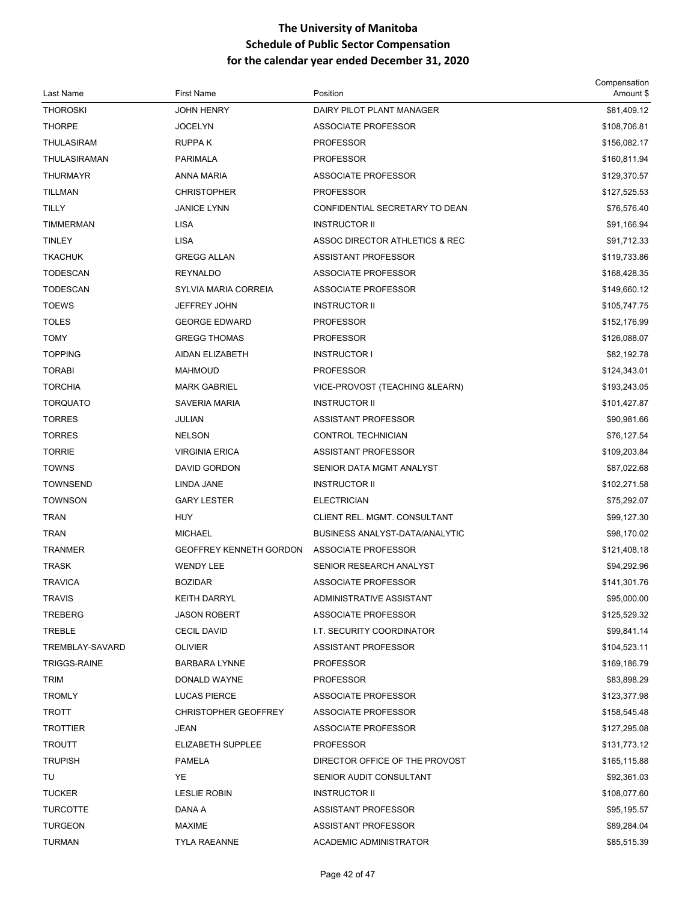# The University of Manitoba
## Schedule of Public Sector Compensation
## for the calendar year ended December 31, 2020

| Last Name | First Name | Position | Compensation Amount $ |
|---|---|---|---|
| THOROSKI | JOHN HENRY | DAIRY PILOT PLANT MANAGER | $81,409.12 |
| THORPE | JOCELYN | ASSOCIATE PROFESSOR | $108,706.81 |
| THULASIRAM | RUPPA K | PROFESSOR | $156,082.17 |
| THULASIRAMAN | PARIMALA | PROFESSOR | $160,811.94 |
| THURMAYR | ANNA MARIA | ASSOCIATE PROFESSOR | $129,370.57 |
| TILLMAN | CHRISTOPHER | PROFESSOR | $127,525.53 |
| TILLY | JANICE LYNN | CONFIDENTIAL SECRETARY TO DEAN | $76,576.40 |
| TIMMERMAN | LISA | INSTRUCTOR II | $91,166.94 |
| TINLEY | LISA | ASSOC DIRECTOR ATHLETICS & REC | $91,712.33 |
| TKACHUK | GREGG ALLAN | ASSISTANT PROFESSOR | $119,733.86 |
| TODESCAN | REYNALDO | ASSOCIATE PROFESSOR | $168,428.35 |
| TODESCAN | SYLVIA MARIA CORREIA | ASSOCIATE PROFESSOR | $149,660.12 |
| TOEWS | JEFFREY JOHN | INSTRUCTOR II | $105,747.75 |
| TOLES | GEORGE EDWARD | PROFESSOR | $152,176.99 |
| TOMY | GREGG THOMAS | PROFESSOR | $126,088.07 |
| TOPPING | AIDAN ELIZABETH | INSTRUCTOR I | $82,192.78 |
| TORABI | MAHMOUD | PROFESSOR | $124,343.01 |
| TORCHIA | MARK GABRIEL | VICE-PROVOST (TEACHING &LEARN) | $193,243.05 |
| TORQUATO | SAVERIA MARIA | INSTRUCTOR II | $101,427.87 |
| TORRES | JULIAN | ASSISTANT PROFESSOR | $90,981.66 |
| TORRES | NELSON | CONTROL TECHNICIAN | $76,127.54 |
| TORRIE | VIRGINIA ERICA | ASSISTANT PROFESSOR | $109,203.84 |
| TOWNS | DAVID GORDON | SENIOR DATA MGMT ANALYST | $87,022.68 |
| TOWNSEND | LINDA JANE | INSTRUCTOR II | $102,271.58 |
| TOWNSON | GARY LESTER | ELECTRICIAN | $75,292.07 |
| TRAN | HUY | CLIENT REL. MGMT. CONSULTANT | $99,127.30 |
| TRAN | MICHAEL | BUSINESS ANALYST-DATA/ANALYTIC | $98,170.02 |
| TRANMER | GEOFFREY KENNETH GORDON | ASSOCIATE PROFESSOR | $121,408.18 |
| TRASK | WENDY LEE | SENIOR RESEARCH ANALYST | $94,292.96 |
| TRAVICA | BOZIDAR | ASSOCIATE PROFESSOR | $141,301.76 |
| TRAVIS | KEITH DARRYL | ADMINISTRATIVE ASSISTANT | $95,000.00 |
| TREBERG | JASON ROBERT | ASSOCIATE PROFESSOR | $125,529.32 |
| TREBLE | CECIL DAVID | I.T. SECURITY COORDINATOR | $99,841.14 |
| TREMBLAY-SAVARD | OLIVIER | ASSISTANT PROFESSOR | $104,523.11 |
| TRIGGS-RAINE | BARBARA LYNNE | PROFESSOR | $169,186.79 |
| TRIM | DONALD WAYNE | PROFESSOR | $83,898.29 |
| TROMLY | LUCAS PIERCE | ASSOCIATE PROFESSOR | $123,377.98 |
| TROTT | CHRISTOPHER GEOFFREY | ASSOCIATE PROFESSOR | $158,545.48 |
| TROTTIER | JEAN | ASSOCIATE PROFESSOR | $127,295.08 |
| TROUTT | ELIZABETH SUPPLEE | PROFESSOR | $131,773.12 |
| TRUPISH | PAMELA | DIRECTOR OFFICE OF THE PROVOST | $165,115.88 |
| TU | YE | SENIOR AUDIT CONSULTANT | $92,361.03 |
| TUCKER | LESLIE ROBIN | INSTRUCTOR II | $108,077.60 |
| TURCOTTE | DANA A | ASSISTANT PROFESSOR | $95,195.57 |
| TURGEON | MAXIME | ASSISTANT PROFESSOR | $89,284.04 |
| TURMAN | TYLA RAEANNE | ACADEMIC ADMINISTRATOR | $85,515.39 |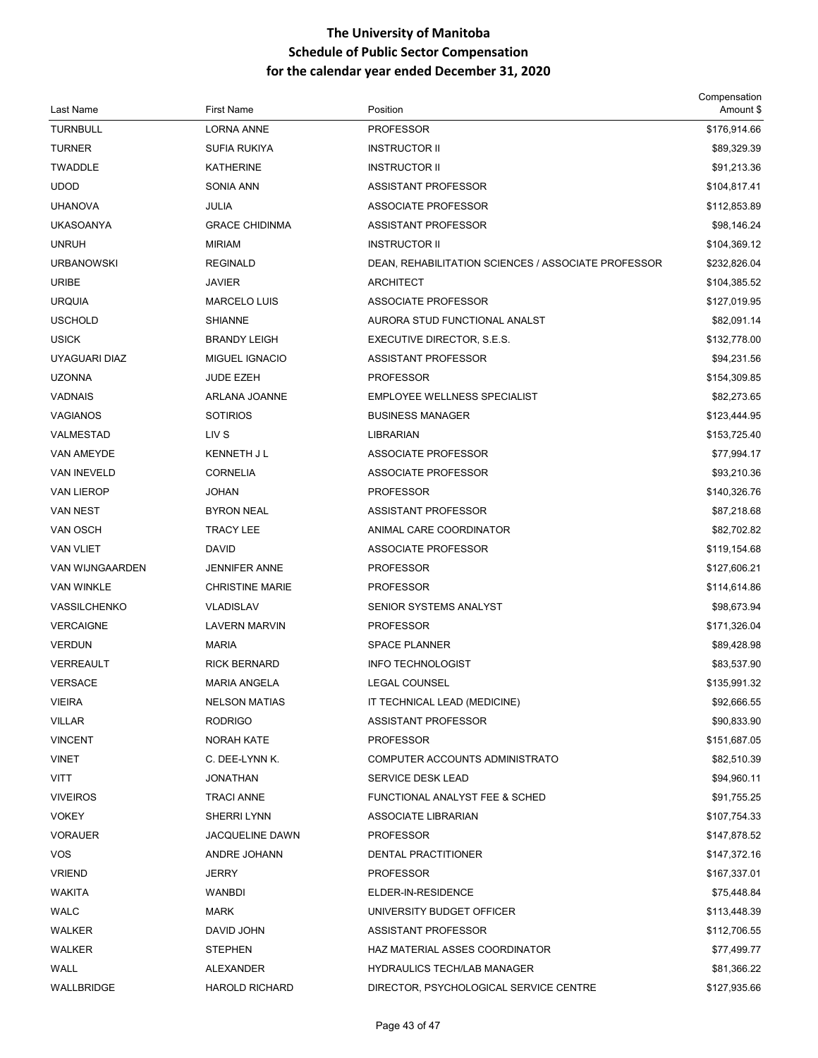# The University of Manitoba
## Schedule of Public Sector Compensation
## for the calendar year ended December 31, 2020

| Last Name | First Name | Position | Compensation Amount $ |
|---|---|---|---|
| TURNBULL | LORNA ANNE | PROFESSOR | $176,914.66 |
| TURNER | SUFIA RUKIYA | INSTRUCTOR II | $89,329.39 |
| TWADDLE | KATHERINE | INSTRUCTOR II | $91,213.36 |
| UDOD | SONIA ANN | ASSISTANT PROFESSOR | $104,817.41 |
| UHANOVA | JULIA | ASSOCIATE PROFESSOR | $112,853.89 |
| UKASOANYA | GRACE CHIDINMA | ASSISTANT PROFESSOR | $98,146.24 |
| UNRUH | MIRIAM | INSTRUCTOR II | $104,369.12 |
| URBANOWSKI | REGINALD | DEAN, REHABILITATION SCIENCES / ASSOCIATE PROFESSOR | $232,826.04 |
| URIBE | JAVIER | ARCHITECT | $104,385.52 |
| URQUIA | MARCELO LUIS | ASSOCIATE PROFESSOR | $127,019.95 |
| USCHOLD | SHIANNE | AURORA STUD FUNCTIONAL ANALST | $82,091.14 |
| USICK | BRANDY LEIGH | EXECUTIVE DIRECTOR, S.E.S. | $132,778.00 |
| UYAGUARI DIAZ | MIGUEL IGNACIO | ASSISTANT PROFESSOR | $94,231.56 |
| UZONNA | JUDE EZEH | PROFESSOR | $154,309.85 |
| VADNAIS | ARLANA JOANNE | EMPLOYEE WELLNESS SPECIALIST | $82,273.65 |
| VAGIANOS | SOTIRIOS | BUSINESS MANAGER | $123,444.95 |
| VALMESTAD | LIV S | LIBRARIAN | $153,725.40 |
| VAN AMEYDE | KENNETH J L | ASSOCIATE PROFESSOR | $77,994.17 |
| VAN INEVELD | CORNELIA | ASSOCIATE PROFESSOR | $93,210.36 |
| VAN LIEROP | JOHAN | PROFESSOR | $140,326.76 |
| VAN NEST | BYRON NEAL | ASSISTANT PROFESSOR | $87,218.68 |
| VAN OSCH | TRACY LEE | ANIMAL CARE COORDINATOR | $82,702.82 |
| VAN VLIET | DAVID | ASSOCIATE PROFESSOR | $119,154.68 |
| VAN WIJNGAARDEN | JENNIFER ANNE | PROFESSOR | $127,606.21 |
| VAN WINKLE | CHRISTINE MARIE | PROFESSOR | $114,614.86 |
| VASSILCHENKO | VLADISLAV | SENIOR SYSTEMS ANALYST | $98,673.94 |
| VERCAIGNE | LAVERN MARVIN | PROFESSOR | $171,326.04 |
| VERDUN | MARIA | SPACE PLANNER | $89,428.98 |
| VERREAULT | RICK BERNARD | INFO TECHNOLOGIST | $83,537.90 |
| VERSACE | MARIA ANGELA | LEGAL COUNSEL | $135,991.32 |
| VIEIRA | NELSON MATIAS | IT TECHNICAL LEAD (MEDICINE) | $92,666.55 |
| VILLAR | RODRIGO | ASSISTANT PROFESSOR | $90,833.90 |
| VINCENT | NORAH KATE | PROFESSOR | $151,687.05 |
| VINET | C. DEE-LYNN K. | COMPUTER ACCOUNTS ADMINISTRATO | $82,510.39 |
| VITT | JONATHAN | SERVICE DESK LEAD | $94,960.11 |
| VIVEIROS | TRACI ANNE | FUNCTIONAL ANALYST FEE & SCHED | $91,755.25 |
| VOKEY | SHERRI LYNN | ASSOCIATE LIBRARIAN | $107,754.33 |
| VORAUER | JACQUELINE DAWN | PROFESSOR | $147,878.52 |
| VOS | ANDRE JOHANN | DENTAL PRACTITIONER | $147,372.16 |
| VRIEND | JERRY | PROFESSOR | $167,337.01 |
| WAKITA | WANBDI | ELDER-IN-RESIDENCE | $75,448.84 |
| WALC | MARK | UNIVERSITY BUDGET OFFICER | $113,448.39 |
| WALKER | DAVID JOHN | ASSISTANT PROFESSOR | $112,706.55 |
| WALKER | STEPHEN | HAZ MATERIAL ASSES COORDINATOR | $77,499.77 |
| WALL | ALEXANDER | HYDRAULICS TECH/LAB MANAGER | $81,366.22 |
| WALLBRIDGE | HAROLD RICHARD | DIRECTOR, PSYCHOLOGICAL SERVICE CENTRE | $127,935.66 |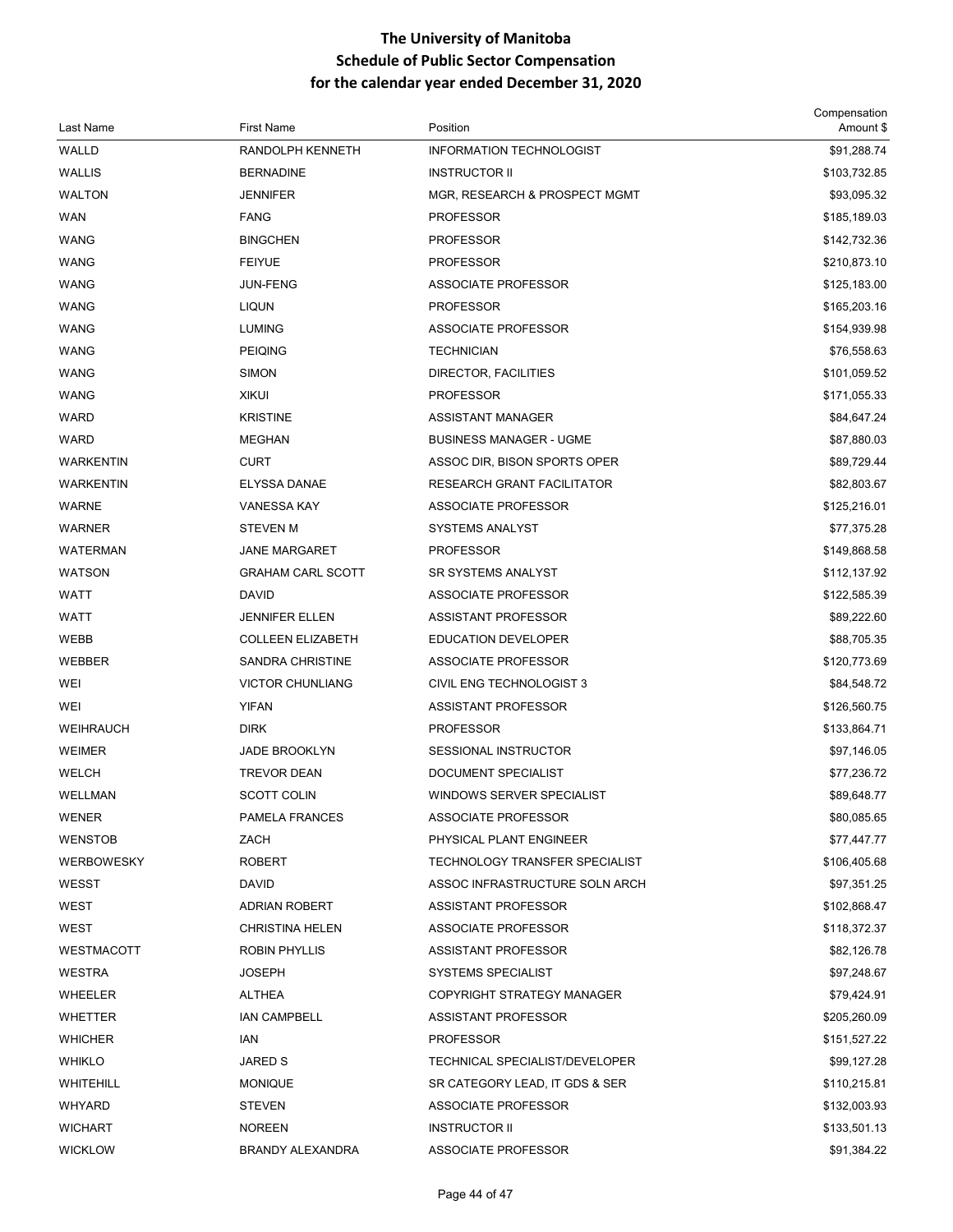# The University of Manitoba
## Schedule of Public Sector Compensation
## for the calendar year ended December 31, 2020

| Last Name | First Name | Position | Compensation Amount $ |
|---|---|---|---|
| WALLD | RANDOLPH KENNETH | INFORMATION TECHNOLOGIST | $91,288.74 |
| WALLIS | BERNADINE | INSTRUCTOR II | $103,732.85 |
| WALTON | JENNIFER | MGR, RESEARCH & PROSPECT MGMT | $93,095.32 |
| WAN | FANG | PROFESSOR | $185,189.03 |
| WANG | BINGCHEN | PROFESSOR | $142,732.36 |
| WANG | FEIYUE | PROFESSOR | $210,873.10 |
| WANG | JUN-FENG | ASSOCIATE PROFESSOR | $125,183.00 |
| WANG | LIQUN | PROFESSOR | $165,203.16 |
| WANG | LUMING | ASSOCIATE PROFESSOR | $154,939.98 |
| WANG | PEIQING | TECHNICIAN | $76,558.63 |
| WANG | SIMON | DIRECTOR, FACILITIES | $101,059.52 |
| WANG | XIKUI | PROFESSOR | $171,055.33 |
| WARD | KRISTINE | ASSISTANT MANAGER | $84,647.24 |
| WARD | MEGHAN | BUSINESS MANAGER - UGME | $87,880.03 |
| WARKENTIN | CURT | ASSOC DIR, BISON SPORTS OPER | $89,729.44 |
| WARKENTIN | ELYSSA DANAE | RESEARCH GRANT FACILITATOR | $82,803.67 |
| WARNE | VANESSA KAY | ASSOCIATE PROFESSOR | $125,216.01 |
| WARNER | STEVEN M | SYSTEMS ANALYST | $77,375.28 |
| WATERMAN | JANE MARGARET | PROFESSOR | $149,868.58 |
| WATSON | GRAHAM CARL SCOTT | SR SYSTEMS ANALYST | $112,137.92 |
| WATT | DAVID | ASSOCIATE PROFESSOR | $122,585.39 |
| WATT | JENNIFER ELLEN | ASSISTANT PROFESSOR | $89,222.60 |
| WEBB | COLLEEN ELIZABETH | EDUCATION DEVELOPER | $88,705.35 |
| WEBBER | SANDRA CHRISTINE | ASSOCIATE PROFESSOR | $120,773.69 |
| WEI | VICTOR CHUNLIANG | CIVIL ENG TECHNOLOGIST 3 | $84,548.72 |
| WEI | YIFAN | ASSISTANT PROFESSOR | $126,560.75 |
| WEIHRAUCH | DIRK | PROFESSOR | $133,864.71 |
| WEIMER | JADE BROOKLYN | SESSIONAL INSTRUCTOR | $97,146.05 |
| WELCH | TREVOR DEAN | DOCUMENT SPECIALIST | $77,236.72 |
| WELLMAN | SCOTT COLIN | WINDOWS SERVER SPECIALIST | $89,648.77 |
| WENER | PAMELA FRANCES | ASSOCIATE PROFESSOR | $80,085.65 |
| WENSTOB | ZACH | PHYSICAL PLANT ENGINEER | $77,447.77 |
| WERBOWESKY | ROBERT | TECHNOLOGY TRANSFER SPECIALIST | $106,405.68 |
| WESST | DAVID | ASSOC INFRASTRUCTURE SOLN ARCH | $97,351.25 |
| WEST | ADRIAN ROBERT | ASSISTANT PROFESSOR | $102,868.47 |
| WEST | CHRISTINA HELEN | ASSOCIATE PROFESSOR | $118,372.37 |
| WESTMACOTT | ROBIN PHYLLIS | ASSISTANT PROFESSOR | $82,126.78 |
| WESTRA | JOSEPH | SYSTEMS SPECIALIST | $97,248.67 |
| WHEELER | ALTHEA | COPYRIGHT STRATEGY MANAGER | $79,424.91 |
| WHETTER | IAN CAMPBELL | ASSISTANT PROFESSOR | $205,260.09 |
| WHICHER | IAN | PROFESSOR | $151,527.22 |
| WHIKLO | JARED S | TECHNICAL SPECIALIST/DEVELOPER | $99,127.28 |
| WHITEHILL | MONIQUE | SR CATEGORY LEAD, IT GDS & SER | $110,215.81 |
| WHYARD | STEVEN | ASSOCIATE PROFESSOR | $132,003.93 |
| WICHART | NOREEN | INSTRUCTOR II | $133,501.13 |
| WICKLOW | BRANDY ALEXANDRA | ASSOCIATE PROFESSOR | $91,384.22 |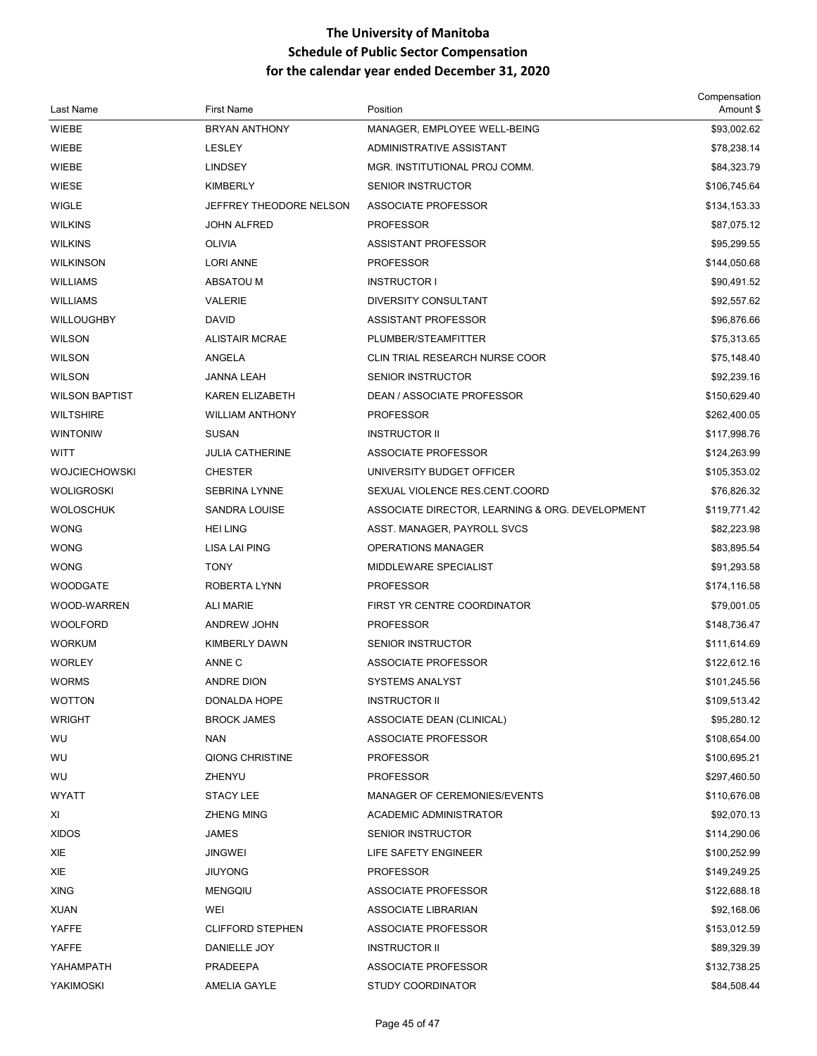# The University of Manitoba
## Schedule of Public Sector Compensation
## for the calendar year ended December 31, 2020

| Last Name | First Name | Position | Compensation Amount $ |
|---|---|---|---|
| WIEBE | BRYAN ANTHONY | MANAGER, EMPLOYEE WELL-BEING | $93,002.62 |
| WIEBE | LESLEY | ADMINISTRATIVE ASSISTANT | $78,238.14 |
| WIEBE | LINDSEY | MGR. INSTITUTIONAL PROJ COMM. | $84,323.79 |
| WIESE | KIMBERLY | SENIOR INSTRUCTOR | $106,745.64 |
| WIGLE | JEFFREY THEODORE NELSON | ASSOCIATE PROFESSOR | $134,153.33 |
| WILKINS | JOHN ALFRED | PROFESSOR | $87,075.12 |
| WILKINS | OLIVIA | ASSISTANT PROFESSOR | $95,299.55 |
| WILKINSON | LORI ANNE | PROFESSOR | $144,050.68 |
| WILLIAMS | ABSATOU M | INSTRUCTOR I | $90,491.52 |
| WILLIAMS | VALERIE | DIVERSITY CONSULTANT | $92,557.62 |
| WILLOUGHBY | DAVID | ASSISTANT PROFESSOR | $96,876.66 |
| WILSON | ALISTAIR MCRAE | PLUMBER/STEAMFITTER | $75,313.65 |
| WILSON | ANGELA | CLIN TRIAL RESEARCH NURSE COOR | $75,148.40 |
| WILSON | JANNA LEAH | SENIOR INSTRUCTOR | $92,239.16 |
| WILSON BAPTIST | KAREN ELIZABETH | DEAN / ASSOCIATE PROFESSOR | $150,629.40 |
| WILTSHIRE | WILLIAM ANTHONY | PROFESSOR | $262,400.05 |
| WINTONIW | SUSAN | INSTRUCTOR II | $117,998.76 |
| WITT | JULIA CATHERINE | ASSOCIATE PROFESSOR | $124,263.99 |
| WOJCIECHOWSKI | CHESTER | UNIVERSITY BUDGET OFFICER | $105,353.02 |
| WOLIGROSKI | SEBRINA LYNNE | SEXUAL VIOLENCE RES.CENT.COORD | $76,826.32 |
| WOLOSCHUK | SANDRA LOUISE | ASSOCIATE DIRECTOR, LEARNING & ORG. DEVELOPMENT | $119,771.42 |
| WONG | HEI LING | ASST. MANAGER, PAYROLL SVCS | $82,223.98 |
| WONG | LISA LAI PING | OPERATIONS MANAGER | $83,895.54 |
| WONG | TONY | MIDDLEWARE SPECIALIST | $91,293.58 |
| WOODGATE | ROBERTA LYNN | PROFESSOR | $174,116.58 |
| WOOD-WARREN | ALI MARIE | FIRST YR CENTRE COORDINATOR | $79,001.05 |
| WOOLFORD | ANDREW JOHN | PROFESSOR | $148,736.47 |
| WORKUM | KIMBERLY DAWN | SENIOR INSTRUCTOR | $111,614.69 |
| WORLEY | ANNE C | ASSOCIATE PROFESSOR | $122,612.16 |
| WORMS | ANDRE DION | SYSTEMS ANALYST | $101,245.56 |
| WOTTON | DONALDA HOPE | INSTRUCTOR II | $109,513.42 |
| WRIGHT | BROCK JAMES | ASSOCIATE DEAN (CLINICAL) | $95,280.12 |
| WU | NAN | ASSOCIATE PROFESSOR | $108,654.00 |
| WU | QIONG CHRISTINE | PROFESSOR | $100,695.21 |
| WU | ZHENYU | PROFESSOR | $297,460.50 |
| WYATT | STACY LEE | MANAGER OF CEREMONIES/EVENTS | $110,676.08 |
| XI | ZHENG MING | ACADEMIC ADMINISTRATOR | $92,070.13 |
| XIDOS | JAMES | SENIOR INSTRUCTOR | $114,290.06 |
| XIE | JINGWEI | LIFE SAFETY ENGINEER | $100,252.99 |
| XIE | JIUYONG | PROFESSOR | $149,249.25 |
| XING | MENGQIU | ASSOCIATE PROFESSOR | $122,688.18 |
| XUAN | WEI | ASSOCIATE LIBRARIAN | $92,168.06 |
| YAFFE | CLIFFORD STEPHEN | ASSOCIATE PROFESSOR | $153,012.59 |
| YAFFE | DANIELLE JOY | INSTRUCTOR II | $89,329.39 |
| YAHAMPATH | PRADEEPA | ASSOCIATE PROFESSOR | $132,738.25 |
| YAKIMOSKI | AMELIA GAYLE | STUDY COORDINATOR | $84,508.44 |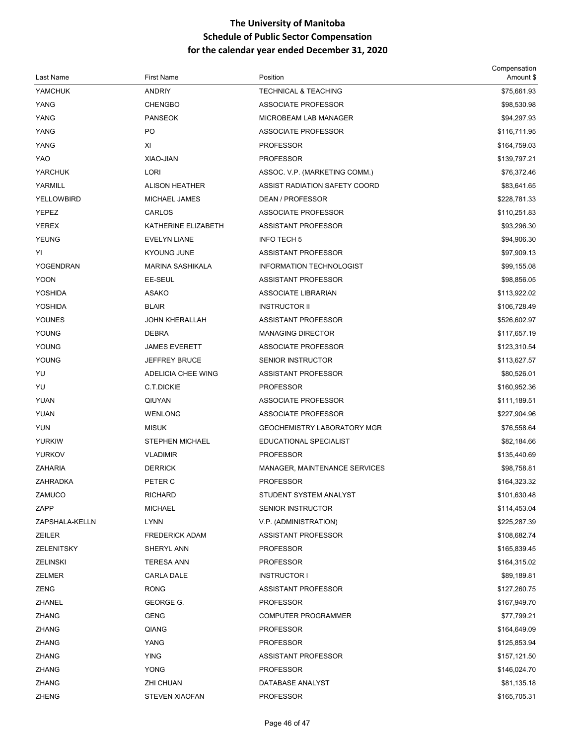# The University of Manitoba
## Schedule of Public Sector Compensation
## for the calendar year ended December 31, 2020

| Last Name | First Name | Position | Compensation Amount $ |
|---|---|---|---|
| YAMCHUK | ANDRIY | TECHNICAL & TEACHING | $75,661.93 |
| YANG | CHENGBO | ASSOCIATE PROFESSOR | $98,530.98 |
| YANG | PANSEOK | MICROBEAM LAB MANAGER | $94,297.93 |
| YANG | PO | ASSOCIATE PROFESSOR | $116,711.95 |
| YANG | XI | PROFESSOR | $164,759.03 |
| YAO | XIAO-JIAN | PROFESSOR | $139,797.21 |
| YARCHUK | LORI | ASSOC. V.P. (MARKETING COMM.) | $76,372.46 |
| YARMILL | ALISON HEATHER | ASSIST RADIATION SAFETY COORD | $83,641.65 |
| YELLOWBIRD | MICHAEL JAMES | DEAN / PROFESSOR | $228,781.33 |
| YEPEZ | CARLOS | ASSOCIATE PROFESSOR | $110,251.83 |
| YEREX | KATHERINE ELIZABETH | ASSISTANT PROFESSOR | $93,296.30 |
| YEUNG | EVELYN LIANE | INFO TECH 5 | $94,906.30 |
| YI | KYOUNG JUNE | ASSISTANT PROFESSOR | $97,909.13 |
| YOGENDRAN | MARINA SASHIKALA | INFORMATION TECHNOLOGIST | $99,155.08 |
| YOON | EE-SEUL | ASSISTANT PROFESSOR | $98,856.05 |
| YOSHIDA | ASAKO | ASSOCIATE LIBRARIAN | $113,922.02 |
| YOSHIDA | BLAIR | INSTRUCTOR II | $106,728.49 |
| YOUNES | JOHN KHERALLAH | ASSISTANT PROFESSOR | $526,602.97 |
| YOUNG | DEBRA | MANAGING DIRECTOR | $117,657.19 |
| YOUNG | JAMES EVERETT | ASSOCIATE PROFESSOR | $123,310.54 |
| YOUNG | JEFFREY BRUCE | SENIOR INSTRUCTOR | $113,627.57 |
| YU | ADELICIA CHEE WING | ASSISTANT PROFESSOR | $80,526.01 |
| YU | C.T.DICKIE | PROFESSOR | $160,952.36 |
| YUAN | QIUYAN | ASSOCIATE PROFESSOR | $111,189.51 |
| YUAN | WENLONG | ASSOCIATE PROFESSOR | $227,904.96 |
| YUN | MISUK | GEOCHEMISTRY LABORATORY MGR | $76,558.64 |
| YURKIW | STEPHEN MICHAEL | EDUCATIONAL SPECIALIST | $82,184.66 |
| YURKOV | VLADIMIR | PROFESSOR | $135,440.69 |
| ZAHARIA | DERRICK | MANAGER, MAINTENANCE SERVICES | $98,758.81 |
| ZAHRADKA | PETER C | PROFESSOR | $164,323.32 |
| ZAMUCO | RICHARD | STUDENT SYSTEM ANALYST | $101,630.48 |
| ZAPP | MICHAEL | SENIOR INSTRUCTOR | $114,453.04 |
| ZAPSHALA-KELLN | LYNN | V.P. (ADMINISTRATION) | $225,287.39 |
| ZEILER | FREDERICK ADAM | ASSISTANT PROFESSOR | $108,682.74 |
| ZELENITSKY | SHERYL ANN | PROFESSOR | $165,839.45 |
| ZELINSKI | TERESA ANN | PROFESSOR | $164,315.02 |
| ZELMER | CARLA DALE | INSTRUCTOR I | $89,189.81 |
| ZENG | RONG | ASSISTANT PROFESSOR | $127,260.75 |
| ZHANEL | GEORGE G. | PROFESSOR | $167,949.70 |
| ZHANG | GENG | COMPUTER PROGRAMMER | $77,799.21 |
| ZHANG | QIANG | PROFESSOR | $164,649.09 |
| ZHANG | YANG | PROFESSOR | $125,853.94 |
| ZHANG | YING | ASSISTANT PROFESSOR | $157,121.50 |
| ZHANG | YONG | PROFESSOR | $146,024.70 |
| ZHANG | ZHI CHUAN | DATABASE ANALYST | $81,135.18 |
| ZHENG | STEVEN XIAOFAN | PROFESSOR | $165,705.31 |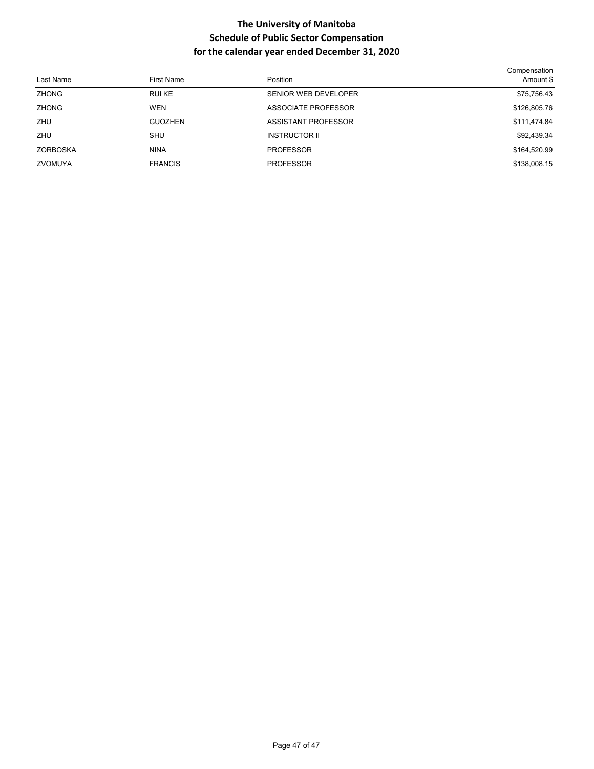# The University of Manitoba
## Schedule of Public Sector Compensation
## for the calendar year ended December 31, 2020

| Last Name | First Name | Position | Compensation Amount $ |
|---|---|---|---|
| ZHONG | RUI KE | SENIOR WEB DEVELOPER | $75,756.43 |
| ZHONG | WEN | ASSOCIATE PROFESSOR | $126,805.76 |
| ZHU | GUOZHEN | ASSISTANT PROFESSOR | $111,474.84 |
| ZHU | SHU | INSTRUCTOR II | $92,439.34 |
| ZORBOSKA | NINA | PROFESSOR | $164,520.99 |
| ZVOMUYA | FRANCIS | PROFESSOR | $138,008.15 |